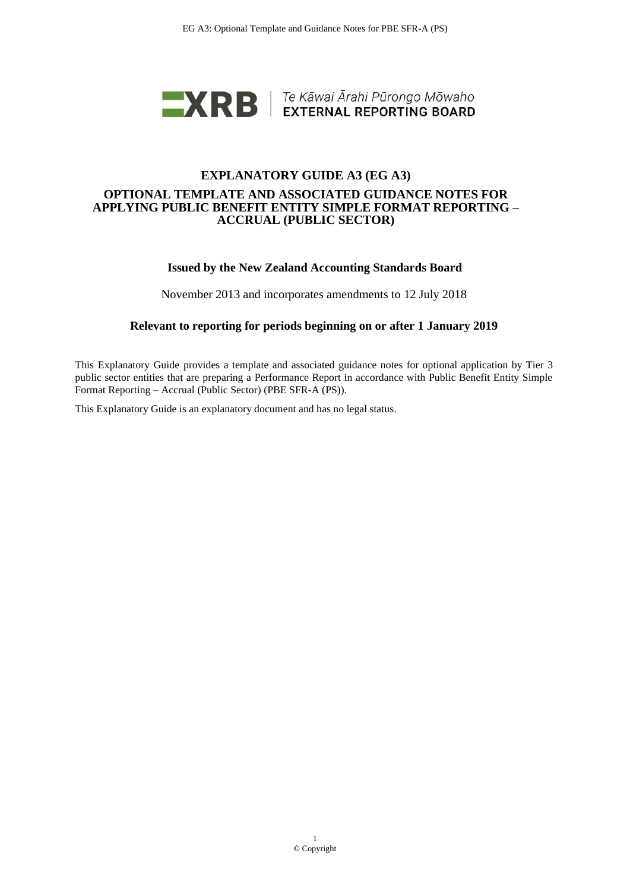XRB | Te Kāwai Ārahi Pūrongo Mōwaho
EXTERNAL REPORTING BOARD

# EXPLANATORY GUIDE A3 (EG A3)

## OPTIONAL TEMPLATE AND ASSOCIATED GUIDANCE NOTES FOR APPLYING PUBLIC BENEFIT ENTITY SIMPLE FORMAT REPORTING – ACCRUAL (PUBLIC SECTOR)

**Issued by the New Zealand Accounting Standards Board**

November 2013 and incorporates amendments to 12 July 2018

**Relevant to reporting for periods beginning on or after 1 January 2019**

This Explanatory Guide provides a template and associated guidance notes for optional application by Tier 3 public sector entities that are preparing a Performance Report in accordance with Public Benefit Entity Simple Format Reporting – Accrual (Public Sector) (PBE SFR-A (PS)).

This Explanatory Guide is an explanatory document and has no legal status.

© Copyright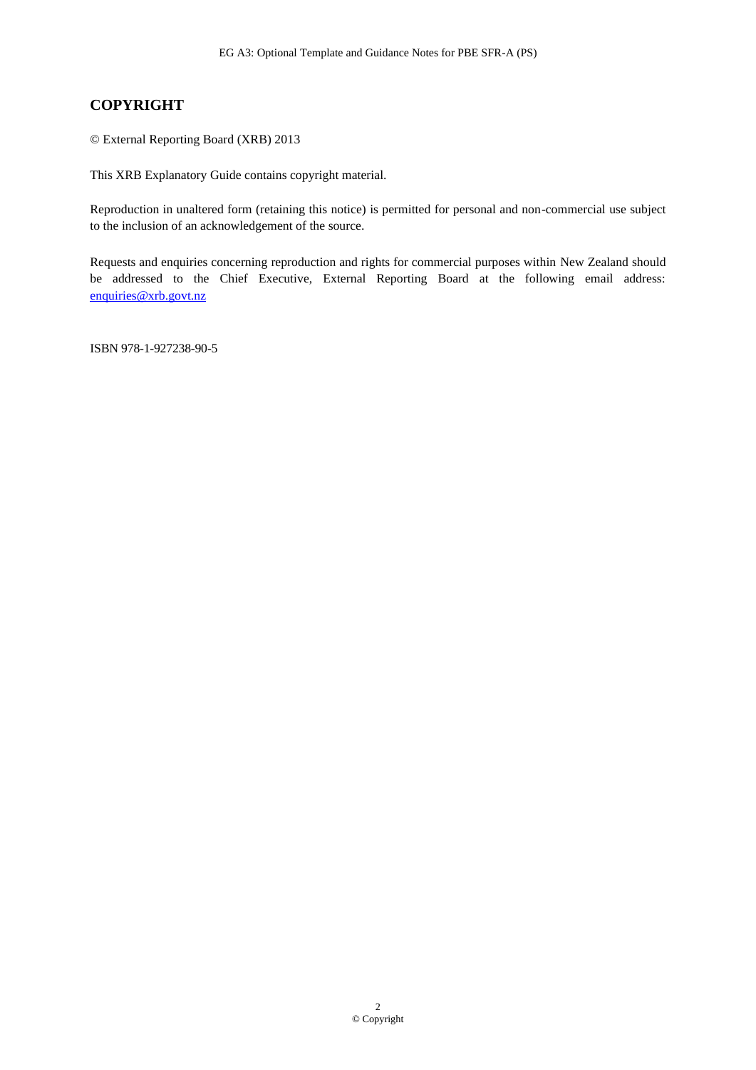# COPYRIGHT

© External Reporting Board (XRB) 2013

This XRB Explanatory Guide contains copyright material.

Reproduction in unaltered form (retaining this notice) is permitted for personal and non-commercial use subject to the inclusion of an acknowledgement of the source.

Requests and enquiries concerning reproduction and rights for commercial purposes within New Zealand should be addressed to the Chief Executive, External Reporting Board at the following email address: enquiries@xrb.govt.nz

ISBN 978-1-927238-90-5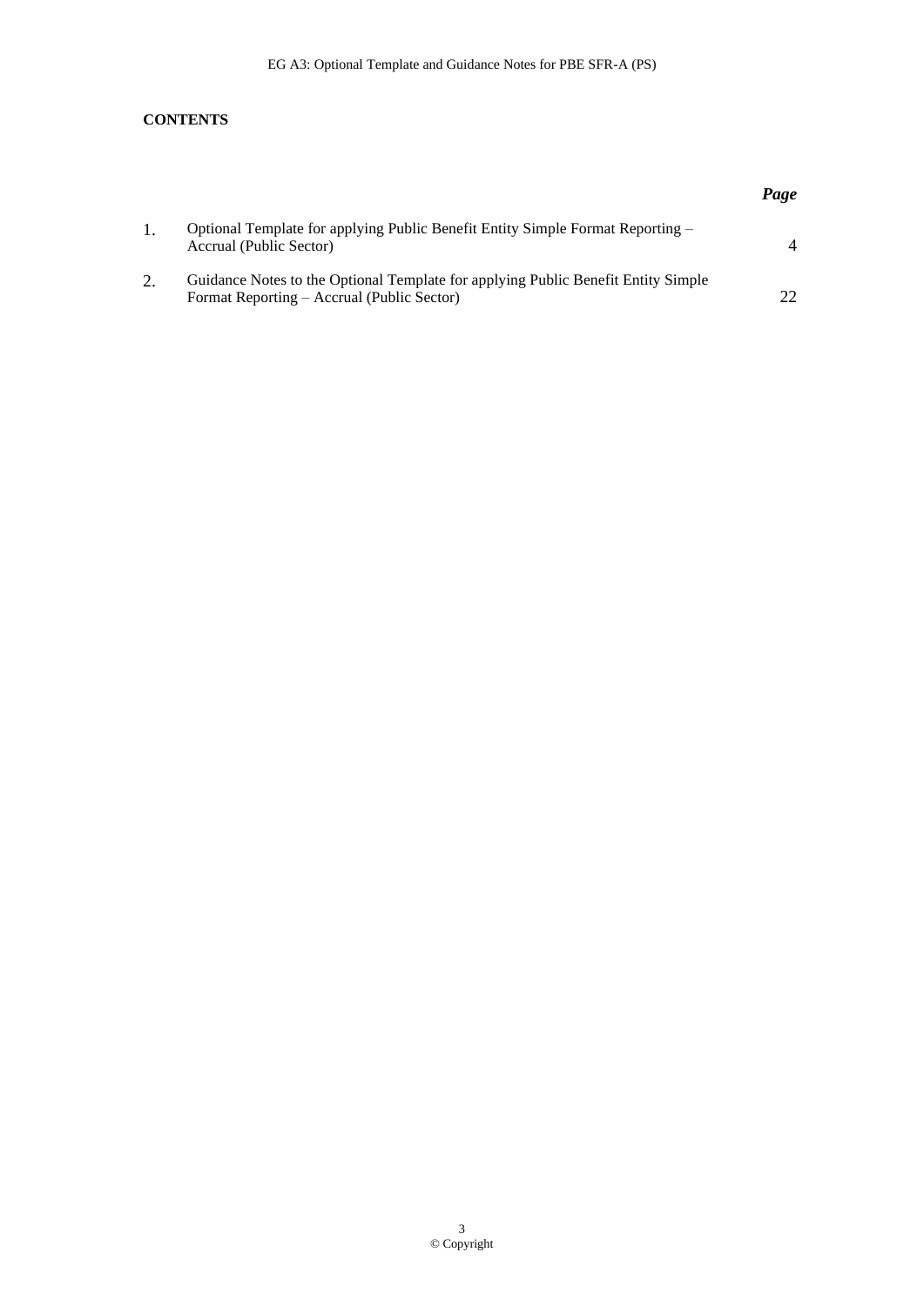**CONTENTS**

| | | *Page* |
|---|---|---|
| 1. | Optional Template for applying Public Benefit Entity Simple Format Reporting – Accrual (Public Sector) | 4 |
| 2. | Guidance Notes to the Optional Template for applying Public Benefit Entity Simple Format Reporting – Accrual (Public Sector) | 22 |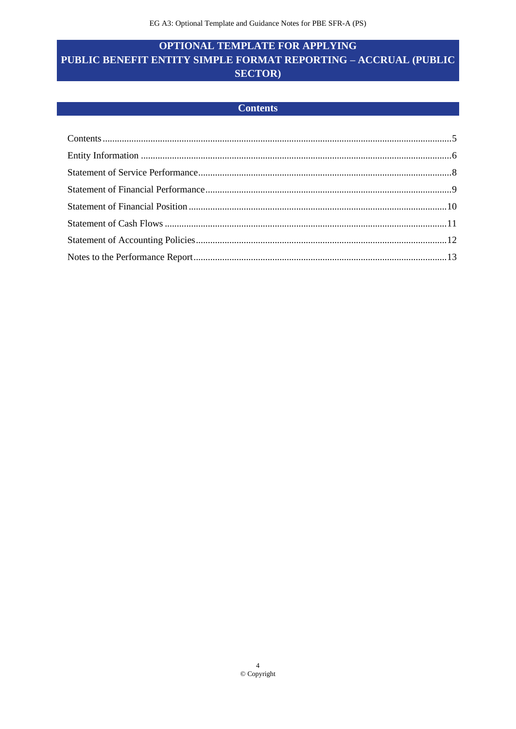# OPTIONAL TEMPLATE FOR APPLYING PUBLIC BENEFIT ENTITY SIMPLE FORMAT REPORTING – ACCRUAL (PUBLIC SECTOR)

## Contents

- Contents ......... 5
- Entity Information ......... 6
- Statement of Service Performance ......... 8
- Statement of Financial Performance ......... 9
- Statement of Financial Position ......... 10
- Statement of Cash Flows ......... 11
- Statement of Accounting Policies ......... 12
- Notes to the Performance Report ......... 13

© Copyright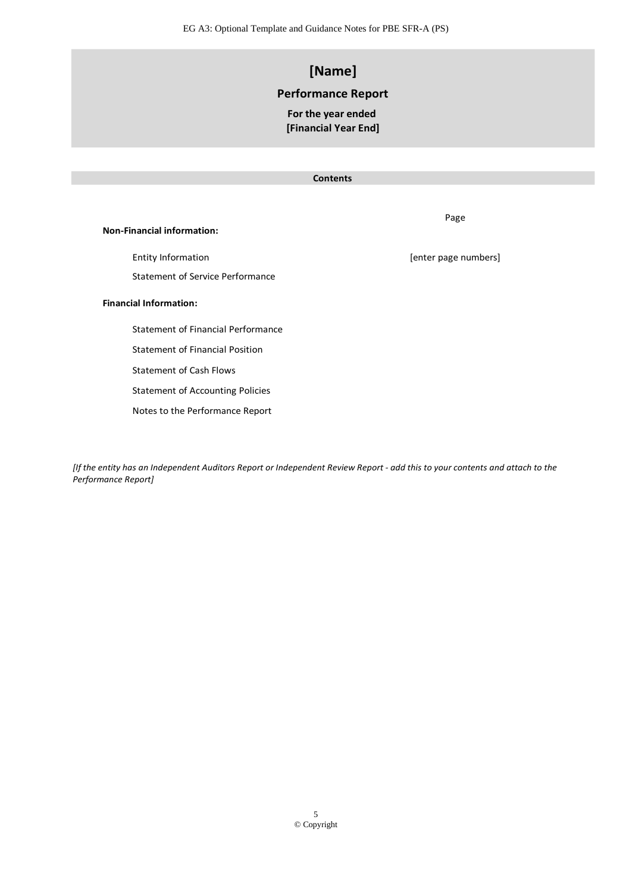# [Name]

## Performance Report

**For the year ended**
**[Financial Year End]**

**Contents**

| | Page |
|---|---|
| **Non-Financial information:** | |
| Entity Information | [enter page numbers] |
| Statement of Service Performance | |
| **Financial Information:** | |
| Statement of Financial Performance | |
| Statement of Financial Position | |
| Statement of Cash Flows | |
| Statement of Accounting Policies | |
| Notes to the Performance Report | |

*[If the entity has an Independent Auditors Report or Independent Review Report - add this to your contents and attach to the Performance Report]*

© Copyright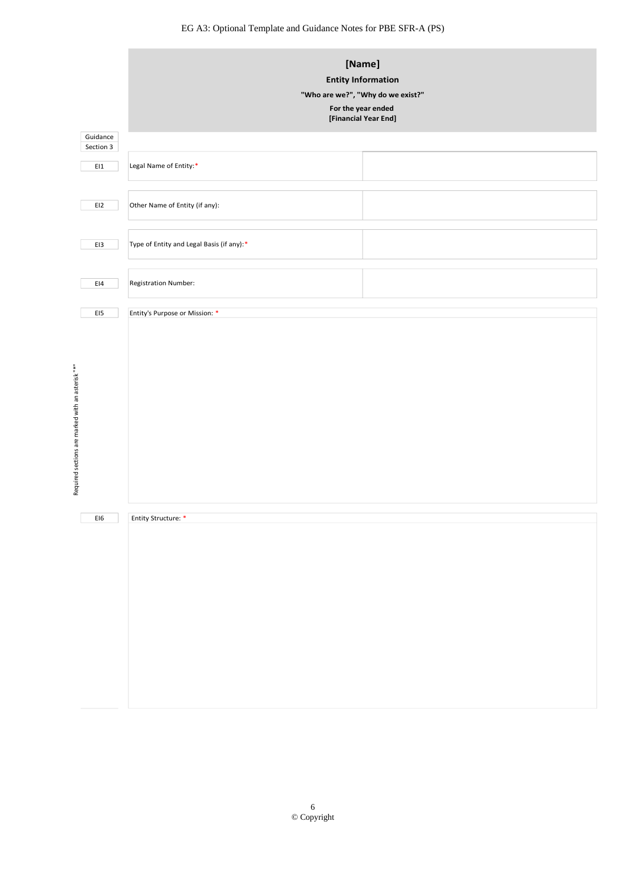**[Name]**

**Entity Information**

**"Who are we?", "Why do we exist?"**

**For the year ended**
**[Financial Year End]**

| Guidance Section 3 | | |
|---|---|---|
| EI1 | Legal Name of Entity:* | |
| EI2 | Other Name of Entity (if any): | |
| EI3 | Type of Entity and Legal Basis (if any):* | |
| EI4 | Registration Number: | |
| EI5 | Entity's Purpose or Mission: * | |
| EI6 | Entity Structure: * | |

Required sections are marked with an asterisk "*"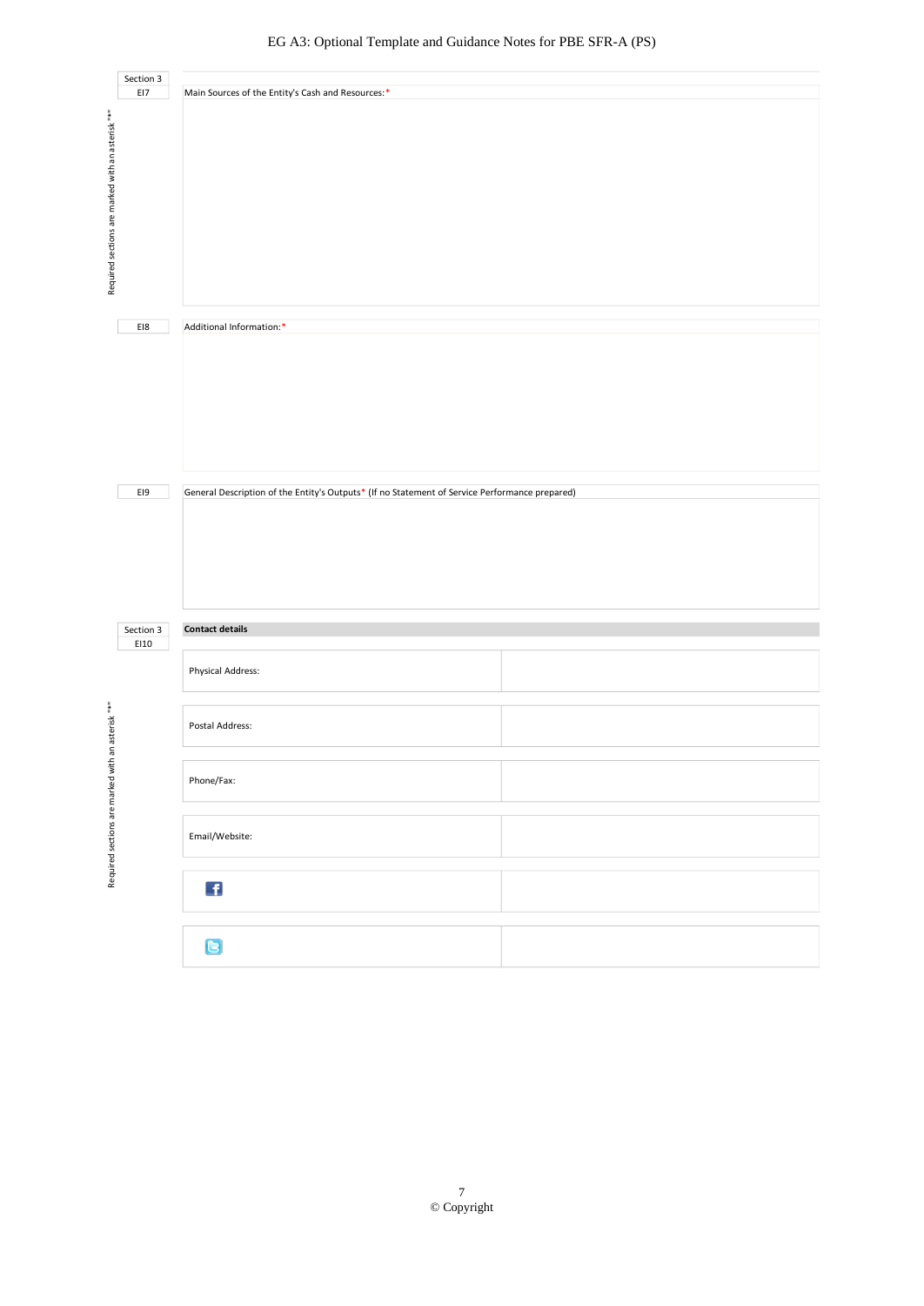Section 3

EI7 | Main Sources of the Entity's Cash and Resources:*

EI8 | Additional Information:*

EI9 | General Description of the Entity's Outputs* (If no Statement of Service Performance prepared)

Required sections are marked with an asterisk "*"

Section 3

EI10

| Contact details | |
|---|---|
| Physical Address: | |
| Postal Address: | |
| Phone/Fax: | |
| Email/Website: | |
| | |
| | |

Required sections are marked with an asterisk "*"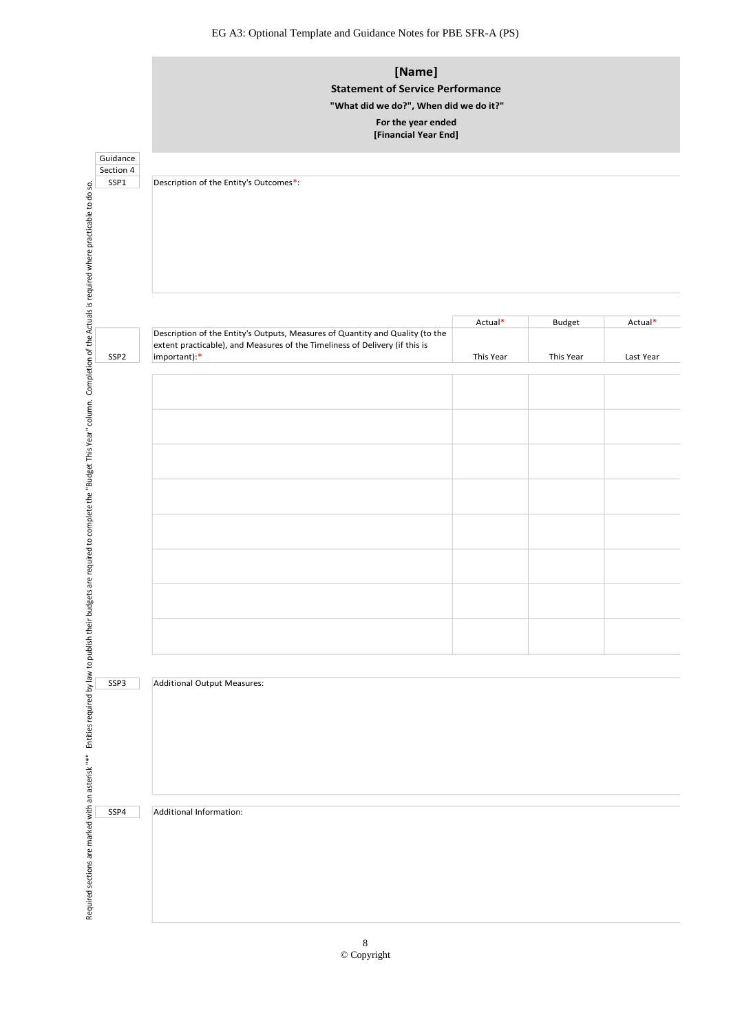# [Name]

**Statement of Service Performance**

**"What did we do?", When did we do it?"**

**For the year ended**
**[Financial Year End]**

Required sections are marked with an asterisk "*". Entities required by law to publish their budgets are required to complete the "Budget This Year" column. Completion of the Actuals is required where practicable to do so.

| Guidance Section 4 | |
|---|---|
| SSP1 | Description of the Entity's Outcomes*: |

| | | Actual* | Budget | Actual* |
|---|---|---|---|---|
| SSP2 | Description of the Entity's Outputs, Measures of Quantity and Quality (to the extent practicable), and Measures of the Timeliness of Delivery (if this is important):* | This Year | This Year | Last Year |
| | | | | |
| | | | | |
| | | | | |
| | | | | |
| | | | | |
| | | | | |
| | | | | |
| | | | | |

| | |
|---|---|
| SSP3 | Additional Output Measures: |

| | |
|---|---|
| SSP4 | Additional Information: |

© Copyright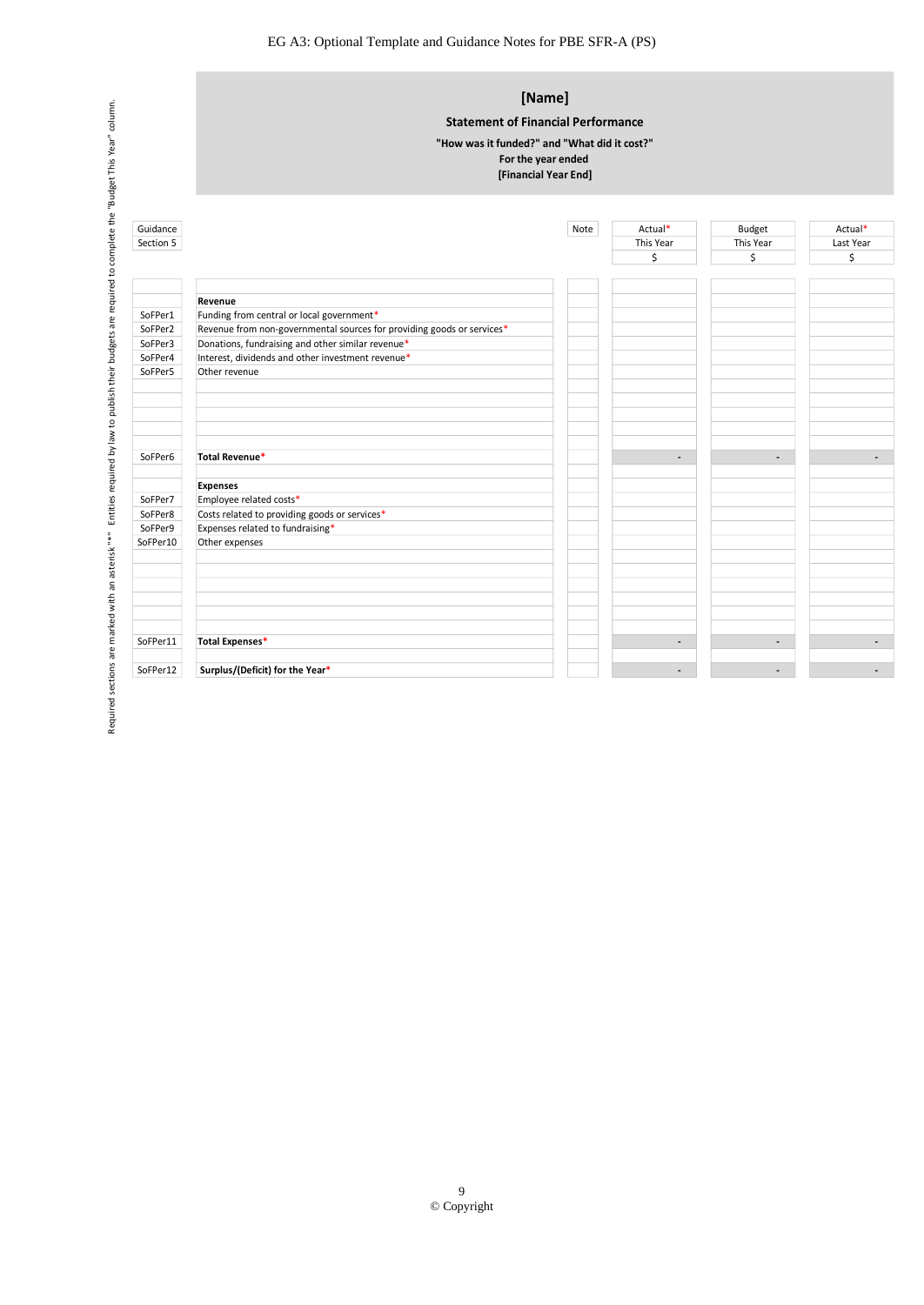Required sections are marked with an asterisk "*". Entities required by law to publish their budgets are required to complete the "Budget This Year" column.

## [Name]

**Statement of Financial Performance**

**"How was it funded?" and "What did it cost?"**

**For the year ended**

**[Financial Year End]**

| Guidance Section 5 | | Note | Actual* This Year $ | Budget This Year $ | Actual* Last Year $ |
|---|---|---|---|---|---|
| | | | | | |
| | **Revenue** | | | | |
| SoFPer1 | Funding from central or local government* | | | | |
| SoFPer2 | Revenue from non-governmental sources for providing goods or services* | | | | |
| SoFPer3 | Donations, fundraising and other similar revenue* | | | | |
| SoFPer4 | Interest, dividends and other investment revenue* | | | | |
| SoFPer5 | Other revenue | | | | |
| | | | | | |
| | | | | | |
| | | | | | |
| | | | | | |
| | | | | | |
| SoFPer6 | **Total Revenue*** | | - | - | - |
| | | | | | |
| | **Expenses** | | | | |
| SoFPer7 | Employee related costs* | | | | |
| SoFPer8 | Costs related to providing goods or services* | | | | |
| SoFPer9 | Expenses related to fundraising* | | | | |
| SoFPer10 | Other expenses | | | | |
| | | | | | |
| | | | | | |
| | | | | | |
| | | | | | |
| | | | | | |
| | | | | | |
| SoFPer11 | **Total Expenses*** | | - | - | - |
| | | | | | |
| SoFPer12 | **Surplus/(Deficit) for the Year*** | | - | - | - |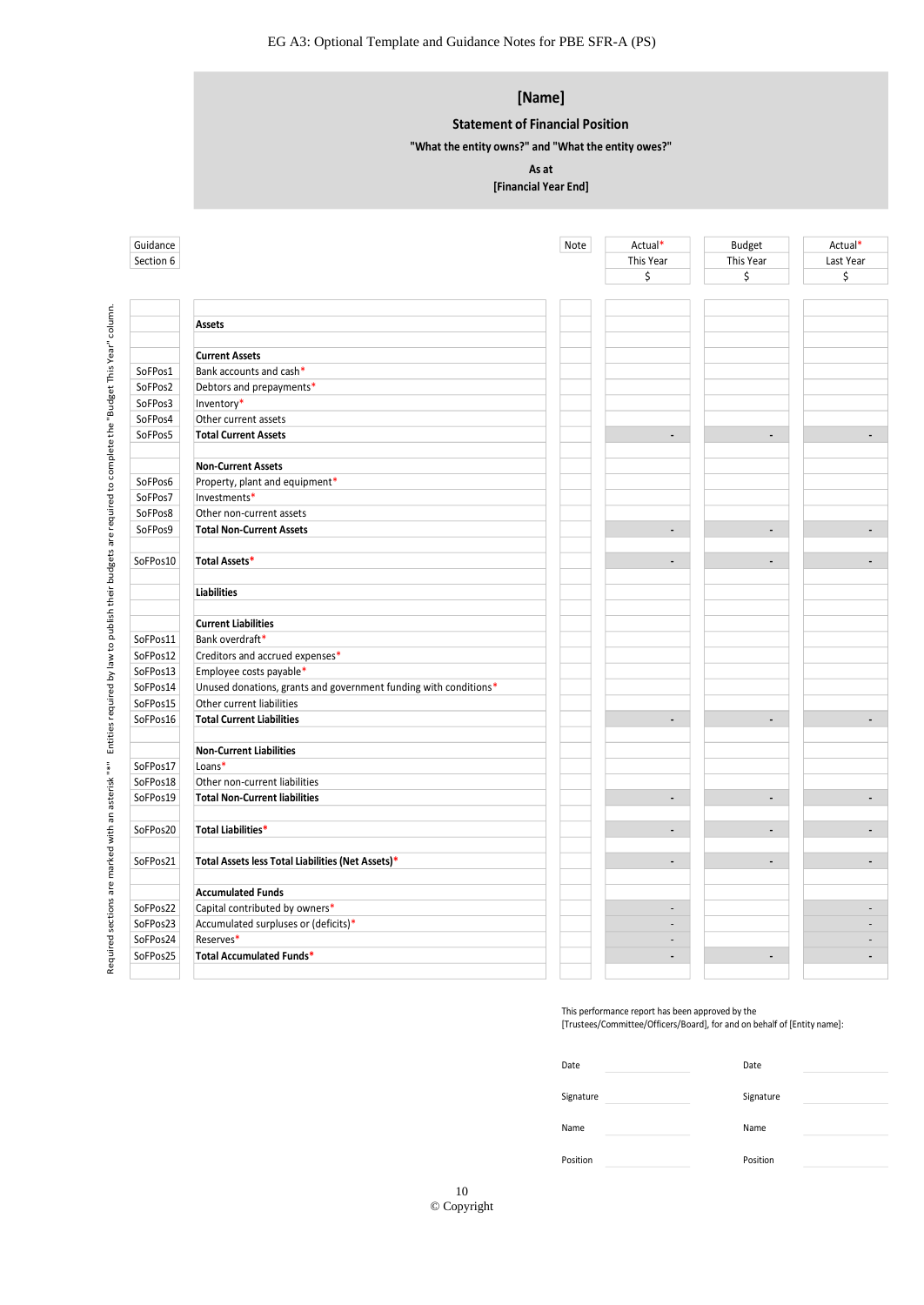# [Name]

## Statement of Financial Position

**"What the entity owns?" and "What the entity owes?"**

**As at**

**[Financial Year End]**

| Guidance Section 6 | | Note | Actual* This Year $ | Budget This Year $ | Actual* Last Year $ |
|---|---|---|---|---|---|
| | **Assets** | | | | |
| | | | | | |
| | **Current Assets** | | | | |
| SoFPos1 | Bank accounts and cash* | | | | |
| SoFPos2 | Debtors and prepayments* | | | | |
| SoFPos3 | Inventory* | | | | |
| SoFPos4 | Other current assets | | | | |
| SoFPos5 | **Total Current Assets** | | - | - | - |
| | | | | | |
| | **Non-Current Assets** | | | | |
| SoFPos6 | Property, plant and equipment* | | | | |
| SoFPos7 | Investments* | | | | |
| SoFPos8 | Other non-current assets | | | | |
| SoFPos9 | **Total Non-Current Assets** | | - | - | - |
| | | | | | |
| SoFPos10 | **Total Assets*** | | - | - | - |
| | | | | | |
| | **Liabilities** | | | | |
| | | | | | |
| | **Current Liabilities** | | | | |
| SoFPos11 | Bank overdraft* | | | | |
| SoFPos12 | Creditors and accrued expenses* | | | | |
| SoFPos13 | Employee costs payable* | | | | |
| SoFPos14 | Unused donations, grants and government funding with conditions* | | | | |
| SoFPos15 | Other current liabilities | | | | |
| SoFPos16 | **Total Current Liabilities** | | - | - | - |
| | | | | | |
| | **Non-Current Liabilities** | | | | |
| SoFPos17 | Loans* | | | | |
| SoFPos18 | Other non-current liabilities | | | | |
| SoFPos19 | **Total Non-Current liabilities** | | - | - | - |
| | | | | | |
| SoFPos20 | **Total Liabilities*** | | - | - | - |
| | | | | | |
| SoFPos21 | **Total Assets less Total Liabilities (Net Assets)*** | | - | - | - |
| | | | | | |
| | **Accumulated Funds** | | | | |
| SoFPos22 | Capital contributed by owners* | | - | | - |
| SoFPos23 | Accumulated surpluses or (deficits)* | | - | | - |
| SoFPos24 | Reserves* | | - | | - |
| SoFPos25 | **Total Accumulated Funds*** | | - | - | - |

Required sections are marked with an asterisk "*" Entities required by law to publish their budgets are required to complete the "Budget This Year" column.

This performance report has been approved by the [Trustees/Committee/Officers/Board], for and on behalf of [Entity name]:

| | | | |
|---|---|---|---|
| Date | | Date | |
| Signature | | Signature | |
| Name | | Name | |
| Position | | Position | |

© Copyright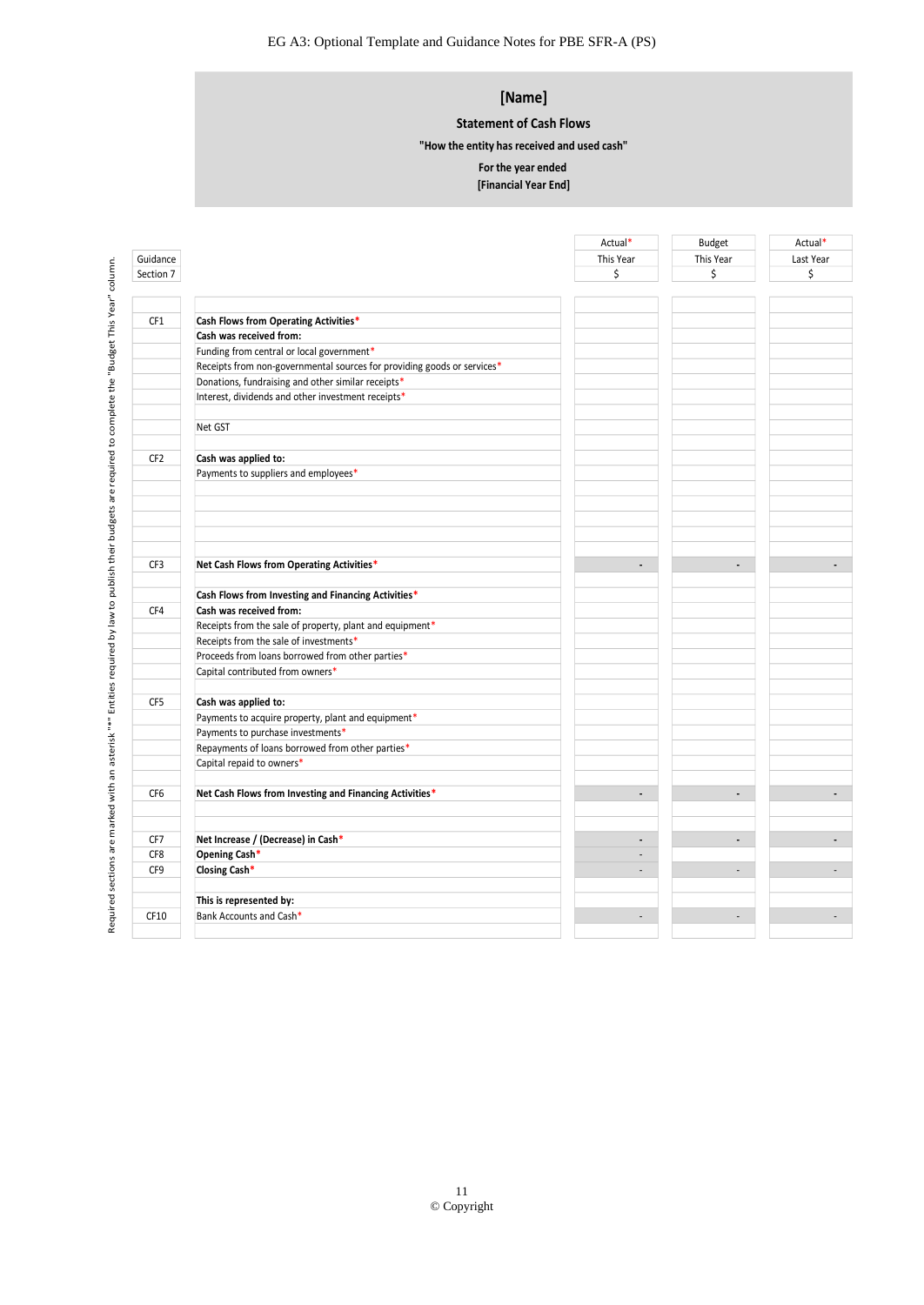# [Name]

## Statement of Cash Flows

**"How the entity has received and used cash"**

**For the year ended**

**[Financial Year End]**

Required sections are marked with an asterisk "*". Entities required by law to publish their budgets are required to complete the "Budget This Year" column.

| Guidance Section 7 | | Actual* This Year $ | Budget This Year $ | Actual* Last Year $ |
|---|---|---|---|---|
| CF1 | **Cash Flows from Operating Activities*** | | | |
| | **Cash was received from:** | | | |
| | Funding from central or local government* | | | |
| | Receipts from non-governmental sources for providing goods or services* | | | |
| | Donations, fundraising and other similar receipts* | | | |
| | Interest, dividends and other investment receipts* | | | |
| | | | | |
| | Net GST | | | |
| | | | | |
| CF2 | **Cash was applied to:** | | | |
| | Payments to suppliers and employees* | | | |
| | | | | |
| | | | | |
| | | | | |
| | | | | |
| CF3 | **Net Cash Flows from Operating Activities*** | - | - | - |
| | | | | |
| | **Cash Flows from Investing and Financing Activities*** | | | |
| CF4 | **Cash was received from:** | | | |
| | Receipts from the sale of property, plant and equipment* | | | |
| | Receipts from the sale of investments* | | | |
| | Proceeds from loans borrowed from other parties* | | | |
| | Capital contributed from owners* | | | |
| | | | | |
| CF5 | **Cash was applied to:** | | | |
| | Payments to acquire property, plant and equipment* | | | |
| | Payments to purchase investments* | | | |
| | Repayments of loans borrowed from other parties* | | | |
| | Capital repaid to owners* | | | |
| | | | | |
| CF6 | **Net Cash Flows from Investing and Financing Activities*** | - | - | - |
| | | | | |
| | | | | |
| CF7 | **Net Increase / (Decrease) in Cash*** | - | - | - |
| CF8 | **Opening Cash*** | - | | |
| CF9 | **Closing Cash*** | - | - | - |
| | | | | |
| | **This is represented by:** | | | |
| CF10 | Bank Accounts and Cash* | - | - | - |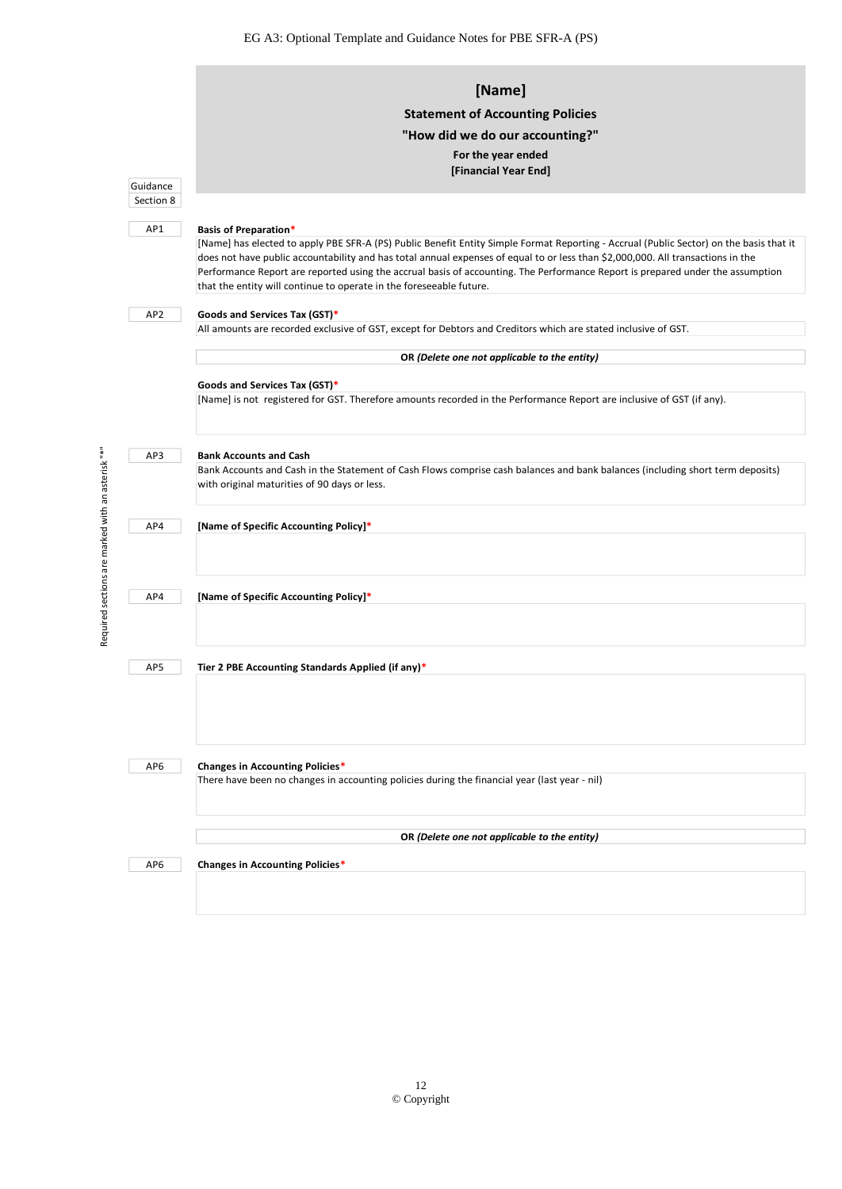# [Name]

## Statement of Accounting Policies

## "How did we do our accounting?"

**For the year ended**
**[Financial Year End]**

Guidance Section 8

Required sections are marked with an asterisk "*"

**AP1 — Basis of Preparation***

[Name] has elected to apply PBE SFR-A (PS) Public Benefit Entity Simple Format Reporting - Accrual (Public Sector) on the basis that it does not have public accountability and has total annual expenses of equal to or less than $2,000,000. All transactions in the Performance Report are reported using the accrual basis of accounting. The Performance Report is prepared under the assumption that the entity will continue to operate in the foreseeable future.

**AP2 — Goods and Services Tax (GST)***

All amounts are recorded exclusive of GST, except for Debtors and Creditors which are stated inclusive of GST.

**OR** *(Delete one not applicable to the entity)*

**Goods and Services Tax (GST)***

[Name] is not registered for GST. Therefore amounts recorded in the Performance Report are inclusive of GST (if any).

**AP3 — Bank Accounts and Cash**

Bank Accounts and Cash in the Statement of Cash Flows comprise cash balances and bank balances (including short term deposits) with original maturities of 90 days or less.

**AP4 — [Name of Specific Accounting Policy]***

**AP4 — [Name of Specific Accounting Policy]***

**AP5 — Tier 2 PBE Accounting Standards Applied (if any)***

**AP6 — Changes in Accounting Policies***

There have been no changes in accounting policies during the financial year (last year - nil)

**OR** *(Delete one not applicable to the entity)*

**AP6 — Changes in Accounting Policies***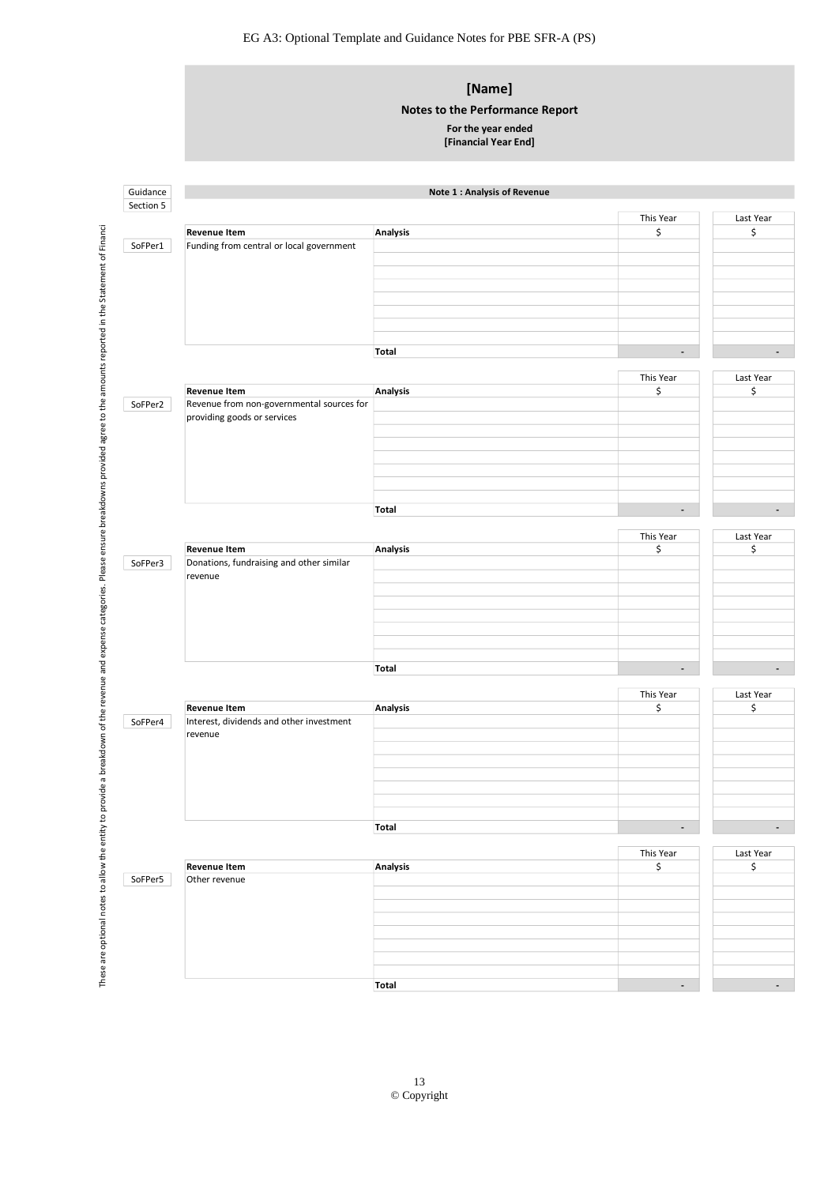# [Name]

## Notes to the Performance Report

**For the year ended**
**[Financial Year End]**

*These are optional notes to allow the entity to provide a breakdown of the revenue and expense categories. Please ensure breakdowns provided agree to the amounts reported in the Statement of Financi*

Guidance Section 5

**Note 1 : Analysis of Revenue**

| | Revenue Item | Analysis | This Year $ | Last Year $ |
|---|---|---|---|---|
| SoFPer1 | Funding from central or local government | | | |
| | | | | |
| | | | | |
| | | | | |
| | | | | |
| | | | | |
| | | | | |
| | | | | |
| | | **Total** | - | - |

| | Revenue Item | Analysis | This Year $ | Last Year $ |
|---|---|---|---|---|
| SoFPer2 | Revenue from non-governmental sources for providing goods or services | | | |
| | | | | |
| | | | | |
| | | | | |
| | | | | |
| | | | | |
| | | | | |
| | | | | |
| | | **Total** | - | - |

| | Revenue Item | Analysis | This Year $ | Last Year $ |
|---|---|---|---|---|
| SoFPer3 | Donations, fundraising and other similar revenue | | | |
| | | | | |
| | | | | |
| | | | | |
| | | | | |
| | | | | |
| | | | | |
| | | | | |
| | | **Total** | - | - |

| | Revenue Item | Analysis | This Year $ | Last Year $ |
|---|---|---|---|---|
| SoFPer4 | Interest, dividends and other investment revenue | | | |
| | | | | |
| | | | | |
| | | | | |
| | | | | |
| | | | | |
| | | | | |
| | | | | |
| | | **Total** | - | - |

| | Revenue Item | Analysis | This Year $ | Last Year $ |
|---|---|---|---|---|
| SoFPer5 | Other revenue | | | |
| | | | | |
| | | | | |
| | | | | |
| | | | | |
| | | | | |
| | | | | |
| | | | | |
| | | **Total** | - | - |

© Copyright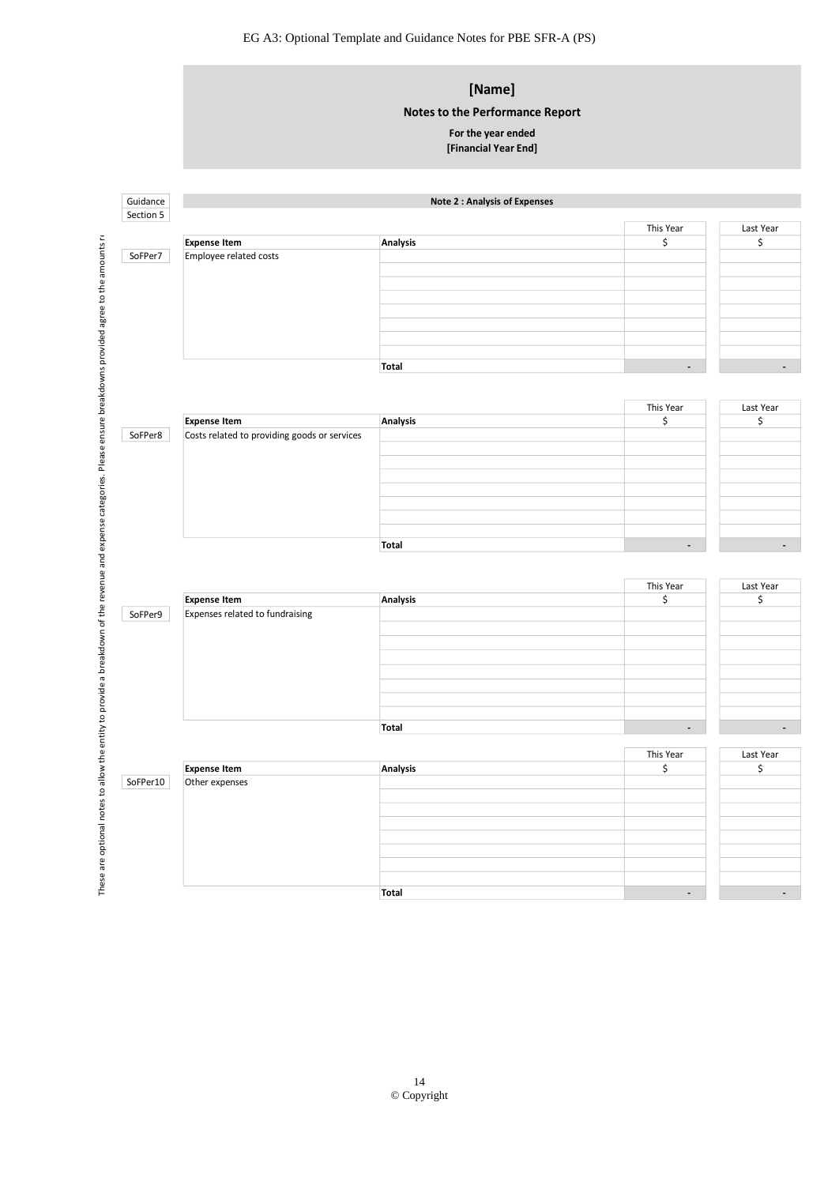# [Name]

## Notes to the Performance Report

**For the year ended**
**[Financial Year End]**

Guidance Section 5

**Note 2 : Analysis of Expenses**

These are optional notes to allow the entity to provide a breakdown of the revenue and expense categories. Please ensure breakdowns provided agree to the amounts r

| | Expense Item | Analysis | This Year $ | Last Year $ |
|---|---|---|---|---|
| SoFPer7 | Employee related costs | | | |
| | | | | |
| | | | | |
| | | | | |
| | | | | |
| | | | | |
| | | | | |
| | | | | |
| | | **Total** | - | - |

| | Expense Item | Analysis | This Year $ | Last Year $ |
|---|---|---|---|---|
| SoFPer8 | Costs related to providing goods or services | | | |
| | | | | |
| | | | | |
| | | | | |
| | | | | |
| | | | | |
| | | | | |
| | | | | |
| | | **Total** | - | - |

| | Expense Item | Analysis | This Year $ | Last Year $ |
|---|---|---|---|---|
| SoFPer9 | Expenses related to fundraising | | | |
| | | | | |
| | | | | |
| | | | | |
| | | | | |
| | | | | |
| | | | | |
| | | | | |
| | | **Total** | - | - |

| | Expense Item | Analysis | This Year $ | Last Year $ |
|---|---|---|---|---|
| SoFPer10 | Other expenses | | | |
| | | | | |
| | | | | |
| | | | | |
| | | | | |
| | | | | |
| | | | | |
| | | | | |
| | | **Total** | - | - |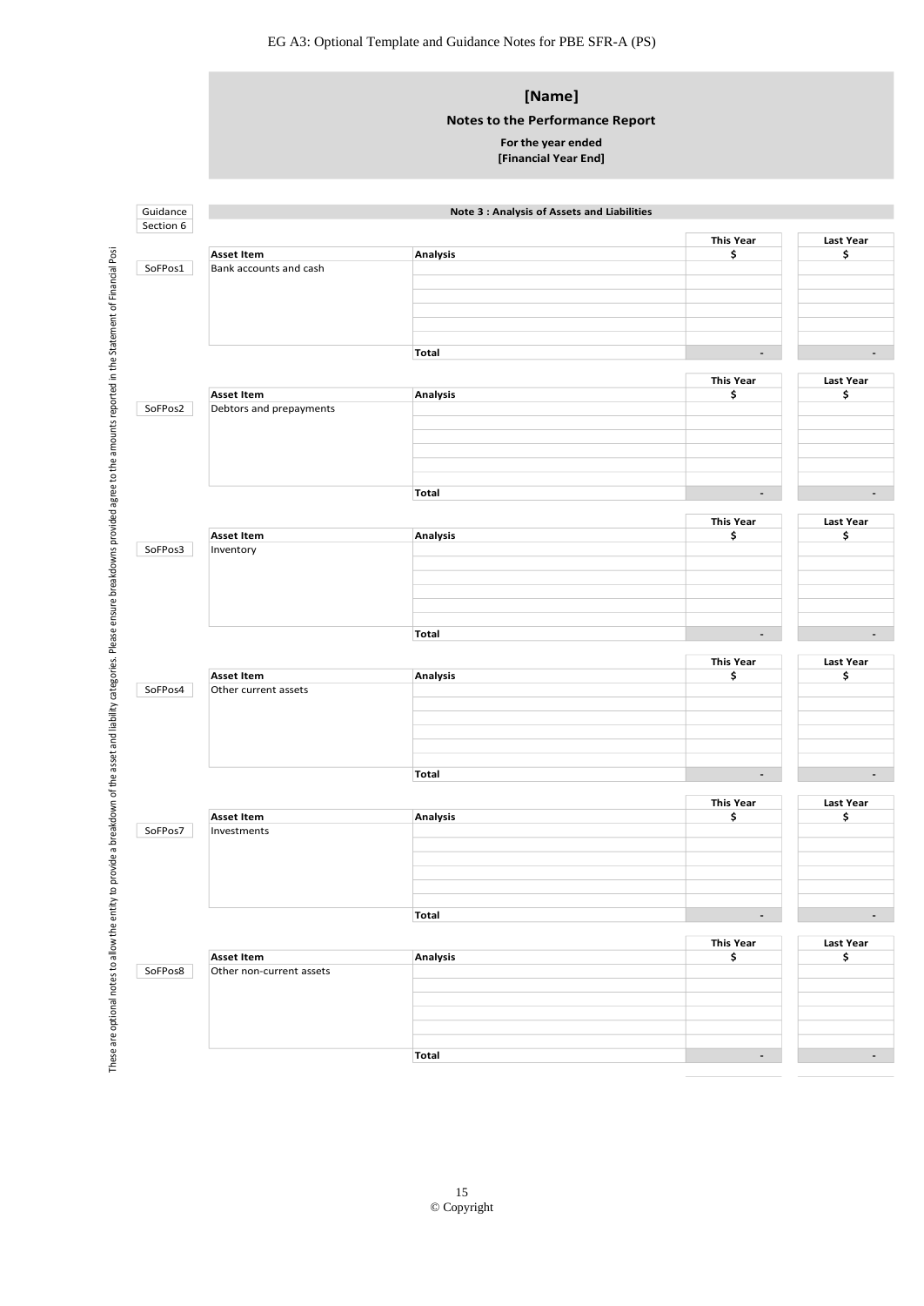# [Name]

## Notes to the Performance Report

**For the year ended**
**[Financial Year End]**

Guidance Section 6

**Note 3 : Analysis of Assets and Liabilities**

These are optional notes to allow the entity to provide a breakdown of the asset and liability categories. Please ensure breakdowns provided agree to the amounts reported in the Statement of Financial Posi

| | Asset Item | Analysis | This Year $ | Last Year $ |
|---|---|---|---|---|
| SoFPos1 | Bank accounts and cash | | | |
| | | | | |
| | | | | |
| | | | | |
| | | | | |
| | | | | |
| | | **Total** | - | - |

| | Asset Item | Analysis | This Year $ | Last Year $ |
|---|---|---|---|---|
| SoFPos2 | Debtors and prepayments | | | |
| | | | | |
| | | | | |
| | | | | |
| | | | | |
| | | | | |
| | | **Total** | - | - |

| | Asset Item | Analysis | This Year $ | Last Year $ |
|---|---|---|---|---|
| SoFPos3 | Inventory | | | |
| | | | | |
| | | | | |
| | | | | |
| | | | | |
| | | | | |
| | | **Total** | - | - |

| | Asset Item | Analysis | This Year $ | Last Year $ |
|---|---|---|---|---|
| SoFPos4 | Other current assets | | | |
| | | | | |
| | | | | |
| | | | | |
| | | | | |
| | | | | |
| | | **Total** | - | - |

| | Asset Item | Analysis | This Year $ | Last Year $ |
|---|---|---|---|---|
| SoFPos7 | Investments | | | |
| | | | | |
| | | | | |
| | | | | |
| | | | | |
| | | | | |
| | | **Total** | - | - |

| | Asset Item | Analysis | This Year $ | Last Year $ |
|---|---|---|---|---|
| SoFPos8 | Other non-current assets | | | |
| | | | | |
| | | | | |
| | | | | |
| | | | | |
| | | | | |
| | | **Total** | - | - |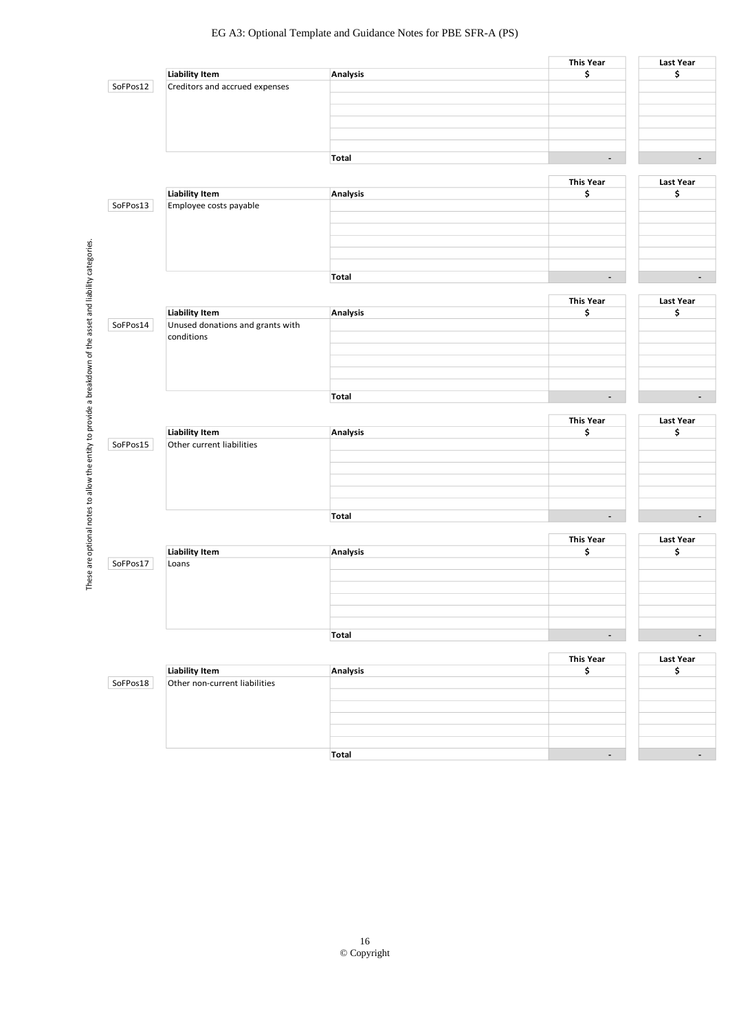These are optional notes to allow the entity to provide a breakdown of the asset and liability categories.

| | Liability Item | Analysis | This Year $ | Last Year $ |
|---|---|---|---|---|
| SoFPos12 | Creditors and accrued expenses | | | |
| | | | | |
| | | | | |
| | | | | |
| | | | | |
| | | | | |
| | | Total | - | - |

| | Liability Item | Analysis | This Year $ | Last Year $ |
|---|---|---|---|---|
| SoFPos13 | Employee costs payable | | | |
| | | | | |
| | | | | |
| | | | | |
| | | | | |
| | | | | |
| | | Total | - | - |

| | Liability Item | Analysis | This Year $ | Last Year $ |
|---|---|---|---|---|
| SoFPos14 | Unused donations and grants with conditions | | | |
| | | | | |
| | | | | |
| | | | | |
| | | | | |
| | | | | |
| | | Total | - | - |

| | Liability Item | Analysis | This Year $ | Last Year $ |
|---|---|---|---|---|
| SoFPos15 | Other current liabilities | | | |
| | | | | |
| | | | | |
| | | | | |
| | | | | |
| | | | | |
| | | Total | - | - |

| | Liability Item | Analysis | This Year $ | Last Year $ |
|---|---|---|---|---|
| SoFPos17 | Loans | | | |
| | | | | |
| | | | | |
| | | | | |
| | | | | |
| | | | | |
| | | Total | - | - |

| | Liability Item | Analysis | This Year $ | Last Year $ |
|---|---|---|---|---|
| SoFPos18 | Other non-current liabilities | | | |
| | | | | |
| | | | | |
| | | | | |
| | | | | |
| | | | | |
| | | Total | - | - |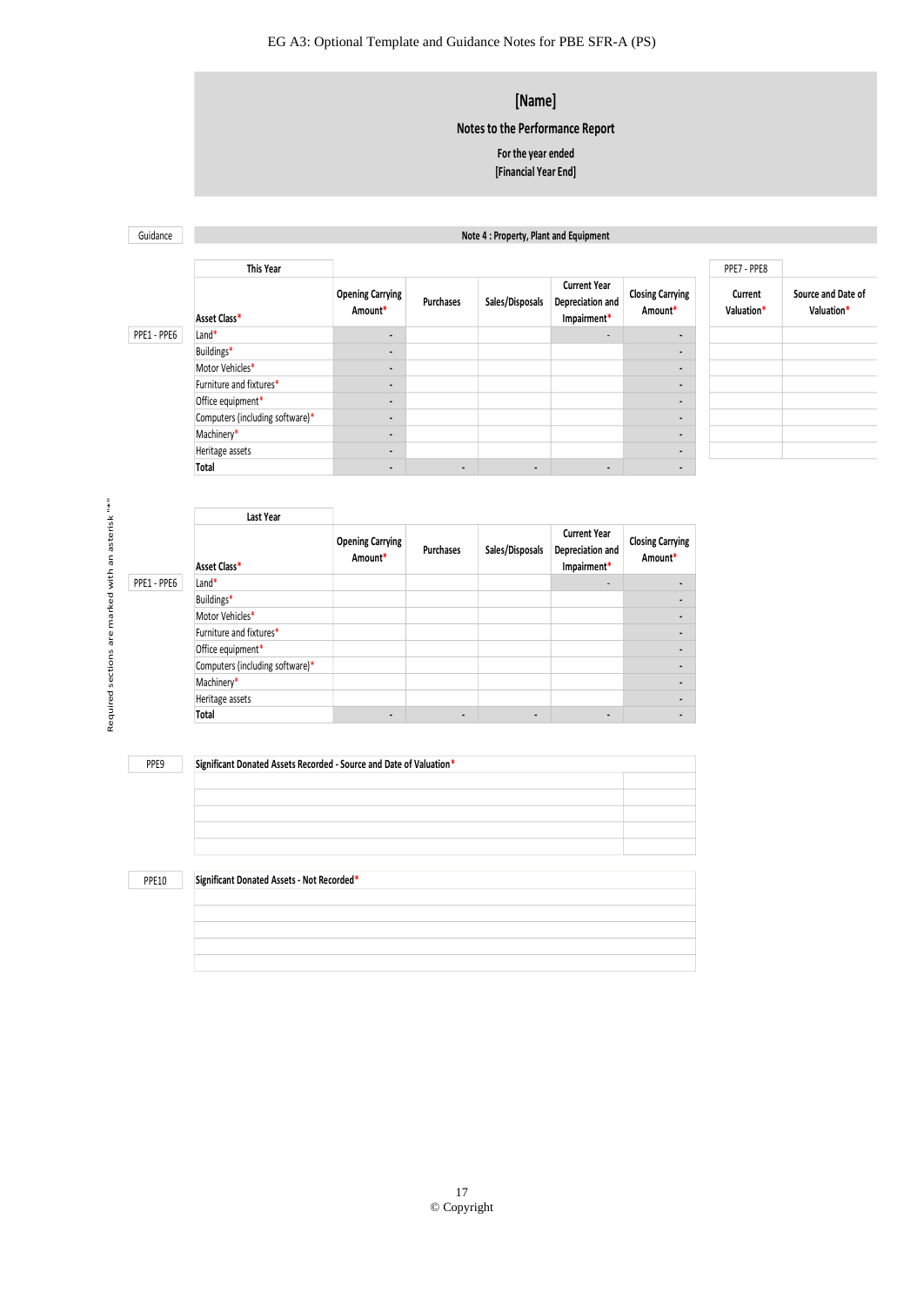# [Name]

## Notes to the Performance Report

For the year ended
[Financial Year End]

Guidance

### Note 4 : Property, Plant and Equipment

**This Year**

| Guidance | Asset Class* | Opening Carrying Amount* | Purchases | Sales/Disposals | Current Year Depreciation and Impairment* | Closing Carrying Amount* | Current Valuation* | Source and Date of Valuation* |
|---|---|---|---|---|---|---|---|---|
| | | | | | | | PPE7 - PPE8 | |
| PPE1 - PPE6 | Land* | - | | | - | - | | |
| | Buildings* | - | | | | - | | |
| | Motor Vehicles* | - | | | | - | | |
| | Furniture and fixtures* | - | | | | - | | |
| | Office equipment* | - | | | | - | | |
| | Computers (including software)* | - | | | | - | | |
| | Machinery* | - | | | | - | | |
| | Heritage assets | - | | | | - | | |
| | Total | - | - | - | - | - | | |

**Last Year**

| Guidance | Asset Class* | Opening Carrying Amount* | Purchases | Sales/Disposals | Current Year Depreciation and Impairment* | Closing Carrying Amount* |
|---|---|---|---|---|---|---|
| PPE1 - PPE6 | Land* | | | | - | - |
| | Buildings* | | | | | - |
| | Motor Vehicles* | | | | | - |
| | Furniture and fixtures* | | | | | - |
| | Office equipment* | | | | | - |
| | Computers (including software)* | | | | | - |
| | Machinery* | | | | | - |
| | Heritage assets | | | | | - |
| | Total | - | - | - | - | - |

| Guidance | Significant Donated Assets Recorded - Source and Date of Valuation* | |
|---|---|---|
| PPE9 | | |
| | | |
| | | |
| | | |
| | | |

| Guidance | Significant Donated Assets - Not Recorded* |
|---|---|
| PPE10 | |
| | |
| | |
| | |
| | |

Required sections are marked with an asterisk "*"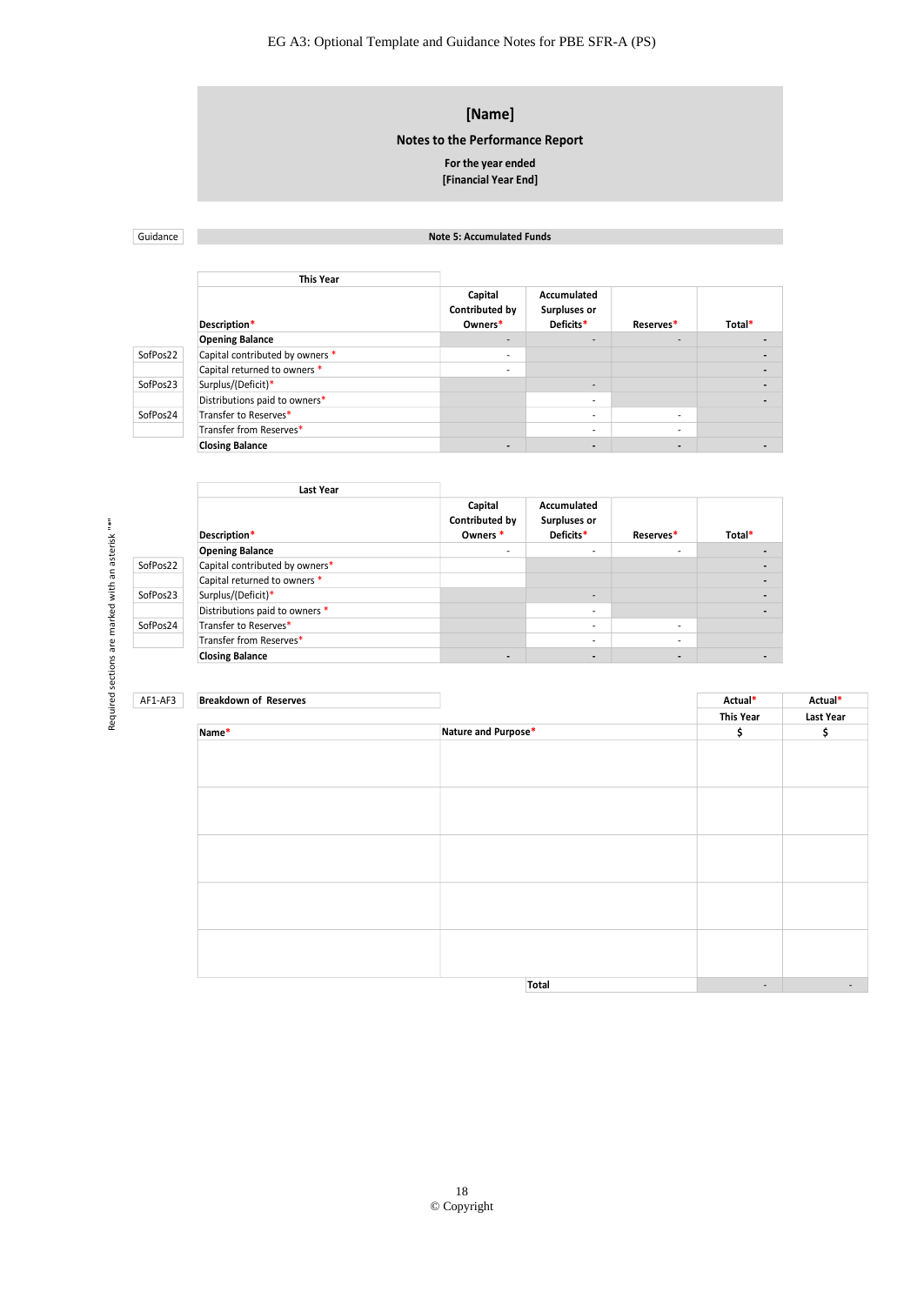# [Name]

**Notes to the Performance Report**

**For the year ended**
**[Financial Year End]**

Guidance

**Note 5: Accumulated Funds**

**This Year**

| Guidance | Description* | Capital Contributed by Owners* | Accumulated Surpluses or Deficits* | Reserves* | Total* |
|---|---|---|---|---|---|
| | **Opening Balance** | - | - | - | - |
| SofPos22 | Capital contributed by owners * | - | | | - |
| | Capital returned to owners * | - | | | - |
| SofPos23 | Surplus/(Deficit)* | | - | | - |
| | Distributions paid to owners* | | - | | - |
| SofPos24 | Transfer to Reserves* | | - | - | |
| | Transfer from Reserves* | | - | - | |
| | **Closing Balance** | - | - | - | - |

**Last Year**

| Guidance | Description* | Capital Contributed by Owners * | Accumulated Surpluses or Deficits* | Reserves* | Total* |
|---|---|---|---|---|---|
| | **Opening Balance** | - | - | - | - |
| SofPos22 | Capital contributed by owners* | | | | - |
| | Capital returned to owners * | | | | - |
| SofPos23 | Surplus/(Deficit)* | | - | | - |
| | Distributions paid to owners * | | - | | - |
| SofPos24 | Transfer to Reserves* | | - | - | |
| | Transfer from Reserves* | | - | - | |
| | **Closing Balance** | - | - | - | - |

Required sections are marked with an asterisk "*"

AF1-AF3

**Breakdown of Reserves**

| Name* | Nature and Purpose* | Actual* This Year $ | Actual* Last Year $ |
|---|---|---|---|
| | | | |
| | | | |
| | | | |
| | | | |
| | | | |
| | **Total** | - | - |

© Copyright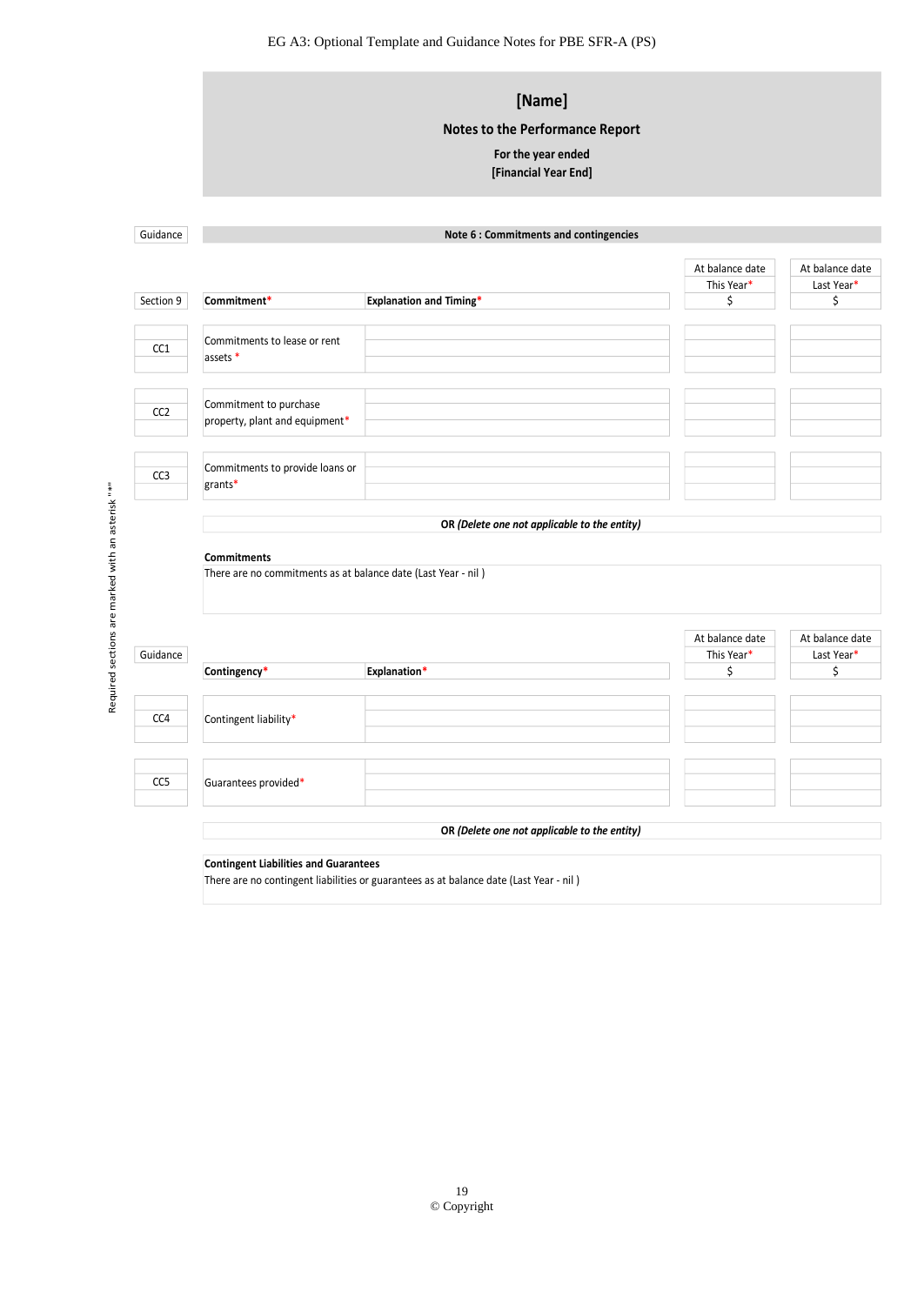# [Name]

## Notes to the Performance Report

**For the year ended**
**[Financial Year End]**

| Guidance | Note 6 : Commitments and contingencies | | | |
|---|---|---|---|---|
| | | | At balance date This Year* $ | At balance date Last Year* $ |
| Section 9 | **Commitment*** | **Explanation and Timing*** | | |
| CC1 | Commitments to lease or rent assets * | | | |
| CC2 | Commitment to purchase property, plant and equipment* | | | |
| CC3 | Commitments to provide loans or grants* | | | |

**OR** *(Delete one not applicable to the entity)*

**Commitments**
There are no commitments as at balance date (Last Year - nil )

| Guidance | **Contingency*** | **Explanation*** | At balance date This Year* $ | At balance date Last Year* $ |
|---|---|---|---|---|
| CC4 | Contingent liability* | | | |
| CC5 | Guarantees provided* | | | |

**OR** *(Delete one not applicable to the entity)*

**Contingent Liabilities and Guarantees**
There are no contingent liabilities or guarantees as at balance date (Last Year - nil )

Required sections are marked with an asterisk "*"

© Copyright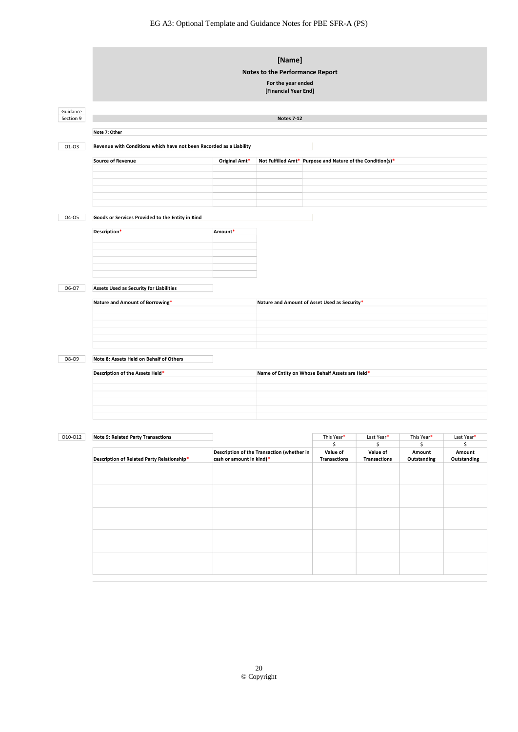# [Name]

## Notes to the Performance Report

**For the year ended**
**[Financial Year End]**

| Guidance |
|---|
| Section 9 |

**Notes 7-12**

**Note 7: Other**

O1-O3

**Revenue with Conditions which have not been Recorded as a Liability**

| Source of Revenue | Original Amt* | Not Fulfilled Amt* | Purpose and Nature of the Condition(s)* |
|---|---|---|---|
| | | | |
| | | | |
| | | | |
| | | | |
| | | | |
| | | | |

O4-O5

**Goods or Services Provided to the Entity in Kind**

| Description* | Amount* |
|---|---|
| | |
| | |
| | |
| | |
| | |
| | |

O6-O7

**Assets Used as Security for Liabilities**

| Nature and Amount of Borrowing* | Nature and Amount of Asset Used as Security* |
|---|---|
| | |
| | |
| | |
| | |
| | |
| | |

O8-O9

**Note 8: Assets Held on Behalf of Others**

| Description of the Assets Held* | Name of Entity on Whose Behalf Assets are Held* |
|---|---|
| | |
| | |
| | |
| | |
| | |
| | |

O10-O12

**Note 9: Related Party Transactions**

| | | This Year* | Last Year* | This Year* | Last Year* |
|---|---|---|---|---|---|
| | | $ | $ | $ | $ |
| Description of Related Party Relationship* | Description of the Transaction (whether in cash or amount in kind)* | Value of Transactions | Value of Transactions | Amount Outstanding | Amount Outstanding |
| | | | | | |
| | | | | | |
| | | | | | |
| | | | | | |
| | | | | | |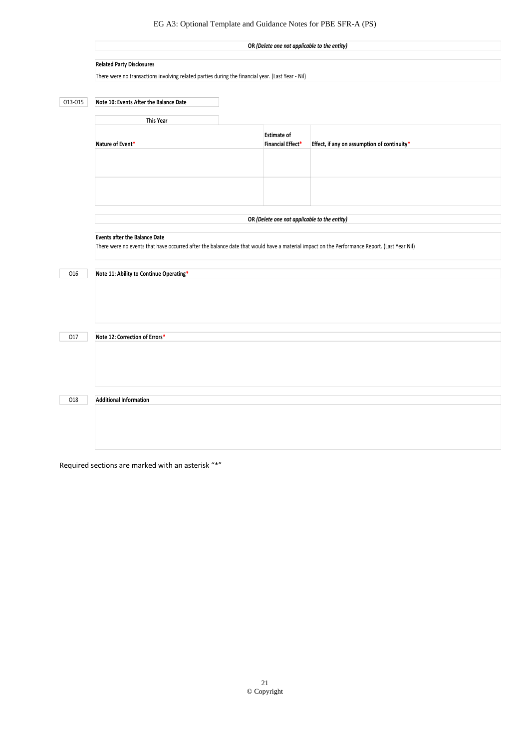***OR** (Delete one not applicable to the entity)*

**Related Party Disclosures**

There were no transactions involving related parties during the financial year. (Last Year - Nil)

O13-O15 **Note 10: Events After the Balance Date**

**This Year**

| Nature of Event* | Estimate of Financial Effect* | Effect, if any on assumption of continuity* |
|---|---|---|
| | | |
| | | |

***OR** (Delete one not applicable to the entity)*

**Events after the Balance Date**

There were no events that have occurred after the balance date that would have a material impact on the Performance Report. (Last Year Nil)

O16 **Note 11: Ability to Continue Operating***

O17 **Note 12: Correction of Errors***

O18 **Additional Information**

Required sections are marked with an asterisk "*"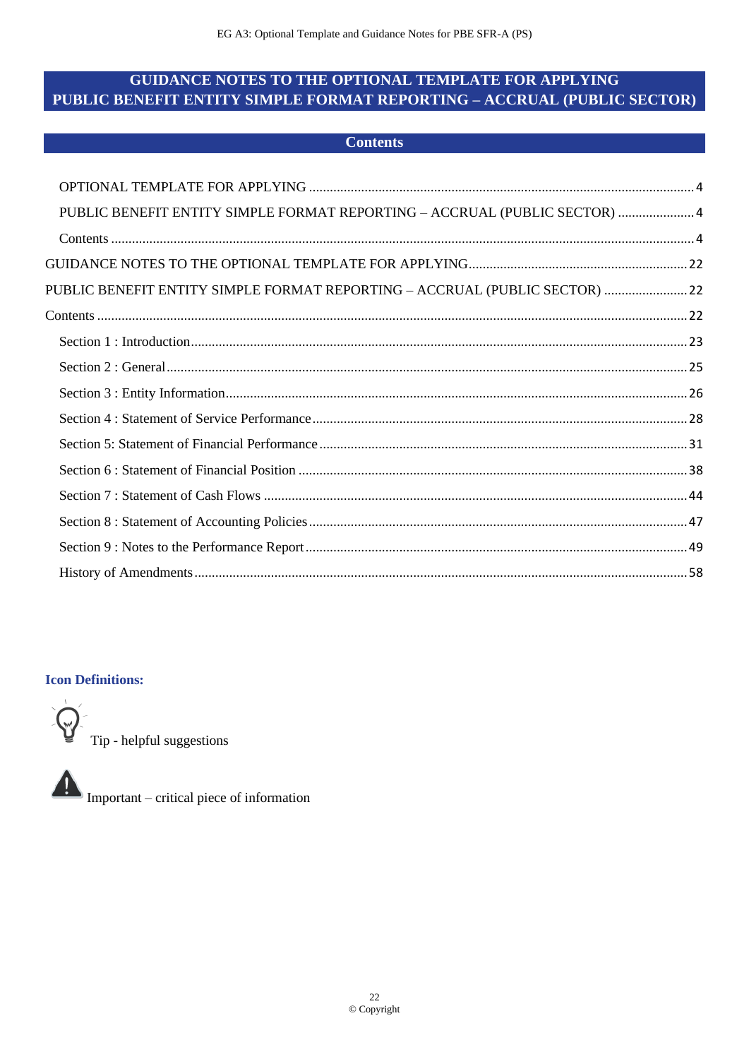# GUIDANCE NOTES TO THE OPTIONAL TEMPLATE FOR APPLYING PUBLIC BENEFIT ENTITY SIMPLE FORMAT REPORTING – ACCRUAL (PUBLIC SECTOR)

## Contents

- OPTIONAL TEMPLATE FOR APPLYING ........ 4
- PUBLIC BENEFIT ENTITY SIMPLE FORMAT REPORTING – ACCRUAL (PUBLIC SECTOR) ........ 4
- Contents ........ 4
- GUIDANCE NOTES TO THE OPTIONAL TEMPLATE FOR APPLYING ........ 22
- PUBLIC BENEFIT ENTITY SIMPLE FORMAT REPORTING – ACCRUAL (PUBLIC SECTOR) ........ 22
- Contents ........ 22
  - Section 1 : Introduction ........ 23
  - Section 2 : General ........ 25
  - Section 3 : Entity Information ........ 26
  - Section 4 : Statement of Service Performance ........ 28
  - Section 5: Statement of Financial Performance ........ 31
  - Section 6 : Statement of Financial Position ........ 38
  - Section 7 : Statement of Cash Flows ........ 44
  - Section 8 : Statement of Accounting Policies ........ 47
  - Section 9 : Notes to the Performance Report ........ 49
  - History of Amendments ........ 58

**Icon Definitions:**

Tip - helpful suggestions

Important – critical piece of information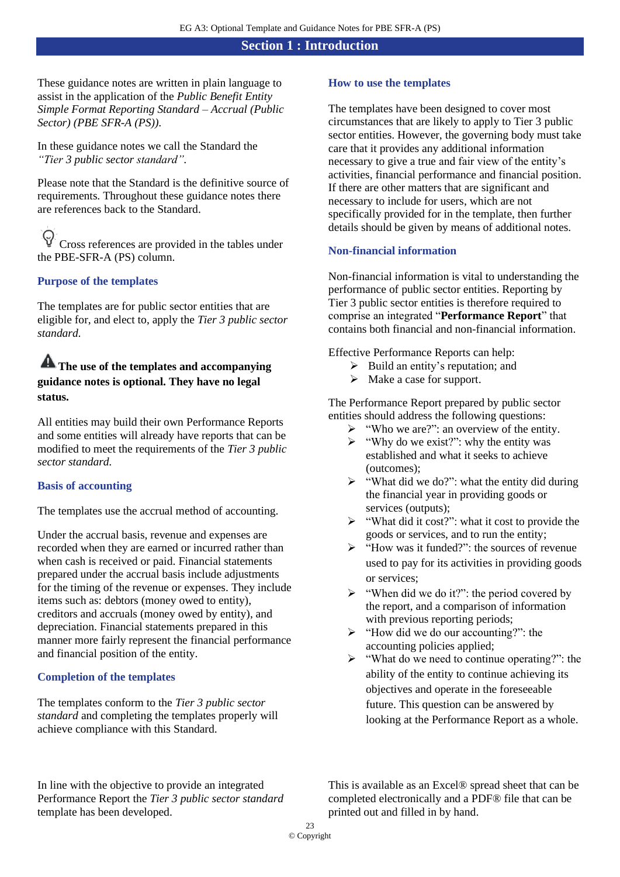## Section 1 : Introduction

These guidance notes are written in plain language to assist in the application of the *Public Benefit Entity Simple Format Reporting Standard – Accrual (Public Sector) (PBE SFR-A (PS)).*

In these guidance notes we call the Standard the *"Tier 3 public sector standard"*.

Please note that the Standard is the definitive source of requirements. Throughout these guidance notes there are references back to the Standard.

Cross references are provided in the tables under the PBE-SFR-A (PS) column.

### Purpose of the templates

The templates are for public sector entities that are eligible for, and elect to, apply the *Tier 3 public sector standard.*

**The use of the templates and accompanying guidance notes is optional. They have no legal status.**

All entities may build their own Performance Reports and some entities will already have reports that can be modified to meet the requirements of the *Tier 3 public sector standard.*

### Basis of accounting

The templates use the accrual method of accounting.

Under the accrual basis, revenue and expenses are recorded when they are earned or incurred rather than when cash is received or paid. Financial statements prepared under the accrual basis include adjustments for the timing of the revenue or expenses. They include items such as: debtors (money owed to entity), creditors and accruals (money owed by entity), and depreciation. Financial statements prepared in this manner more fairly represent the financial performance and financial position of the entity.

### Completion of the templates

The templates conform to the *Tier 3 public sector standard* and completing the templates properly will achieve compliance with this Standard.

In line with the objective to provide an integrated Performance Report the *Tier 3 public sector standard* template has been developed.

This is available as an Excel® spread sheet that can be completed electronically and a PDF® file that can be printed out and filled in by hand.

### How to use the templates

The templates have been designed to cover most circumstances that are likely to apply to Tier 3 public sector entities. However, the governing body must take care that it provides any additional information necessary to give a true and fair view of the entity's activities, financial performance and financial position. If there are other matters that are significant and necessary to include for users, which are not specifically provided for in the template, then further details should be given by means of additional notes.

### Non-financial information

Non-financial information is vital to understanding the performance of public sector entities. Reporting by Tier 3 public sector entities is therefore required to comprise an integrated "**Performance Report**" that contains both financial and non-financial information.

Effective Performance Reports can help:

- Build an entity's reputation; and
- Make a case for support.

The Performance Report prepared by public sector entities should address the following questions:

- "Who we are?": an overview of the entity.
- "Why do we exist?": why the entity was established and what it seeks to achieve (outcomes);
- "What did we do?": what the entity did during the financial year in providing goods or services (outputs);
- "What did it cost?": what it cost to provide the goods or services, and to run the entity;
- "How was it funded?": the sources of revenue used to pay for its activities in providing goods or services;
- "When did we do it?": the period covered by the report, and a comparison of information with previous reporting periods;
- "How did we do our accounting?": the accounting policies applied;
- "What do we need to continue operating?": the ability of the entity to continue achieving its objectives and operate in the foreseeable future. This question can be answered by looking at the Performance Report as a whole.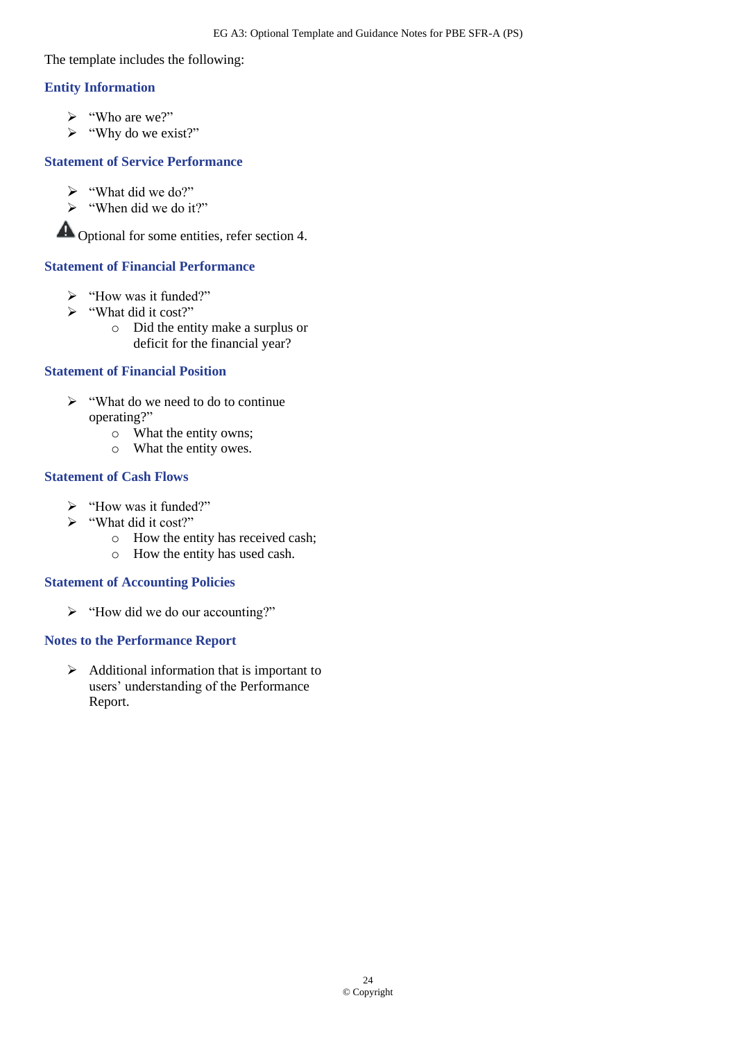The template includes the following:

### Entity Information

- "Who are we?"
- "Why do we exist?"

### Statement of Service Performance

- "What did we do?"
- "When did we do it?"

⚠ Optional for some entities, refer section 4.

### Statement of Financial Performance

- "How was it funded?"
- "What did it cost?"
    - Did the entity make a surplus or deficit for the financial year?

### Statement of Financial Position

- "What do we need to do to continue operating?"
    - What the entity owns;
    - What the entity owes.

### Statement of Cash Flows

- "How was it funded?"
- "What did it cost?"
    - How the entity has received cash;
    - How the entity has used cash.

### Statement of Accounting Policies

- "How did we do our accounting?"

### Notes to the Performance Report

- Additional information that is important to users' understanding of the Performance Report.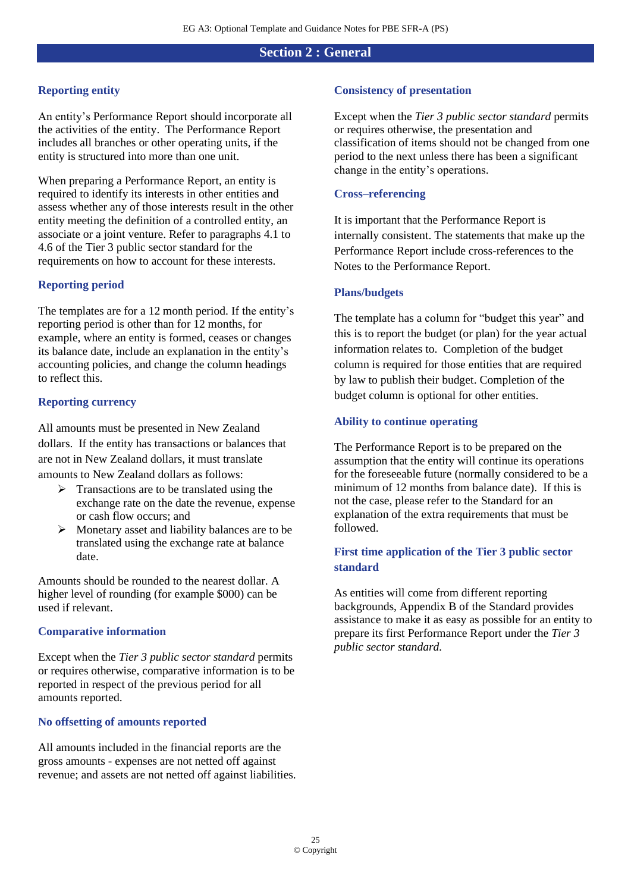## Section 2 : General

### Reporting entity

An entity's Performance Report should incorporate all the activities of the entity. The Performance Report includes all branches or other operating units, if the entity is structured into more than one unit.

When preparing a Performance Report, an entity is required to identify its interests in other entities and assess whether any of those interests result in the other entity meeting the definition of a controlled entity, an associate or a joint venture. Refer to paragraphs 4.1 to 4.6 of the Tier 3 public sector standard for the requirements on how to account for these interests.

### Reporting period

The templates are for a 12 month period. If the entity's reporting period is other than for 12 months, for example, where an entity is formed, ceases or changes its balance date, include an explanation in the entity's accounting policies, and change the column headings to reflect this.

### Reporting currency

All amounts must be presented in New Zealand dollars. If the entity has transactions or balances that are not in New Zealand dollars, it must translate amounts to New Zealand dollars as follows:

- Transactions are to be translated using the exchange rate on the date the revenue, expense or cash flow occurs; and
- Monetary asset and liability balances are to be translated using the exchange rate at balance date.

Amounts should be rounded to the nearest dollar. A higher level of rounding (for example $000) can be used if relevant.

### Comparative information

Except when the *Tier 3 public sector standard* permits or requires otherwise, comparative information is to be reported in respect of the previous period for all amounts reported.

### No offsetting of amounts reported

All amounts included in the financial reports are the gross amounts - expenses are not netted off against revenue; and assets are not netted off against liabilities.

### Consistency of presentation

Except when the *Tier 3 public sector standard* permits or requires otherwise, the presentation and classification of items should not be changed from one period to the next unless there has been a significant change in the entity's operations.

### Cross–referencing

It is important that the Performance Report is internally consistent. The statements that make up the Performance Report include cross-references to the Notes to the Performance Report.

### Plans/budgets

The template has a column for "budget this year" and this is to report the budget (or plan) for the year actual information relates to. Completion of the budget column is required for those entities that are required by law to publish their budget. Completion of the budget column is optional for other entities.

### Ability to continue operating

The Performance Report is to be prepared on the assumption that the entity will continue its operations for the foreseeable future (normally considered to be a minimum of 12 months from balance date). If this is not the case, please refer to the Standard for an explanation of the extra requirements that must be followed.

### First time application of the Tier 3 public sector standard

As entities will come from different reporting backgrounds, Appendix B of the Standard provides assistance to make it as easy as possible for an entity to prepare its first Performance Report under the *Tier 3 public sector standard.*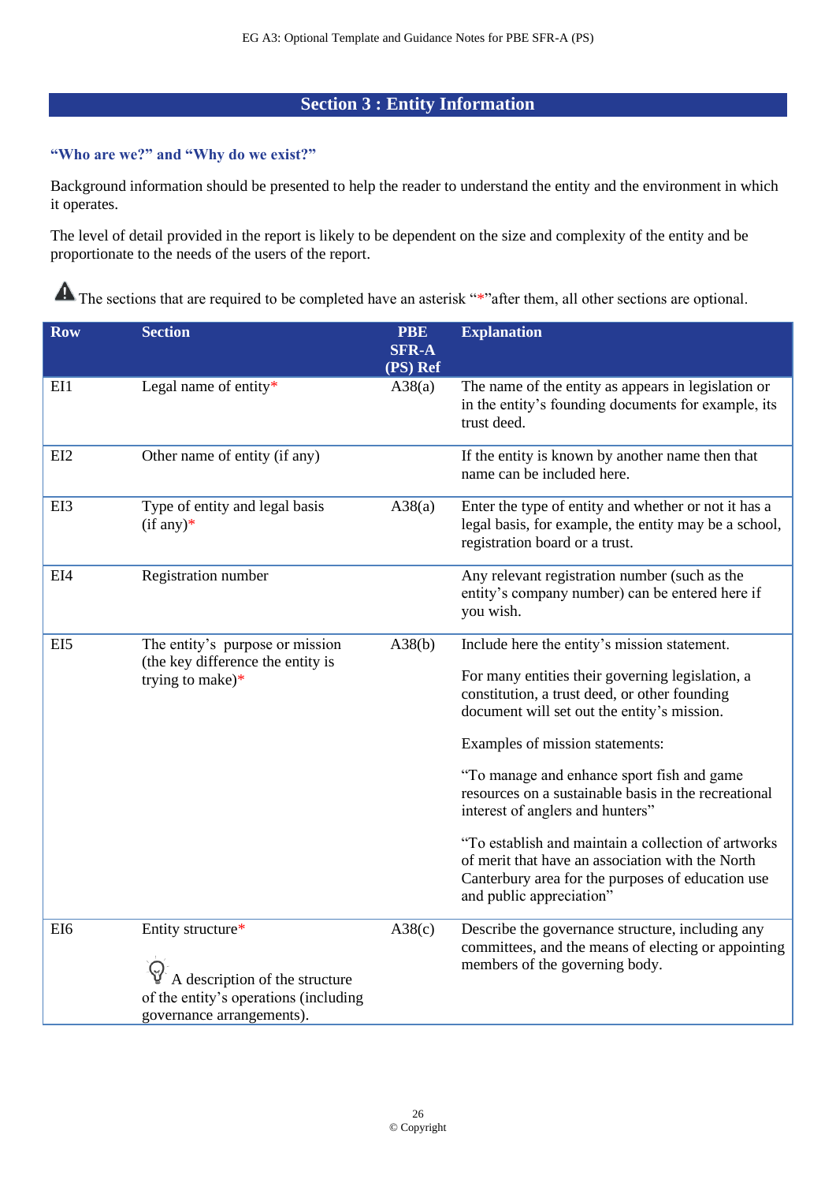## Section 3 : Entity Information

### "Who are we?" and "Why do we exist?"

Background information should be presented to help the reader to understand the entity and the environment in which it operates.

The level of detail provided in the report is likely to be dependent on the size and complexity of the entity and be proportionate to the needs of the users of the report.

⚠ The sections that are required to be completed have an asterisk "*"after them, all other sections are optional.

| Row | Section | PBE SFR-A (PS) Ref | Explanation |
|---|---|---|---|
| EI1 | Legal name of entity* | A38(a) | The name of the entity as appears in legislation or in the entity's founding documents for example, its trust deed. |
| EI2 | Other name of entity (if any) | | If the entity is known by another name then that name can be included here. |
| EI3 | Type of entity and legal basis (if any)* | A38(a) | Enter the type of entity and whether or not it has a legal basis, for example, the entity may be a school, registration board or a trust. |
| EI4 | Registration number | | Any relevant registration number (such as the entity's company number) can be entered here if you wish. |
| EI5 | The entity's purpose or mission (the key difference the entity is trying to make)* | A38(b) | Include here the entity's mission statement.<br><br>For many entities their governing legislation, a constitution, a trust deed, or other founding document will set out the entity's mission.<br><br>Examples of mission statements:<br><br>"To manage and enhance sport fish and game resources on a sustainable basis in the recreational interest of anglers and hunters"<br><br>"To establish and maintain a collection of artworks of merit that have an association with the North Canterbury area for the purposes of education use and public appreciation" |
| EI6 | Entity structure*<br><br>A description of the structure of the entity's operations (including governance arrangements). | A38(c) | Describe the governance structure, including any committees, and the means of electing or appointing members of the governing body. |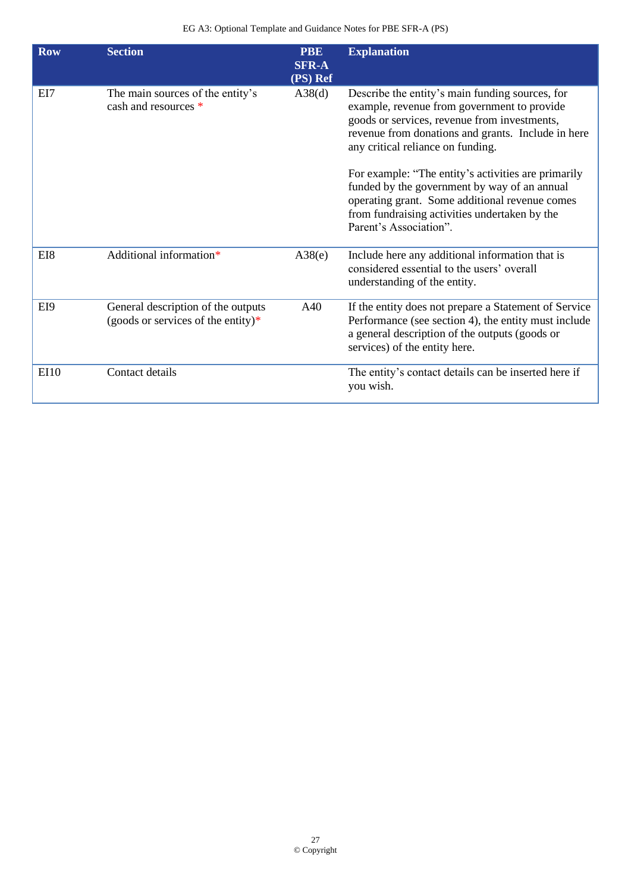| Row | Section | PBE SFR-A (PS) Ref | Explanation |
| --- | --- | --- | --- |
| EI7 | The main sources of the entity's cash and resources * | A38(d) | Describe the entity's main funding sources, for example, revenue from government to provide goods or services, revenue from investments, revenue from donations and grants. Include in here any critical reliance on funding.<br><br>For example: "The entity's activities are primarily funded by the government by way of an annual operating grant. Some additional revenue comes from fundraising activities undertaken by the Parent's Association". |
| EI8 | Additional information* | A38(e) | Include here any additional information that is considered essential to the users' overall understanding of the entity. |
| EI9 | General description of the outputs (goods or services of the entity)* | A40 | If the entity does not prepare a Statement of Service Performance (see section 4), the entity must include a general description of the outputs (goods or services) of the entity here. |
| EI10 | Contact details | | The entity's contact details can be inserted here if you wish. |

© Copyright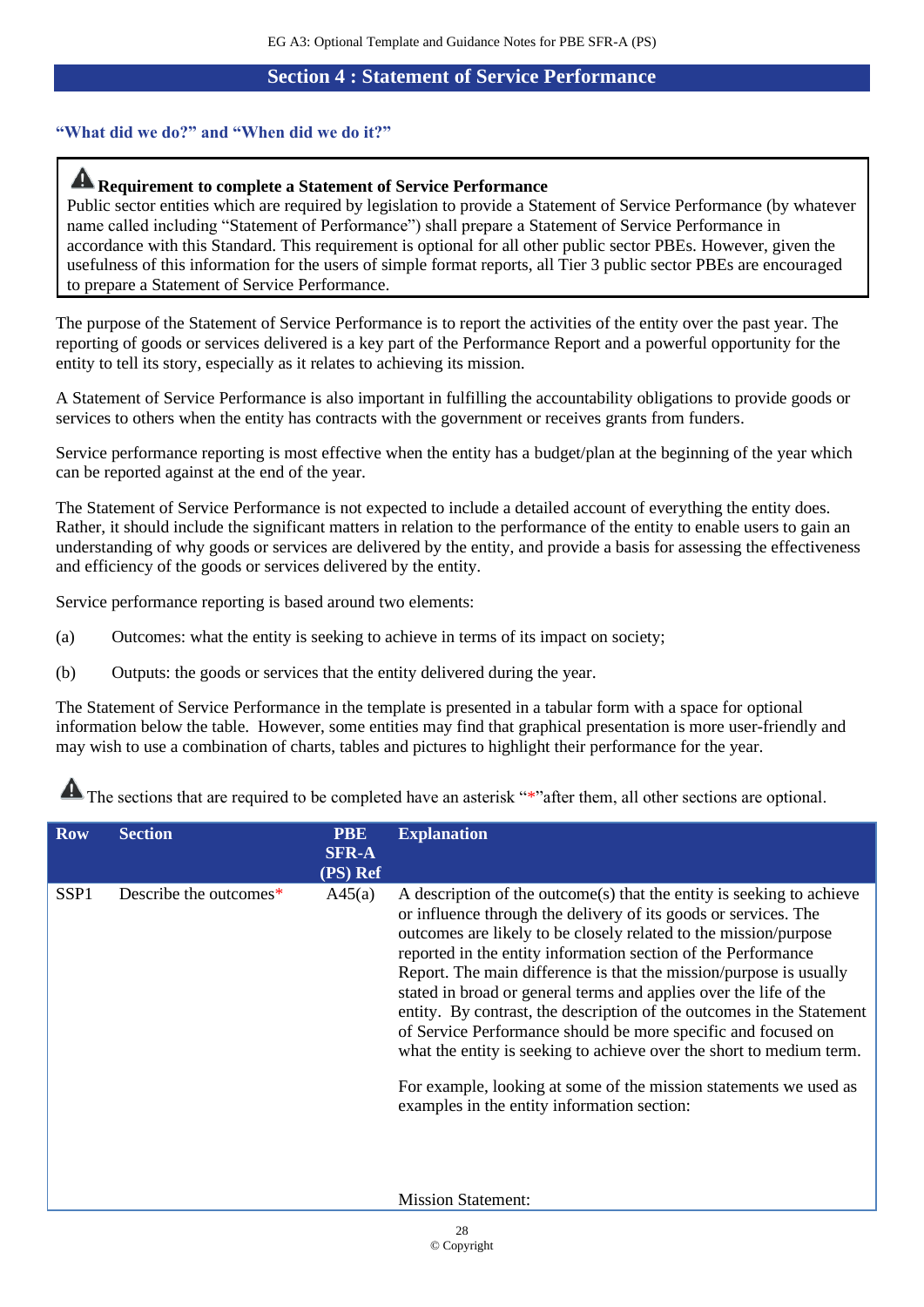## Section 4 : Statement of Service Performance

### "What did we do?" and "When did we do it?"

> ⚠ **Requirement to complete a Statement of Service Performance**
> Public sector entities which are required by legislation to provide a Statement of Service Performance (by whatever name called including "Statement of Performance") shall prepare a Statement of Service Performance in accordance with this Standard. This requirement is optional for all other public sector PBEs. However, given the usefulness of this information for the users of simple format reports, all Tier 3 public sector PBEs are encouraged to prepare a Statement of Service Performance.

The purpose of the Statement of Service Performance is to report the activities of the entity over the past year. The reporting of goods or services delivered is a key part of the Performance Report and a powerful opportunity for the entity to tell its story, especially as it relates to achieving its mission.

A Statement of Service Performance is also important in fulfilling the accountability obligations to provide goods or services to others when the entity has contracts with the government or receives grants from funders.

Service performance reporting is most effective when the entity has a budget/plan at the beginning of the year which can be reported against at the end of the year.

The Statement of Service Performance is not expected to include a detailed account of everything the entity does. Rather, it should include the significant matters in relation to the performance of the entity to enable users to gain an understanding of why goods or services are delivered by the entity, and provide a basis for assessing the effectiveness and efficiency of the goods or services delivered by the entity.

Service performance reporting is based around two elements:

(a) Outcomes: what the entity is seeking to achieve in terms of its impact on society;

(b) Outputs: the goods or services that the entity delivered during the year.

The Statement of Service Performance in the template is presented in a tabular form with a space for optional information below the table. However, some entities may find that graphical presentation is more user-friendly and may wish to use a combination of charts, tables and pictures to highlight their performance for the year.

⚠ The sections that are required to be completed have an asterisk "*"after them, all other sections are optional.

| Row | Section | PBE SFR-A (PS) Ref | Explanation |
|---|---|---|---|
| SSP1 | Describe the outcomes* | A45(a) | A description of the outcome(s) that the entity is seeking to achieve or influence through the delivery of its goods or services. The outcomes are likely to be closely related to the mission/purpose reported in the entity information section of the Performance Report. The main difference is that the mission/purpose is usually stated in broad or general terms and applies over the life of the entity. By contrast, the description of the outcomes in the Statement of Service Performance should be more specific and focused on what the entity is seeking to achieve over the short to medium term.<br><br>For example, looking at some of the mission statements we used as examples in the entity information section:<br><br>Mission Statement: |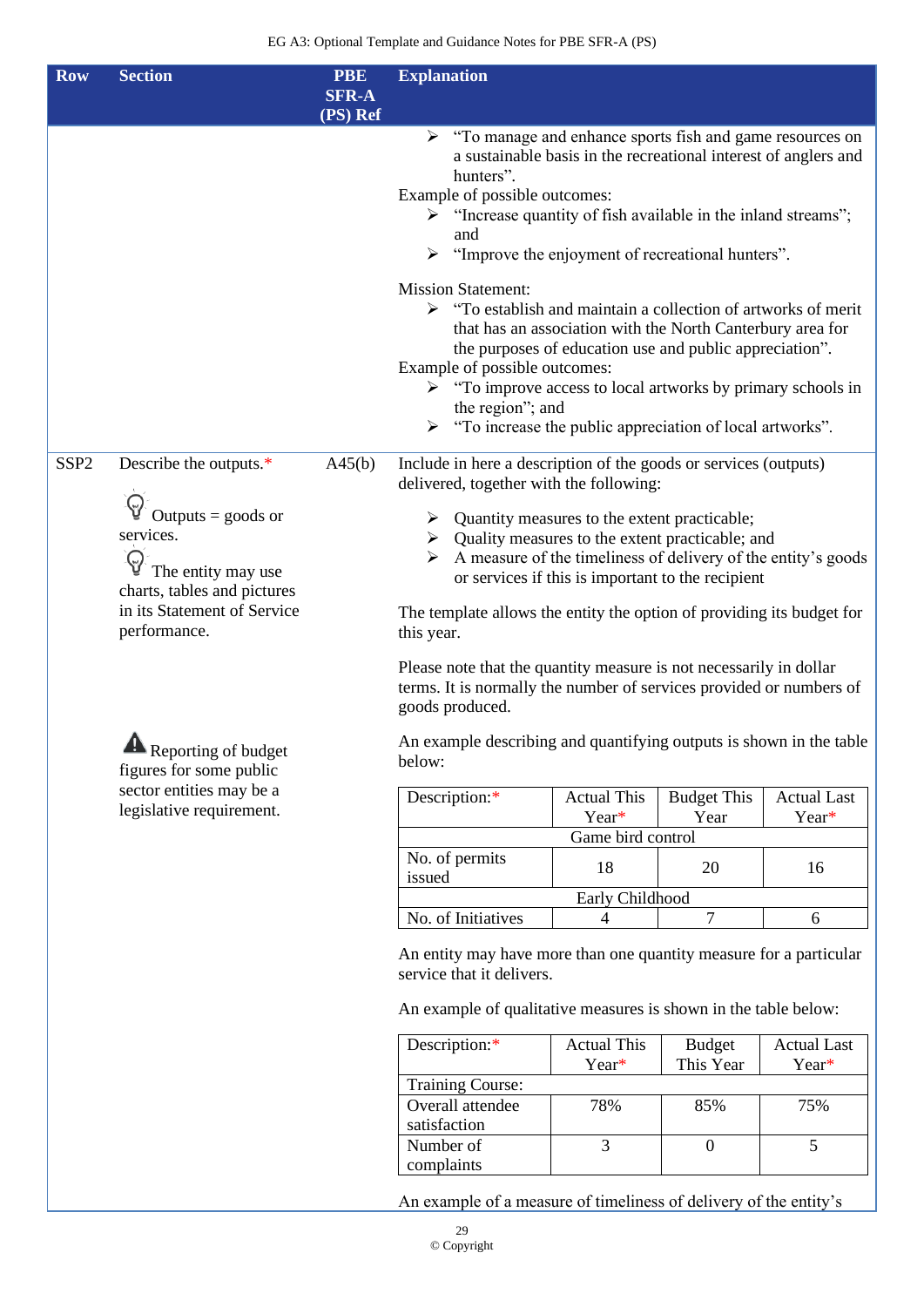| Row | Section | PBE SFR-A (PS) Ref | Explanation |
|---|---|---|---|
| | | | ➢ "To manage and enhance sports fish and game resources on a sustainable basis in the recreational interest of anglers and hunters".<br>Example of possible outcomes:<br>➢ "Increase quantity of fish available in the inland streams"; and<br>➢ "Improve the enjoyment of recreational hunters".<br><br>Mission Statement:<br>➢ "To establish and maintain a collection of artworks of merit that has an association with the North Canterbury area for the purposes of education use and public appreciation".<br>Example of possible outcomes:<br>➢ "To improve access to local artworks by primary schools in the region"; and<br>➢ "To increase the public appreciation of local artworks". |
| SSP2 | Describe the outputs.*<br><br>Outputs = goods or services.<br><br>The entity may use charts, tables and pictures in its Statement of Service performance.<br><br>Reporting of budget figures for some public sector entities may be a legislative requirement. | A45(b) | Include in here a description of the goods or services (outputs) delivered, together with the following:<br><br>➢ Quantity measures to the extent practicable;<br>➢ Quality measures to the extent practicable; and<br>➢ A measure of the timeliness of delivery of the entity's goods or services if this is important to the recipient<br><br>The template allows the entity the option of providing its budget for this year.<br><br>Please note that the quantity measure is not necessarily in dollar terms. It is normally the number of services provided or numbers of goods produced.<br><br>An example describing and quantifying outputs is shown in the table below:<br><br>Description:* \| Actual This Year* \| Budget This Year \| Actual Last Year*<br>Game bird control<br>No. of permits issued \| 18 \| 20 \| 16<br>Early Childhood<br>No. of Initiatives \| 4 \| 7 \| 6<br><br>An entity may have more than one quantity measure for a particular service that it delivers.<br><br>An example of qualitative measures is shown in the table below:<br><br>Description:* \| Actual This Year* \| Budget This Year \| Actual Last Year*<br>Training Course:<br>Overall attendee satisfaction \| 78% \| 85% \| 75%<br>Number of complaints \| 3 \| 0 \| 5<br><br>An example of a measure of timeliness of delivery of the entity's |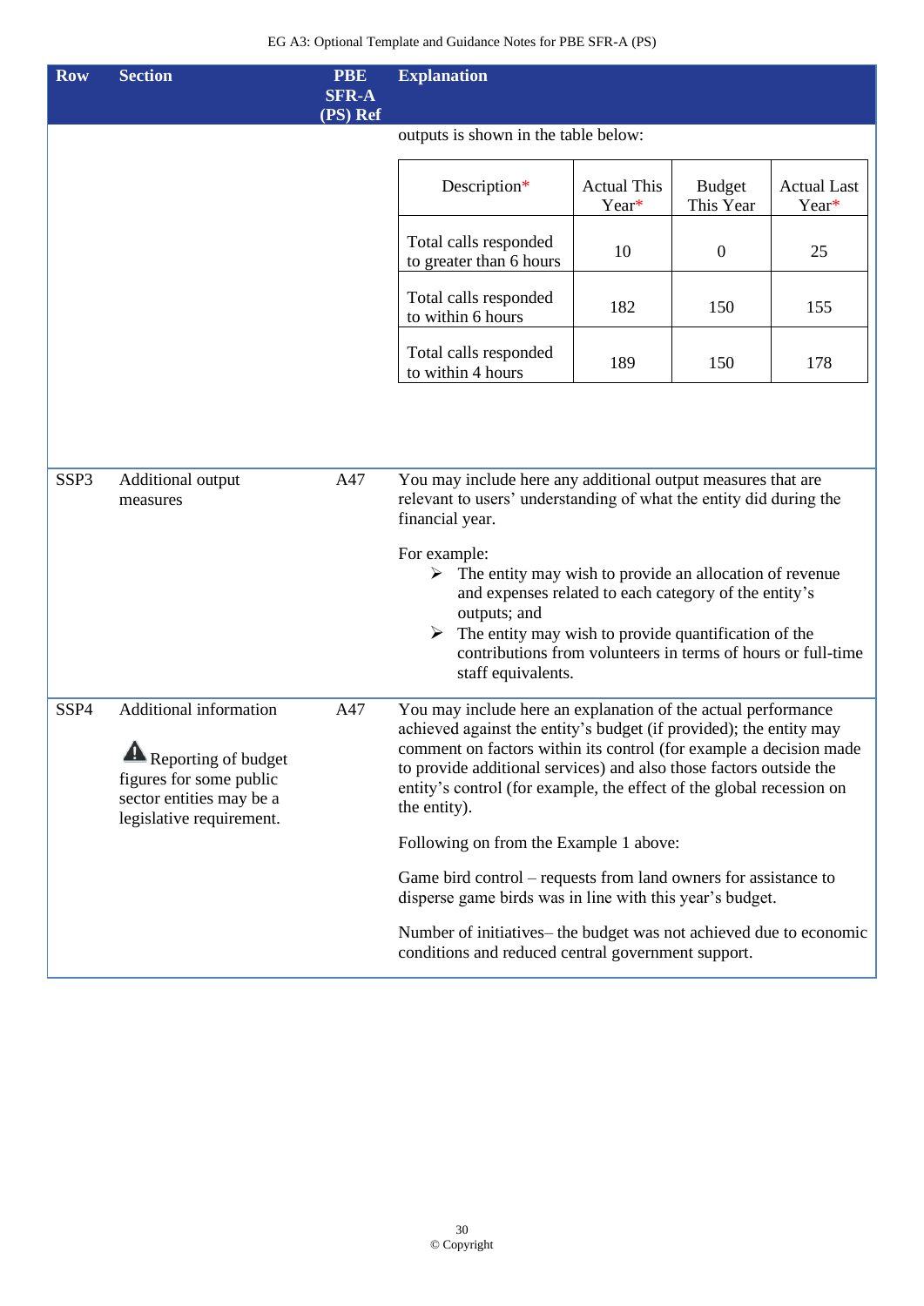| Row | Section | PBE SFR-A (PS) Ref | Explanation |
|---|---|---|---|
| | | | outputs is shown in the table below: |
| SSP3 | Additional output measures | A47 | You may include here any additional output measures that are relevant to users' understanding of what the entity did during the financial year.<br><br>For example:<br>➢ The entity may wish to provide an allocation of revenue and expenses related to each category of the entity's outputs; and<br>➢ The entity may wish to provide quantification of the contributions from volunteers in terms of hours or full-time staff equivalents. |
| SSP4 | Additional information<br><br>⚠ Reporting of budget figures for some public sector entities may be a legislative requirement. | A47 | You may include here an explanation of the actual performance achieved against the entity's budget (if provided); the entity may comment on factors within its control (for example a decision made to provide additional services) and also those factors outside the entity's control (for example, the effect of the global recession on the entity).<br><br>Following on from the Example 1 above:<br><br>Game bird control – requests from land owners for assistance to disperse game birds was in line with this year's budget.<br><br>Number of initiatives– the budget was not achieved due to economic conditions and reduced central government support. |

| Description* | Actual This Year* | Budget This Year | Actual Last Year* |
|---|---|---|---|
| Total calls responded to greater than 6 hours | 10 | 0 | 25 |
| Total calls responded to within 6 hours | 182 | 150 | 155 |
| Total calls responded to within 4 hours | 189 | 150 | 178 |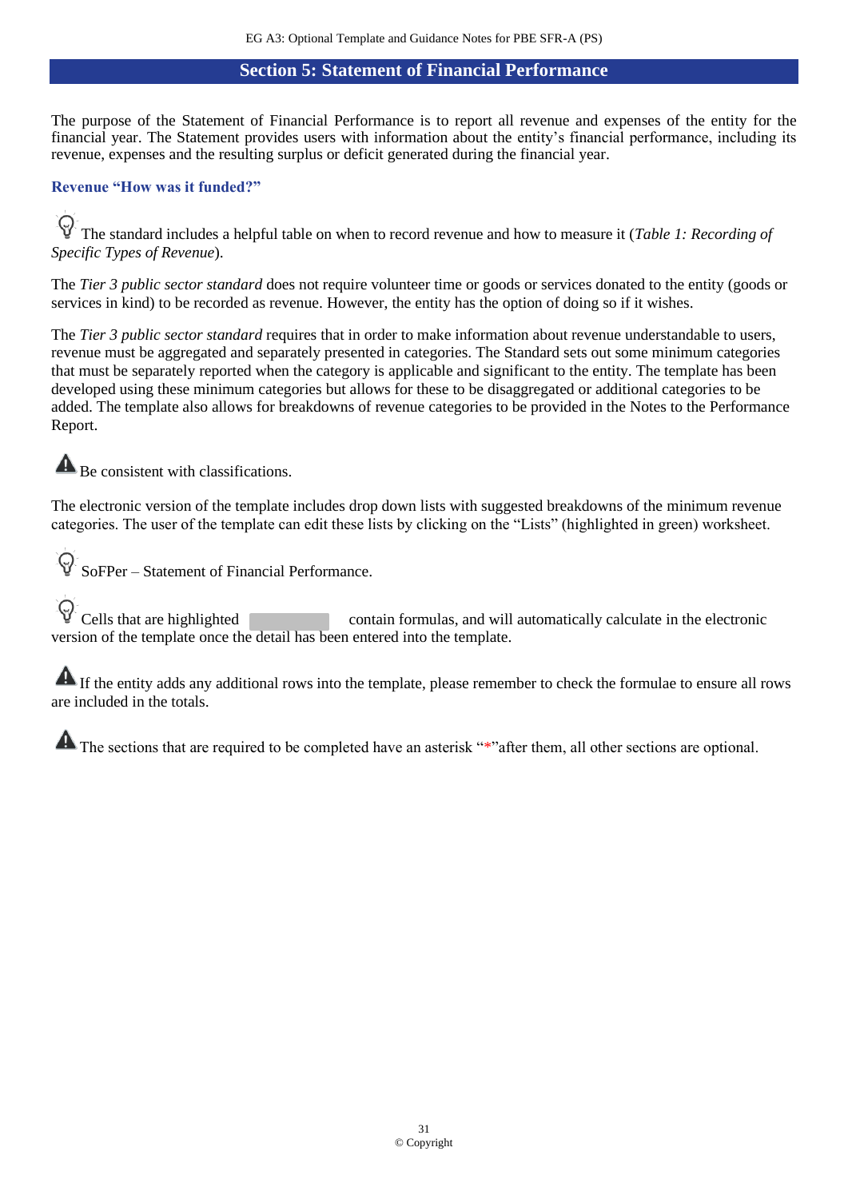## Section 5: Statement of Financial Performance

The purpose of the Statement of Financial Performance is to report all revenue and expenses of the entity for the financial year. The Statement provides users with information about the entity's financial performance, including its revenue, expenses and the resulting surplus or deficit generated during the financial year.

### Revenue "How was it funded?"

The standard includes a helpful table on when to record revenue and how to measure it (*Table 1: Recording of Specific Types of Revenue*).

The *Tier 3 public sector standard* does not require volunteer time or goods or services donated to the entity (goods or services in kind) to be recorded as revenue. However, the entity has the option of doing so if it wishes.

The *Tier 3 public sector standard* requires that in order to make information about revenue understandable to users, revenue must be aggregated and separately presented in categories. The Standard sets out some minimum categories that must be separately reported when the category is applicable and significant to the entity. The template has been developed using these minimum categories but allows for these to be disaggregated or additional categories to be added. The template also allows for breakdowns of revenue categories to be provided in the Notes to the Performance Report.

Be consistent with classifications.

The electronic version of the template includes drop down lists with suggested breakdowns of the minimum revenue categories. The user of the template can edit these lists by clicking on the "Lists" (highlighted in green) worksheet.

SoFPer – Statement of Financial Performance.

Cells that are highlighted contain formulas, and will automatically calculate in the electronic version of the template once the detail has been entered into the template.

If the entity adds any additional rows into the template, please remember to check the formulae to ensure all rows are included in the totals.

The sections that are required to be completed have an asterisk "*"after them, all other sections are optional.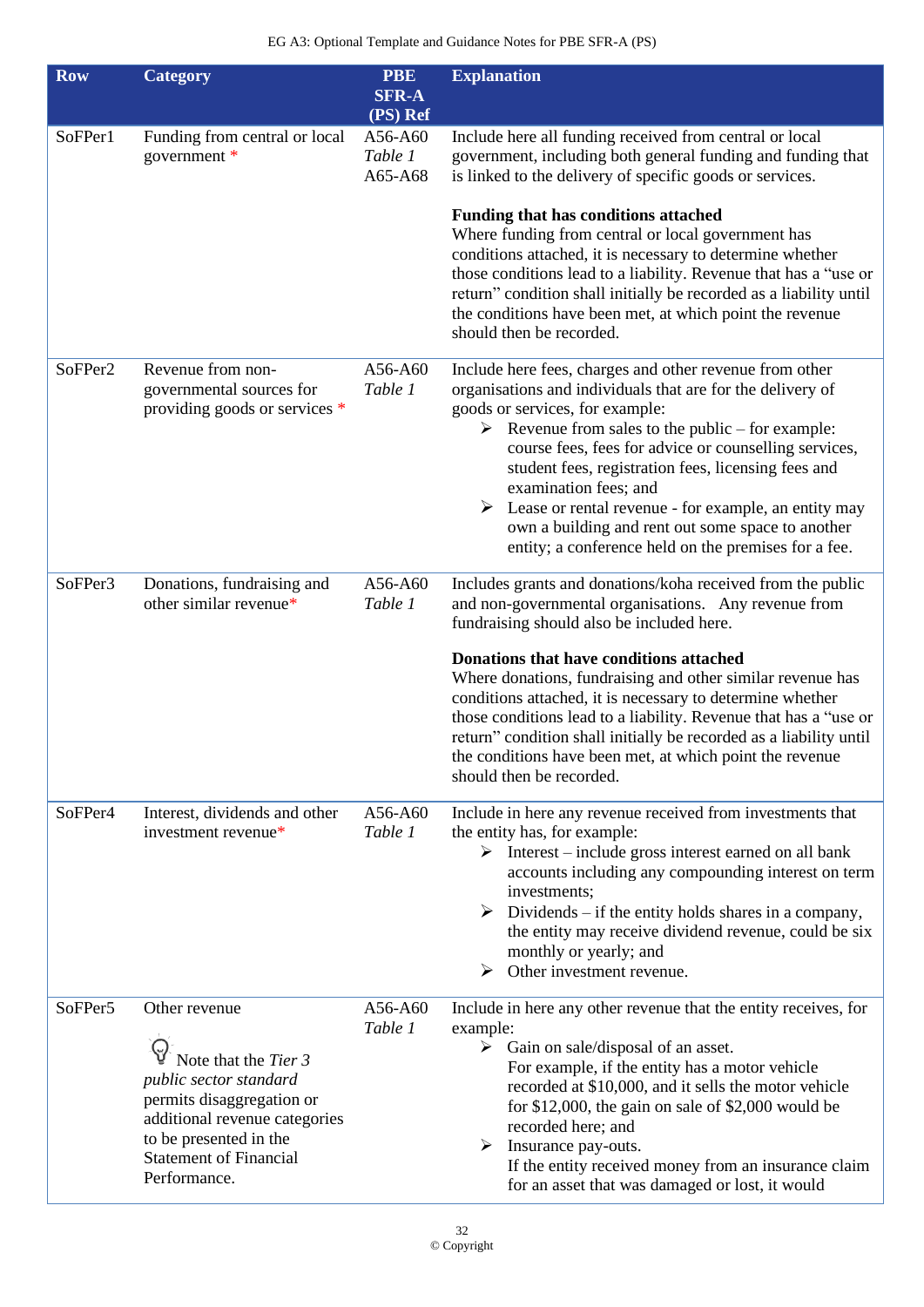| Row | Category | PBE SFR-A (PS) Ref | Explanation |
|---|---|---|---|
| SoFPer1 | Funding from central or local government * | A56-A60 *Table 1* A65-A68 | Include here all funding received from central or local government, including both general funding and funding that is linked to the delivery of specific goods or services.<br><br>**Funding that has conditions attached**<br>Where funding from central or local government has conditions attached, it is necessary to determine whether those conditions lead to a liability. Revenue that has a "use or return" condition shall initially be recorded as a liability until the conditions have been met, at which point the revenue should then be recorded. |
| SoFPer2 | Revenue from non-governmental sources for providing goods or services * | A56-A60 *Table 1* | Include here fees, charges and other revenue from other organisations and individuals that are for the delivery of goods or services, for example:<br>➢ Revenue from sales to the public – for example: course fees, fees for advice or counselling services, student fees, registration fees, licensing fees and examination fees; and<br>➢ Lease or rental revenue - for example, an entity may own a building and rent out some space to another entity; a conference held on the premises for a fee. |
| SoFPer3 | Donations, fundraising and other similar revenue* | A56-A60 *Table 1* | Includes grants and donations/koha received from the public and non-governmental organisations. Any revenue from fundraising should also be included here.<br><br>**Donations that have conditions attached**<br>Where donations, fundraising and other similar revenue has conditions attached, it is necessary to determine whether those conditions lead to a liability. Revenue that has a "use or return" condition shall initially be recorded as a liability until the conditions have been met, at which point the revenue should then be recorded. |
| SoFPer4 | Interest, dividends and other investment revenue* | A56-A60 *Table 1* | Include in here any revenue received from investments that the entity has, for example:<br>➢ Interest – include gross interest earned on all bank accounts including any compounding interest on term investments;<br>➢ Dividends – if the entity holds shares in a company, the entity may receive dividend revenue, could be six monthly or yearly; and<br>➢ Other investment revenue. |
| SoFPer5 | Other revenue<br><br>Note that the *Tier 3 public sector standard* permits disaggregation or additional revenue categories to be presented in the Statement of Financial Performance. | A56-A60 *Table 1* | Include in here any other revenue that the entity receives, for example:<br>➢ Gain on sale/disposal of an asset.<br>For example, if the entity has a motor vehicle recorded at $10,000, and it sells the motor vehicle for $12,000, the gain on sale of $2,000 would be recorded here; and<br>➢ Insurance pay-outs.<br>If the entity received money from an insurance claim for an asset that was damaged or lost, it would |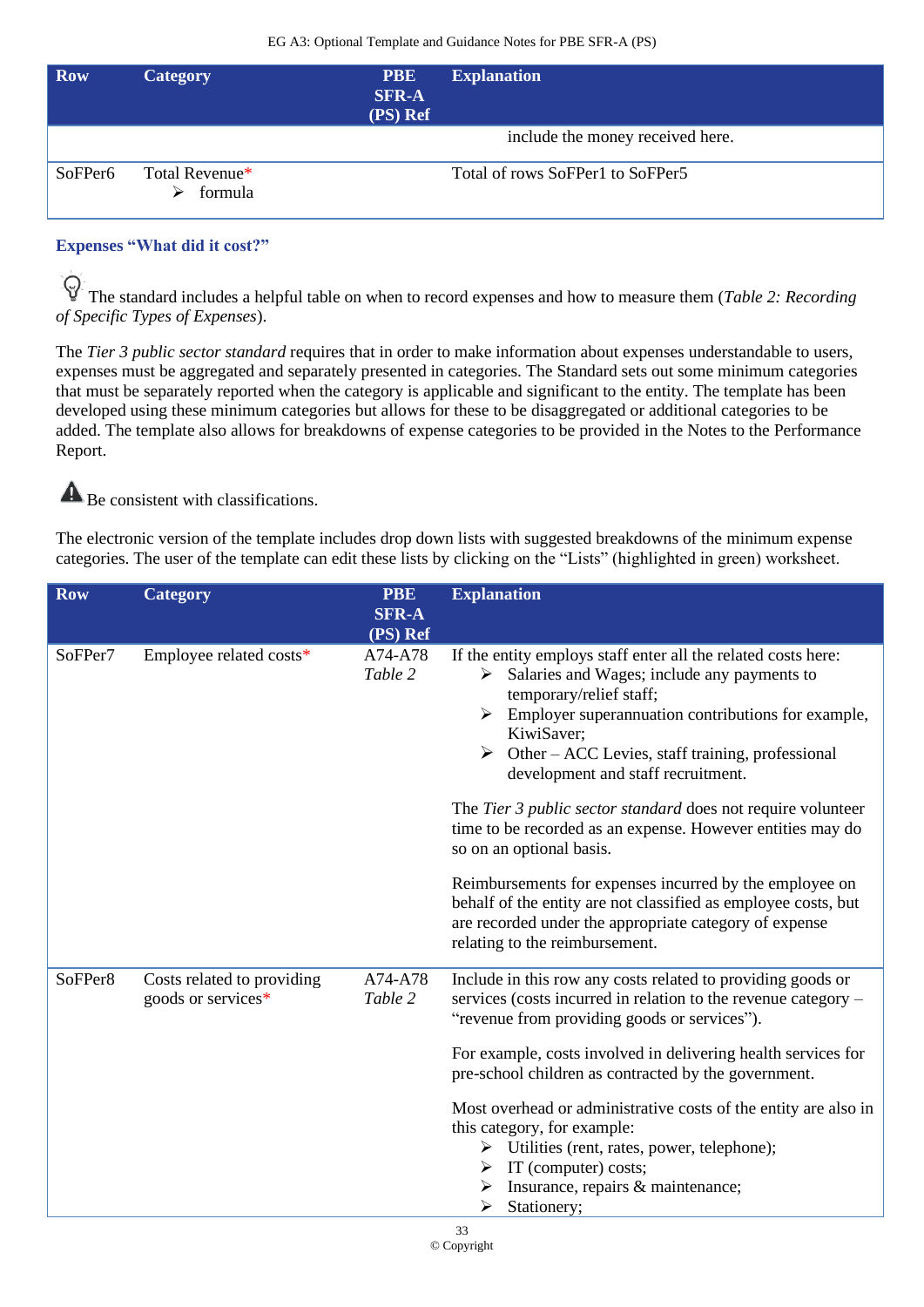| Row | Category | PBE SFR-A (PS) Ref | Explanation |
|---|---|---|---|
| | | | include the money received here. |
| SoFPer6 | Total Revenue*<br>➢ formula | | Total of rows SoFPer1 to SoFPer5 |

### Expenses "What did it cost?"

The standard includes a helpful table on when to record expenses and how to measure them (*Table 2: Recording of Specific Types of Expenses*).

The *Tier 3 public sector standard* requires that in order to make information about expenses understandable to users, expenses must be aggregated and separately presented in categories. The Standard sets out some minimum categories that must be separately reported when the category is applicable and significant to the entity. The template has been developed using these minimum categories but allows for these to be disaggregated or additional categories to be added. The template also allows for breakdowns of expense categories to be provided in the Notes to the Performance Report.

Be consistent with classifications.

The electronic version of the template includes drop down lists with suggested breakdowns of the minimum expense categories. The user of the template can edit these lists by clicking on the "Lists" (highlighted in green) worksheet.

| Row | Category | PBE SFR-A (PS) Ref | Explanation |
|---|---|---|---|
| SoFPer7 | Employee related costs* | A74-A78<br>*Table 2* | If the entity employs staff enter all the related costs here:<br>➢ Salaries and Wages; include any payments to temporary/relief staff;<br>➢ Employer superannuation contributions for example, KiwiSaver;<br>➢ Other – ACC Levies, staff training, professional development and staff recruitment.<br><br>The *Tier 3 public sector standard* does not require volunteer time to be recorded as an expense. However entities may do so on an optional basis.<br><br>Reimbursements for expenses incurred by the employee on behalf of the entity are not classified as employee costs, but are recorded under the appropriate category of expense relating to the reimbursement. |
| SoFPer8 | Costs related to providing goods or services* | A74-A78<br>*Table 2* | Include in this row any costs related to providing goods or services (costs incurred in relation to the revenue category – "revenue from providing goods or services").<br><br>For example, costs involved in delivering health services for pre-school children as contracted by the government.<br><br>Most overhead or administrative costs of the entity are also in this category, for example:<br>➢ Utilities (rent, rates, power, telephone);<br>➢ IT (computer) costs;<br>➢ Insurance, repairs & maintenance;<br>➢ Stationery; |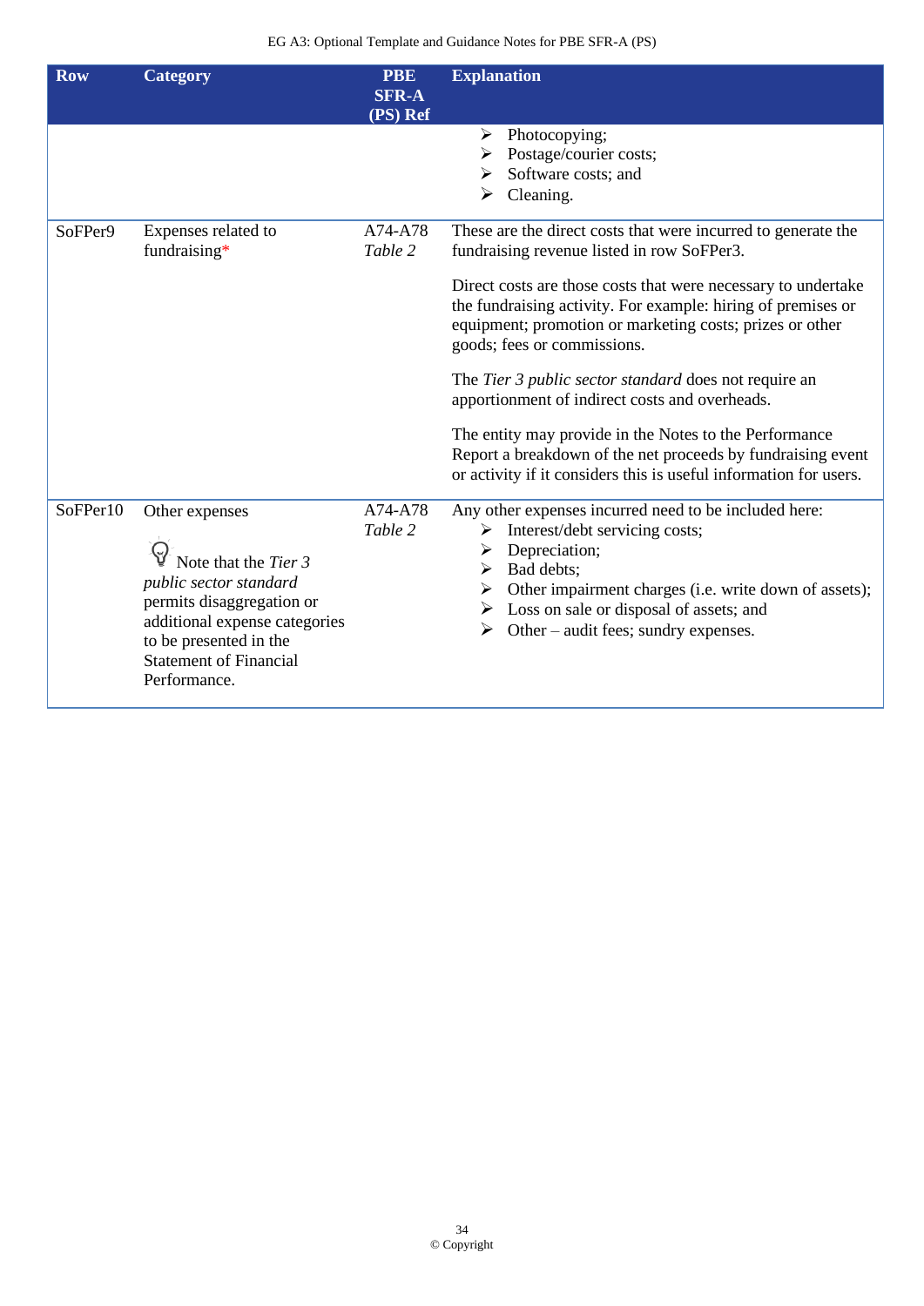| Row | Category | PBE SFR-A (PS) Ref | Explanation |
|---|---|---|---|
| | | | ➢ Photocopying;<br>➢ Postage/courier costs;<br>➢ Software costs; and<br>➢ Cleaning. |
| SoFPer9 | Expenses related to fundraising* | A74-A78 *Table 2* | These are the direct costs that were incurred to generate the fundraising revenue listed in row SoFPer3.<br><br>Direct costs are those costs that were necessary to undertake the fundraising activity. For example: hiring of premises or equipment; promotion or marketing costs; prizes or other goods; fees or commissions.<br><br>The *Tier 3 public sector standard* does not require an apportionment of indirect costs and overheads.<br><br>The entity may provide in the Notes to the Performance Report a breakdown of the net proceeds by fundraising event or activity if it considers this is useful information for users. |
| SoFPer10 | Other expenses<br><br>Note that the *Tier 3 public sector standard* permits disaggregation or additional expense categories to be presented in the Statement of Financial Performance. | A74-A78 *Table 2* | Any other expenses incurred need to be included here:<br>➢ Interest/debt servicing costs;<br>➢ Depreciation;<br>➢ Bad debts;<br>➢ Other impairment charges (i.e. write down of assets);<br>➢ Loss on sale or disposal of assets; and<br>➢ Other – audit fees; sundry expenses. |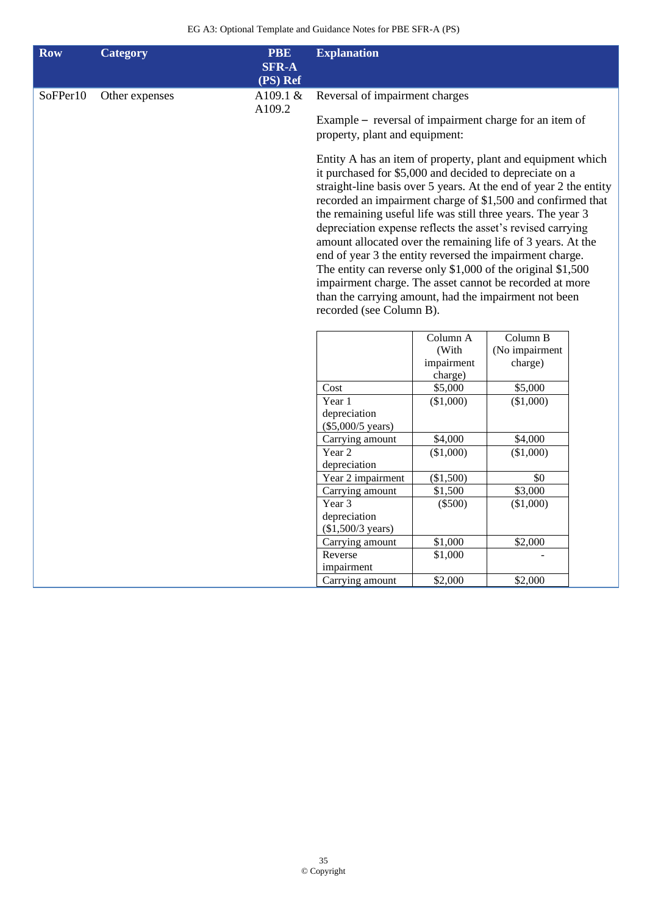| Row | Category | PBE SFR-A (PS) Ref | Explanation |
|---|---|---|---|
| SoFPer10 | Other expenses | A109.1 & A109.2 | Reversal of impairment charges<br><br>Example – reversal of impairment charge for an item of property, plant and equipment:<br><br>Entity A has an item of property, plant and equipment which it purchased for $5,000 and decided to depreciate on a straight-line basis over 5 years. At the end of year 2 the entity recorded an impairment charge of $1,500 and confirmed that the remaining useful life was still three years. The year 3 depreciation expense reflects the asset's revised carrying amount allocated over the remaining life of 3 years. At the end of year 3 the entity reversed the impairment charge. The entity can reverse only $1,000 of the original $1,500 impairment charge. The asset cannot be recorded at more than the carrying amount, had the impairment not been recorded (see Column B). |

| | Column A (With impairment charge) | Column B (No impairment charge) |
|---|---|---|
| Cost | $5,000 | $5,000 |
| Year 1 depreciation ($5,000/5 years) | ($1,000) | ($1,000) |
| Carrying amount | $4,000 | $4,000 |
| Year 2 depreciation | ($1,000) | ($1,000) |
| Year 2 impairment | ($1,500) | $0 |
| Carrying amount | $1,500 | $3,000 |
| Year 3 depreciation ($1,500/3 years) | ($500) | ($1,000) |
| Carrying amount | $1,000 | $2,000 |
| Reverse impairment | $1,000 | - |
| Carrying amount | $2,000 | $2,000 |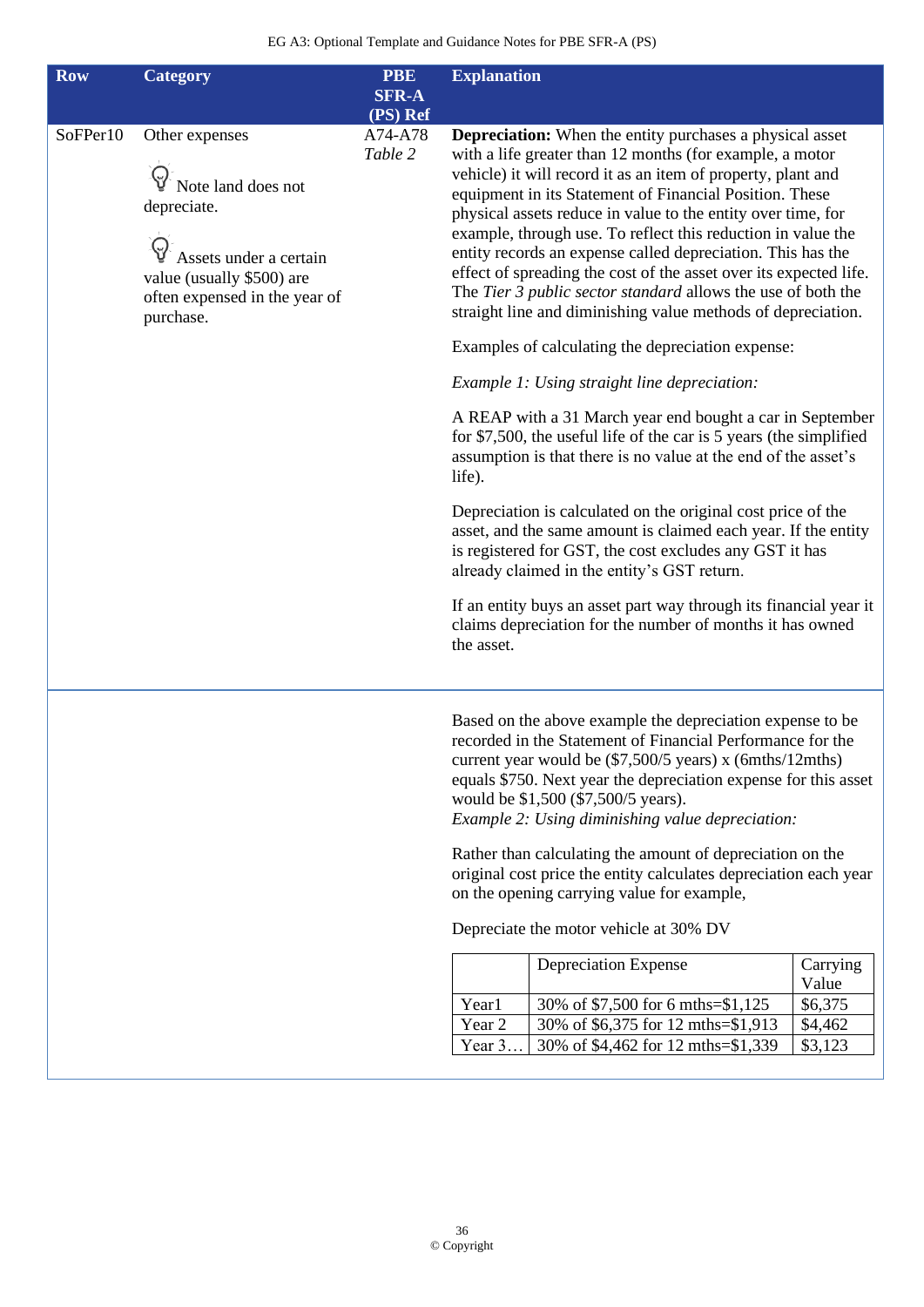| Row | Category | PBE SFR-A (PS) Ref | Explanation |
|---|---|---|---|
| SoFPer10 | Other expenses<br><br>Note land does not depreciate.<br><br>Assets under a certain value (usually $500) are often expensed in the year of purchase. | A74-A78<br>*Table 2* | **Depreciation:** When the entity purchases a physical asset with a life greater than 12 months (for example, a motor vehicle) it will record it as an item of property, plant and equipment in its Statement of Financial Position. These physical assets reduce in value to the entity over time, for example, through use. To reflect this reduction in value the entity records an expense called depreciation. This has the effect of spreading the cost of the asset over its expected life. The *Tier 3 public sector standard* allows the use of both the straight line and diminishing value methods of depreciation.<br><br>Examples of calculating the depreciation expense:<br><br>*Example 1: Using straight line depreciation:*<br><br>A REAP with a 31 March year end bought a car in September for $7,500, the useful life of the car is 5 years (the simplified assumption is that there is no value at the end of the asset's life).<br><br>Depreciation is calculated on the original cost price of the asset, and the same amount is claimed each year. If the entity is registered for GST, the cost excludes any GST it has already claimed in the entity's GST return.<br><br>If an entity buys an asset part way through its financial year it claims depreciation for the number of months it has owned the asset. |
| | | | Based on the above example the depreciation expense to be recorded in the Statement of Financial Performance for the current year would be ($7,500/5 years) x (6mths/12mths) equals $750. Next year the depreciation expense for this asset would be $1,500 ($7,500/5 years).<br>*Example 2: Using diminishing value depreciation:*<br><br>Rather than calculating the amount of depreciation on the original cost price the entity calculates depreciation each year on the opening carrying value for example,<br><br>Depreciate the motor vehicle at 30% DV |

| | Depreciation Expense | Carrying Value |
|---|---|---|
| Year1 | 30% of $7,500 for 6 mths=$1,125 | $6,375 |
| Year 2 | 30% of $6,375 for 12 mths=$1,913 | $4,462 |
| Year 3… | 30% of $4,462 for 12 mths=$1,339 | $3,123 |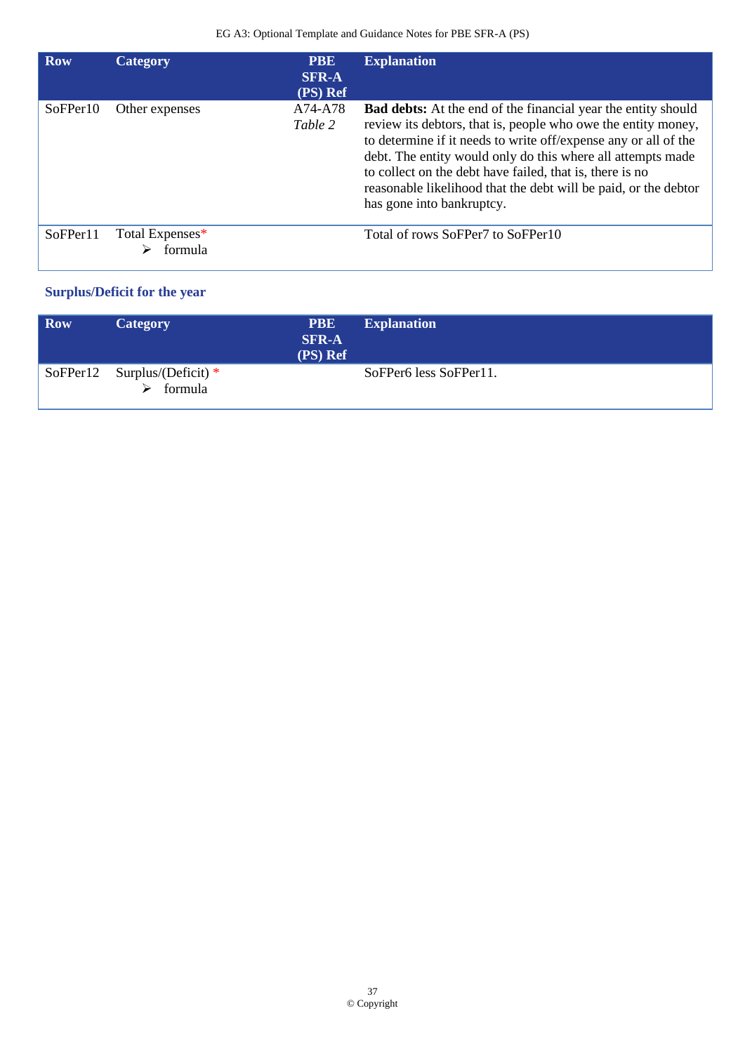| Row | Category | PBE SFR-A (PS) Ref | Explanation |
|---|---|---|---|
| SoFPer10 | Other expenses | A74-A78 *Table 2* | **Bad debts:** At the end of the financial year the entity should review its debtors, that is, people who owe the entity money, to determine if it needs to write off/expense any or all of the debt. The entity would only do this where all attempts made to collect on the debt have failed, that is, there is no reasonable likelihood that the debt will be paid, or the debtor has gone into bankruptcy. |
| SoFPer11 | Total Expenses* <br> ➢ formula | | Total of rows SoFPer7 to SoFPer10 |

### Surplus/Deficit for the year

| Row | Category | PBE SFR-A (PS) Ref | Explanation |
|---|---|---|---|
| SoFPer12 | Surplus/(Deficit) * <br> ➢ formula | | SoFPer6 less SoFPer11. |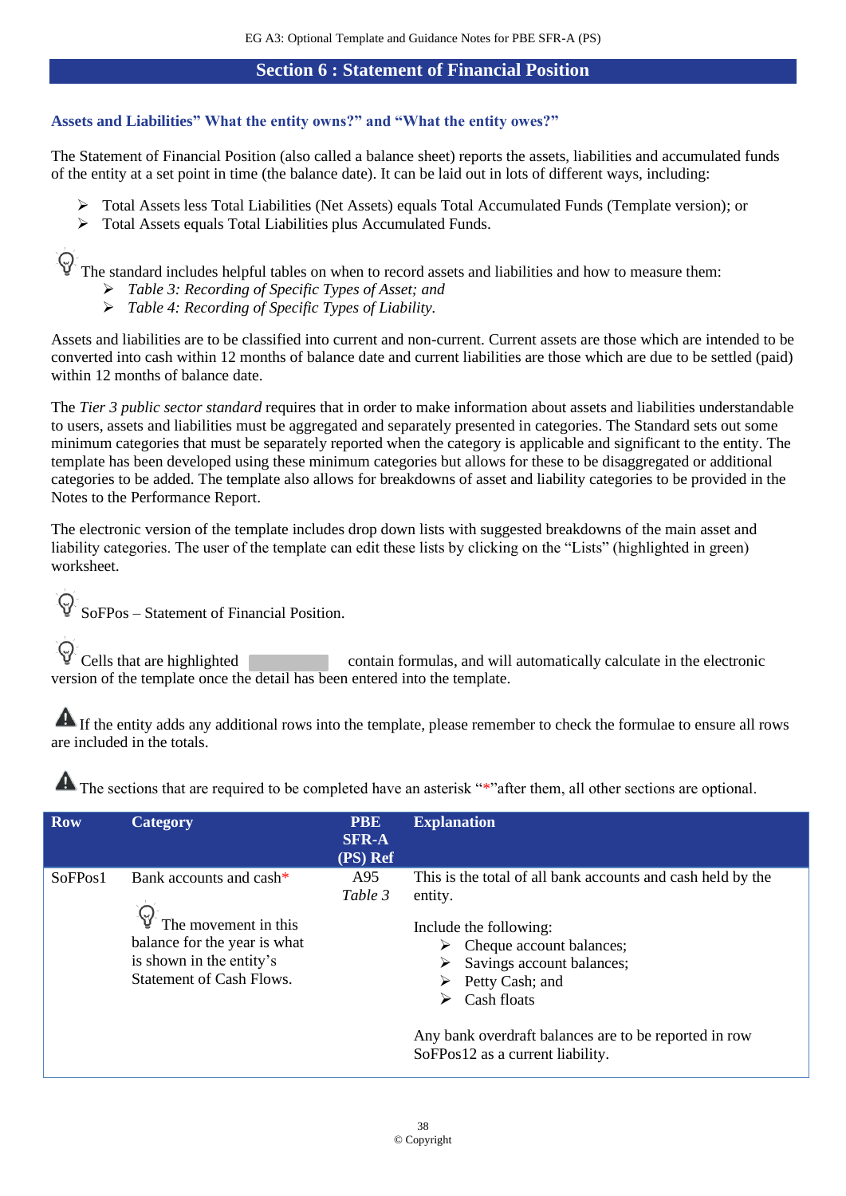## Section 6 : Statement of Financial Position

### Assets and Liabilities" What the entity owns?" and "What the entity owes?"

The Statement of Financial Position (also called a balance sheet) reports the assets, liabilities and accumulated funds of the entity at a set point in time (the balance date). It can be laid out in lots of different ways, including:

- Total Assets less Total Liabilities (Net Assets) equals Total Accumulated Funds (Template version); or
- Total Assets equals Total Liabilities plus Accumulated Funds.

The standard includes helpful tables on when to record assets and liabilities and how to measure them:

- *Table 3: Recording of Specific Types of Asset; and*
- *Table 4: Recording of Specific Types of Liability.*

Assets and liabilities are to be classified into current and non-current. Current assets are those which are intended to be converted into cash within 12 months of balance date and current liabilities are those which are due to be settled (paid) within 12 months of balance date.

The *Tier 3 public sector standard* requires that in order to make information about assets and liabilities understandable to users, assets and liabilities must be aggregated and separately presented in categories. The Standard sets out some minimum categories that must be separately reported when the category is applicable and significant to the entity. The template has been developed using these minimum categories but allows for these to be disaggregated or additional categories to be added. The template also allows for breakdowns of asset and liability categories to be provided in the Notes to the Performance Report.

The electronic version of the template includes drop down lists with suggested breakdowns of the main asset and liability categories. The user of the template can edit these lists by clicking on the "Lists" (highlighted in green) worksheet.

SoFPos – Statement of Financial Position.

Cells that are highlighted contain formulas, and will automatically calculate in the electronic version of the template once the detail has been entered into the template.

If the entity adds any additional rows into the template, please remember to check the formulae to ensure all rows are included in the totals.

The sections that are required to be completed have an asterisk "*"after them, all other sections are optional.

| Row | Category | PBE SFR-A (PS) Ref | Explanation |
|---|---|---|---|
| SoFPos1 | Bank accounts and cash*<br><br>The movement in this balance for the year is what is shown in the entity's Statement of Cash Flows. | A95<br>*Table 3* | This is the total of all bank accounts and cash held by the entity.<br><br>Include the following:<br>- Cheque account balances;<br>- Savings account balances;<br>- Petty Cash; and<br>- Cash floats<br><br>Any bank overdraft balances are to be reported in row SoFPos12 as a current liability. |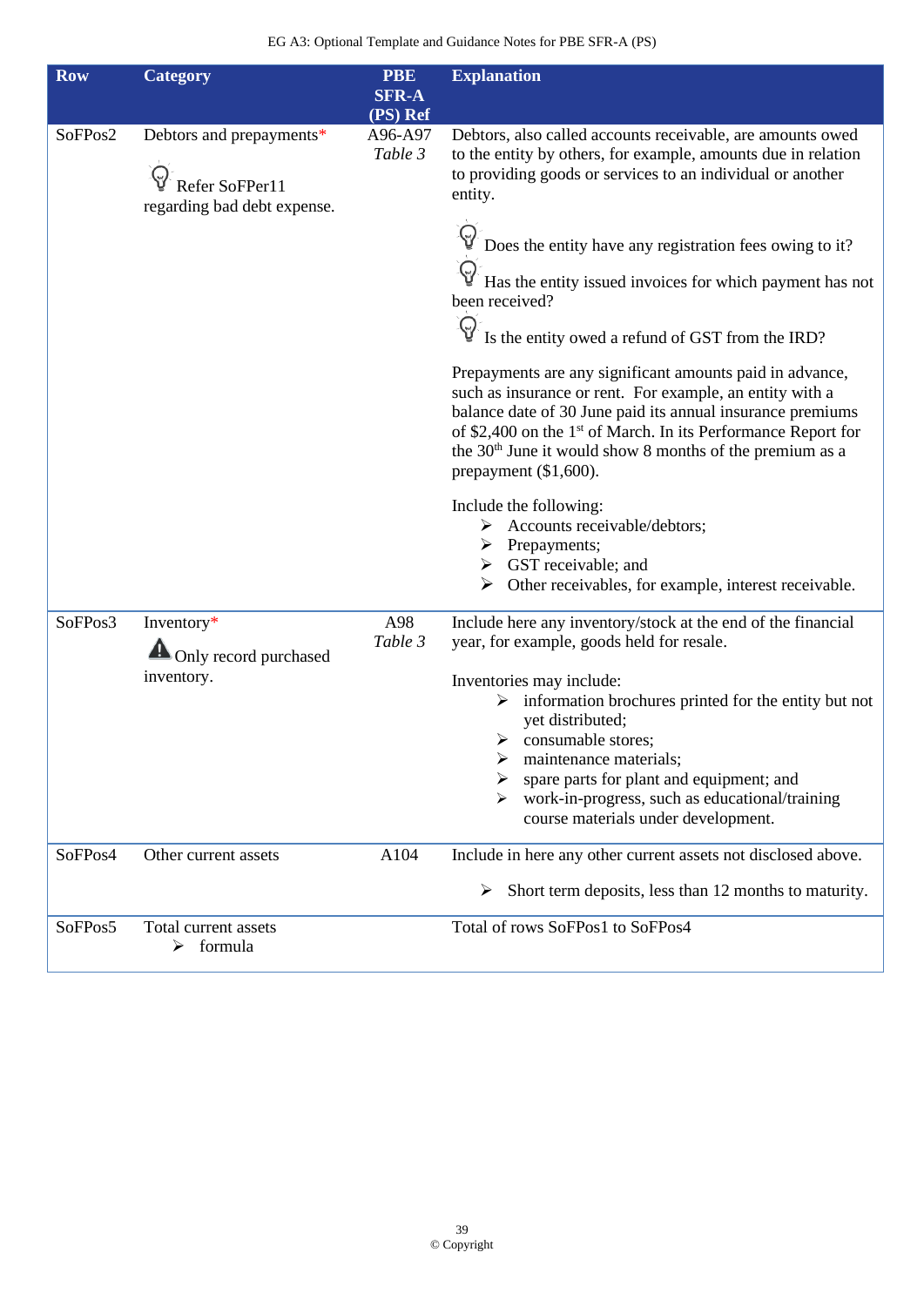| Row | Category | PBE SFR-A (PS) Ref | Explanation |
|---|---|---|---|
| SoFPos2 | Debtors and prepayments* <br><br> Refer SoFPer11 regarding bad debt expense. | A96-A97 *Table 3* | Debtors, also called accounts receivable, are amounts owed to the entity by others, for example, amounts due in relation to providing goods or services to an individual or another entity. <br><br> Does the entity have any registration fees owing to it? <br> Has the entity issued invoices for which payment has not been received? <br> Is the entity owed a refund of GST from the IRD? <br><br> Prepayments are any significant amounts paid in advance, such as insurance or rent. For example, an entity with a balance date of 30 June paid its annual insurance premiums of $2,400 on the 1st of March. In its Performance Report for the 30th June it would show 8 months of the premium as a prepayment ($1,600). <br><br> Include the following: <br> ➢ Accounts receivable/debtors; <br> ➢ Prepayments; <br> ➢ GST receivable; and <br> ➢ Other receivables, for example, interest receivable. |
| SoFPos3 | Inventory* <br> Only record purchased inventory. | A98 *Table 3* | Include here any inventory/stock at the end of the financial year, for example, goods held for resale. <br><br> Inventories may include: <br> ➢ information brochures printed for the entity but not yet distributed; <br> ➢ consumable stores; <br> ➢ maintenance materials; <br> ➢ spare parts for plant and equipment; and <br> ➢ work-in-progress, such as educational/training course materials under development. |
| SoFPos4 | Other current assets | A104 | Include in here any other current assets not disclosed above. <br><br> ➢ Short term deposits, less than 12 months to maturity. |
| SoFPos5 | Total current assets <br> ➢ formula | | Total of rows SoFPos1 to SoFPos4 |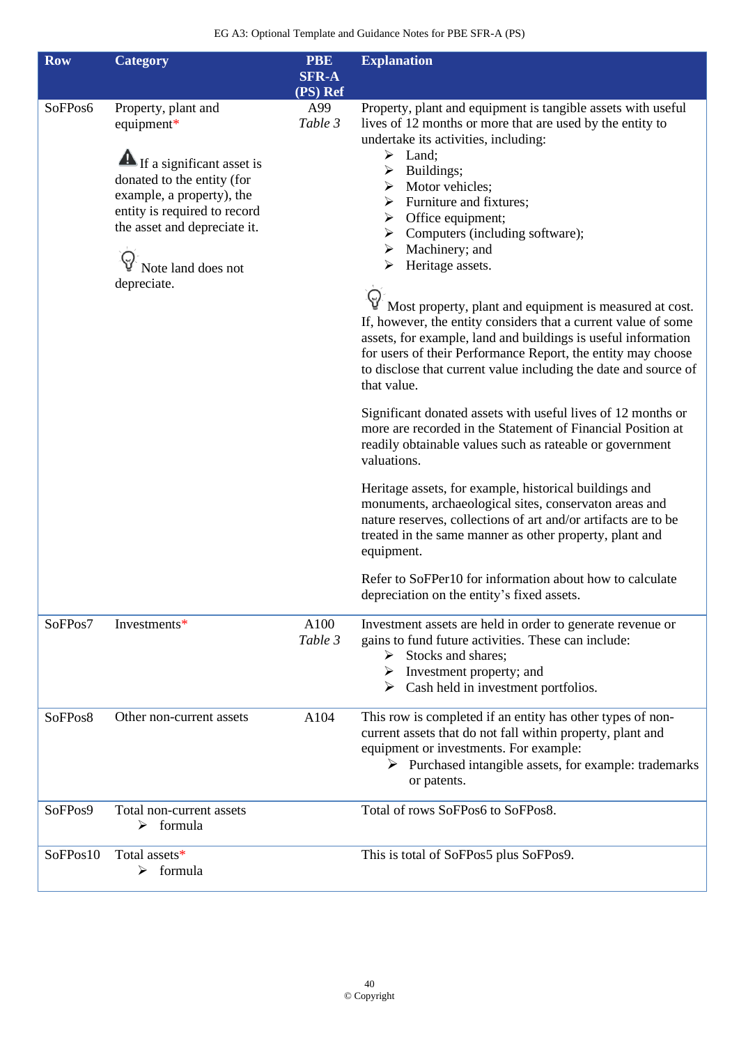| Row | Category | PBE SFR-A (PS) Ref | Explanation |
|---|---|---|---|
| SoFPos6 | Property, plant and equipment*<br><br>⚠ If a significant asset is donated to the entity (for example, a property), the entity is required to record the asset and depreciate it.<br><br>Note land does not depreciate. | A99<br>*Table 3* | Property, plant and equipment is tangible assets with useful lives of 12 months or more that are used by the entity to undertake its activities, including:<br>➢ Land;<br>➢ Buildings;<br>➢ Motor vehicles;<br>➢ Furniture and fixtures;<br>➢ Office equipment;<br>➢ Computers (including software);<br>➢ Machinery; and<br>➢ Heritage assets.<br><br>Most property, plant and equipment is measured at cost. If, however, the entity considers that a current value of some assets, for example, land and buildings is useful information for users of their Performance Report, the entity may choose to disclose that current value including the date and source of that value.<br><br>Significant donated assets with useful lives of 12 months or more are recorded in the Statement of Financial Position at readily obtainable values such as rateable or government valuations.<br><br>Heritage assets, for example, historical buildings and monuments, archaeological sites, conservaton areas and nature reserves, collections of art and/or artifacts are to be treated in the same manner as other property, plant and equipment.<br><br>Refer to SoFPer10 for information about how to calculate depreciation on the entity's fixed assets. |
| SoFPos7 | Investments* | A100<br>*Table 3* | Investment assets are held in order to generate revenue or gains to fund future activities. These can include:<br>➢ Stocks and shares;<br>➢ Investment property; and<br>➢ Cash held in investment portfolios. |
| SoFPos8 | Other non-current assets | A104 | This row is completed if an entity has other types of non-current assets that do not fall within property, plant and equipment or investments. For example:<br>➢ Purchased intangible assets, for example: trademarks or patents. |
| SoFPos9 | Total non-current assets<br>➢ formula | | Total of rows SoFPos6 to SoFPos8. |
| SoFPos10 | Total assets*<br>➢ formula | | This is total of SoFPos5 plus SoFPos9. |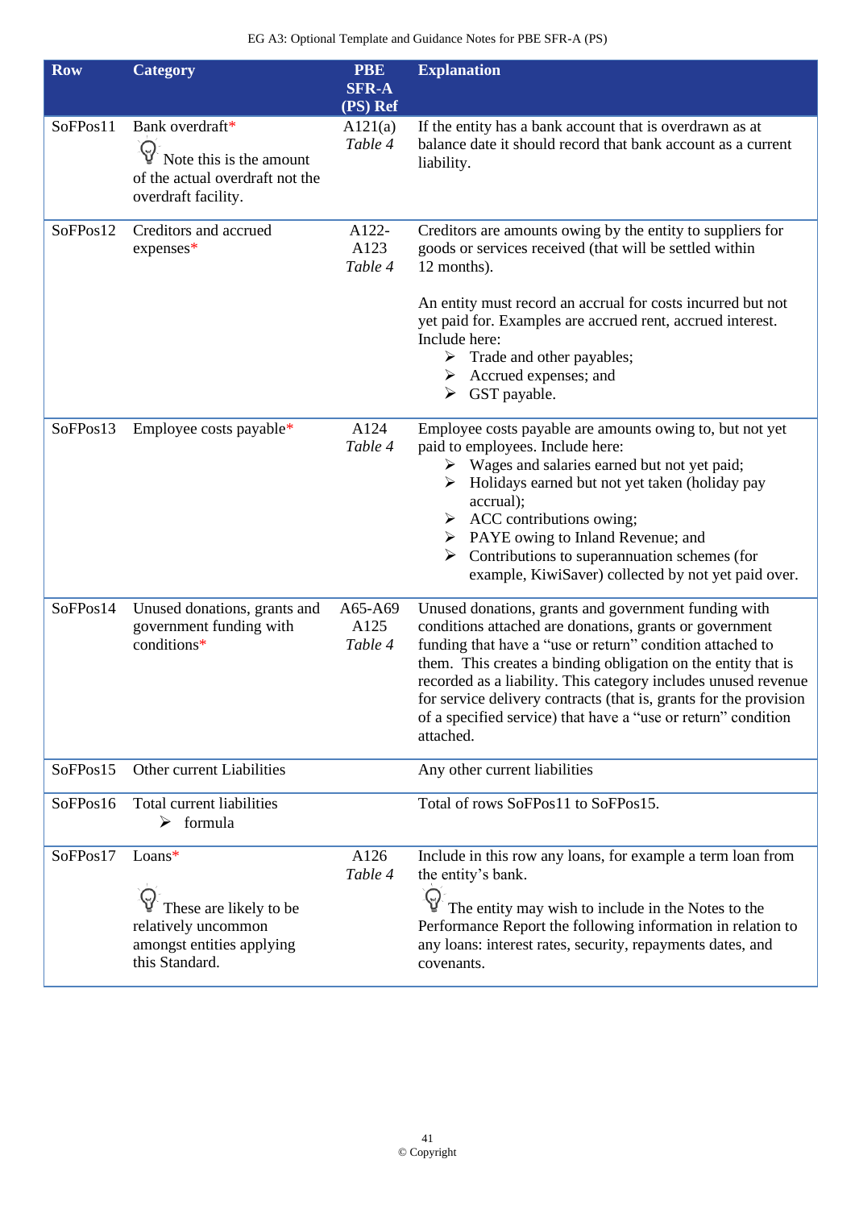| Row | Category | PBE SFR-A (PS) Ref | Explanation |
|---|---|---|---|
| SoFPos11 | Bank overdraft* <br> Note this is the amount of the actual overdraft not the overdraft facility. | A121(a) <br> *Table 4* | If the entity has a bank account that is overdrawn as at balance date it should record that bank account as a current liability. |
| SoFPos12 | Creditors and accrued expenses* | A122-A123 <br> *Table 4* | Creditors are amounts owing by the entity to suppliers for goods or services received (that will be settled within 12 months). <br><br> An entity must record an accrual for costs incurred but not yet paid for. Examples are accrued rent, accrued interest. Include here: <br> ➢ Trade and other payables; <br> ➢ Accrued expenses; and <br> ➢ GST payable. |
| SoFPos13 | Employee costs payable* | A124 <br> *Table 4* | Employee costs payable are amounts owing to, but not yet paid to employees. Include here: <br> ➢ Wages and salaries earned but not yet paid; <br> ➢ Holidays earned but not yet taken (holiday pay accrual); <br> ➢ ACC contributions owing; <br> ➢ PAYE owing to Inland Revenue; and <br> ➢ Contributions to superannuation schemes (for example, KiwiSaver) collected by not yet paid over. |
| SoFPos14 | Unused donations, grants and government funding with conditions* | A65-A69 <br> A125 <br> *Table 4* | Unused donations, grants and government funding with conditions attached are donations, grants or government funding that have a "use or return" condition attached to them. This creates a binding obligation on the entity that is recorded as a liability. This category includes unused revenue for service delivery contracts (that is, grants for the provision of a specified service) that have a "use or return" condition attached. |
| SoFPos15 | Other current Liabilities | | Any other current liabilities |
| SoFPos16 | Total current liabilities <br> ➢ formula | | Total of rows SoFPos11 to SoFPos15. |
| SoFPos17 | Loans* <br><br> These are likely to be relatively uncommon amongst entities applying this Standard. | A126 <br> *Table 4* | Include in this row any loans, for example a term loan from the entity's bank. <br><br> The entity may wish to include in the Notes to the Performance Report the following information in relation to any loans: interest rates, security, repayments dates, and covenants. |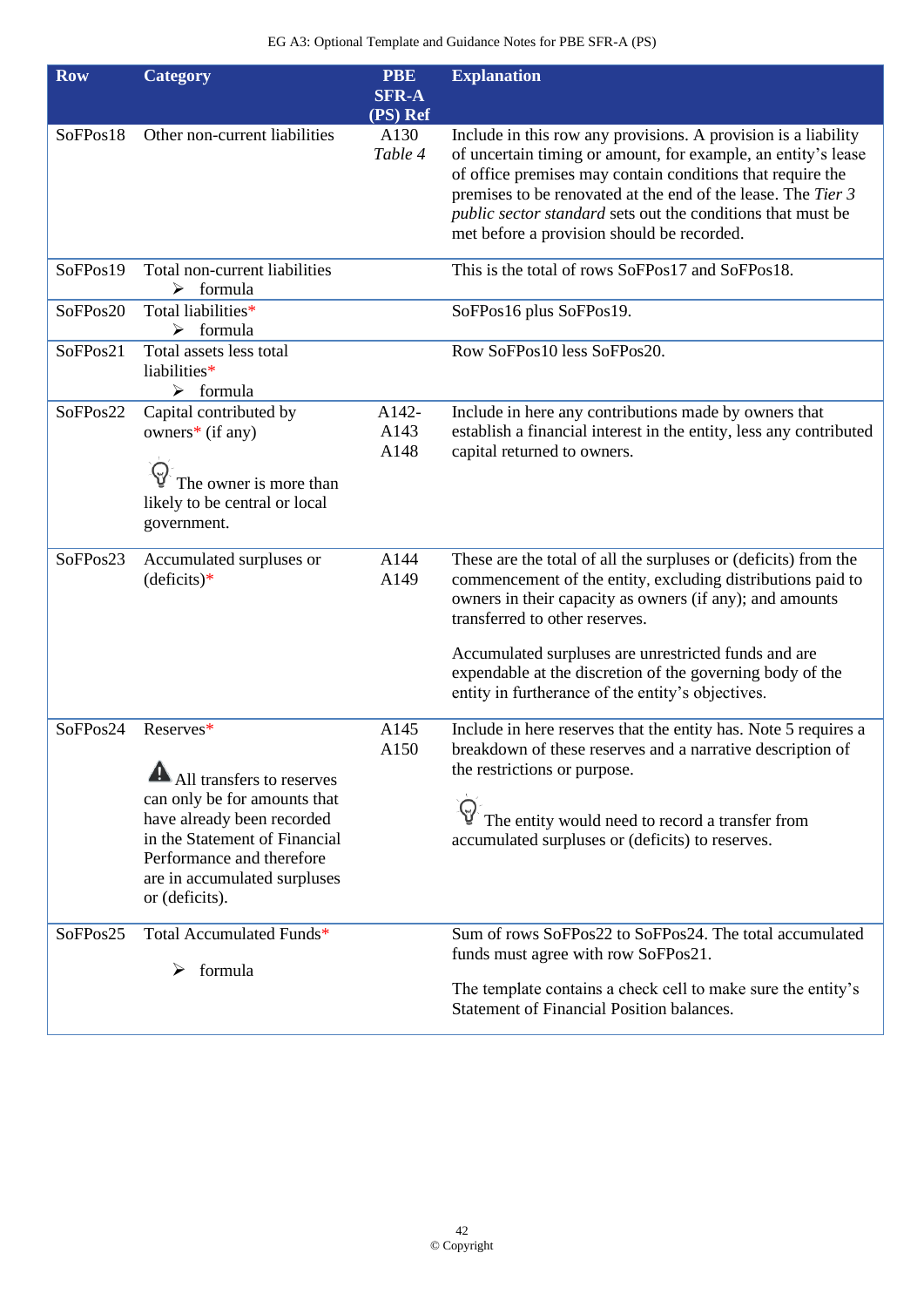| Row | Category | PBE SFR-A (PS) Ref | Explanation |
|---|---|---|---|
| SoFPos18 | Other non-current liabilities | A130 *Table 4* | Include in this row any provisions. A provision is a liability of uncertain timing or amount, for example, an entity's lease of office premises may contain conditions that require the premises to be renovated at the end of the lease. The *Tier 3 public sector standard* sets out the conditions that must be met before a provision should be recorded. |
| SoFPos19 | Total non-current liabilities ➢ formula | | This is the total of rows SoFPos17 and SoFPos18. |
| SoFPos20 | Total liabilities* ➢ formula | | SoFPos16 plus SoFPos19. |
| SoFPos21 | Total assets less total liabilities* ➢ formula | | Row SoFPos10 less SoFPos20. |
| SoFPos22 | Capital contributed by owners* (if any)<br><br>The owner is more than likely to be central or local government. | A142-A143 A148 | Include in here any contributions made by owners that establish a financial interest in the entity, less any contributed capital returned to owners. |
| SoFPos23 | Accumulated surpluses or (deficits)* | A144 A149 | These are the total of all the surpluses or (deficits) from the commencement of the entity, excluding distributions paid to owners in their capacity as owners (if any); and amounts transferred to other reserves.<br><br>Accumulated surpluses are unrestricted funds and are expendable at the discretion of the governing body of the entity in furtherance of the entity's objectives. |
| SoFPos24 | Reserves*<br><br>All transfers to reserves can only be for amounts that have already been recorded in the Statement of Financial Performance and therefore are in accumulated surpluses or (deficits). | A145 A150 | Include in here reserves that the entity has. Note 5 requires a breakdown of these reserves and a narrative description of the restrictions or purpose.<br><br>The entity would need to record a transfer from accumulated surpluses or (deficits) to reserves. |
| SoFPos25 | Total Accumulated Funds* ➢ formula | | Sum of rows SoFPos22 to SoFPos24. The total accumulated funds must agree with row SoFPos21.<br><br>The template contains a check cell to make sure the entity's Statement of Financial Position balances. |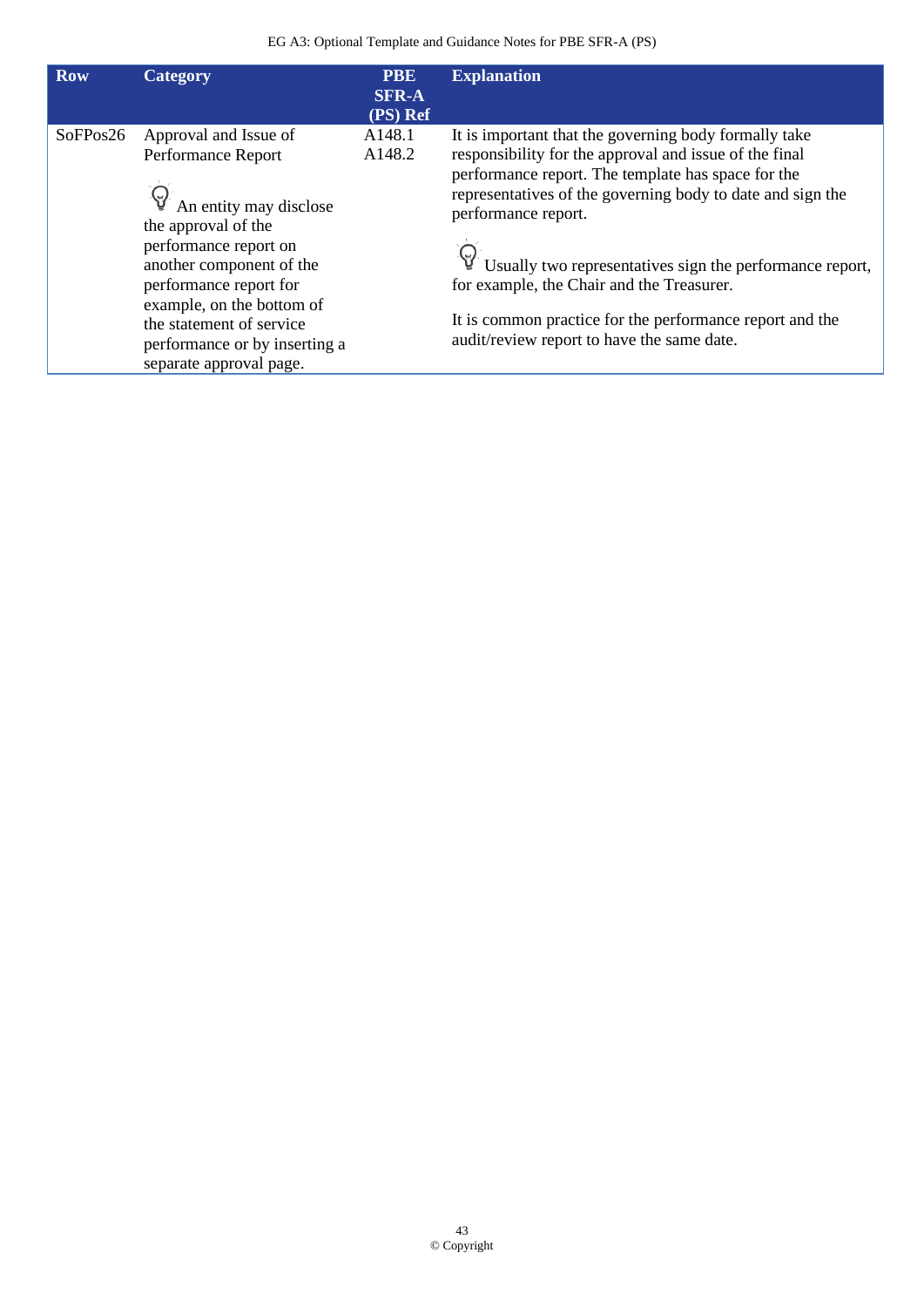| Row | Category | PBE SFR-A (PS) Ref | Explanation |
|---|---|---|---|
| SoFPos26 | Approval and Issue of Performance Report<br><br>An entity may disclose the approval of the performance report on another component of the performance report for example, on the bottom of the statement of service performance or by inserting a separate approval page. | A148.1<br>A148.2 | It is important that the governing body formally take responsibility for the approval and issue of the final performance report. The template has space for the representatives of the governing body to date and sign the performance report.<br><br>Usually two representatives sign the performance report, for example, the Chair and the Treasurer.<br><br>It is common practice for the performance report and the audit/review report to have the same date. |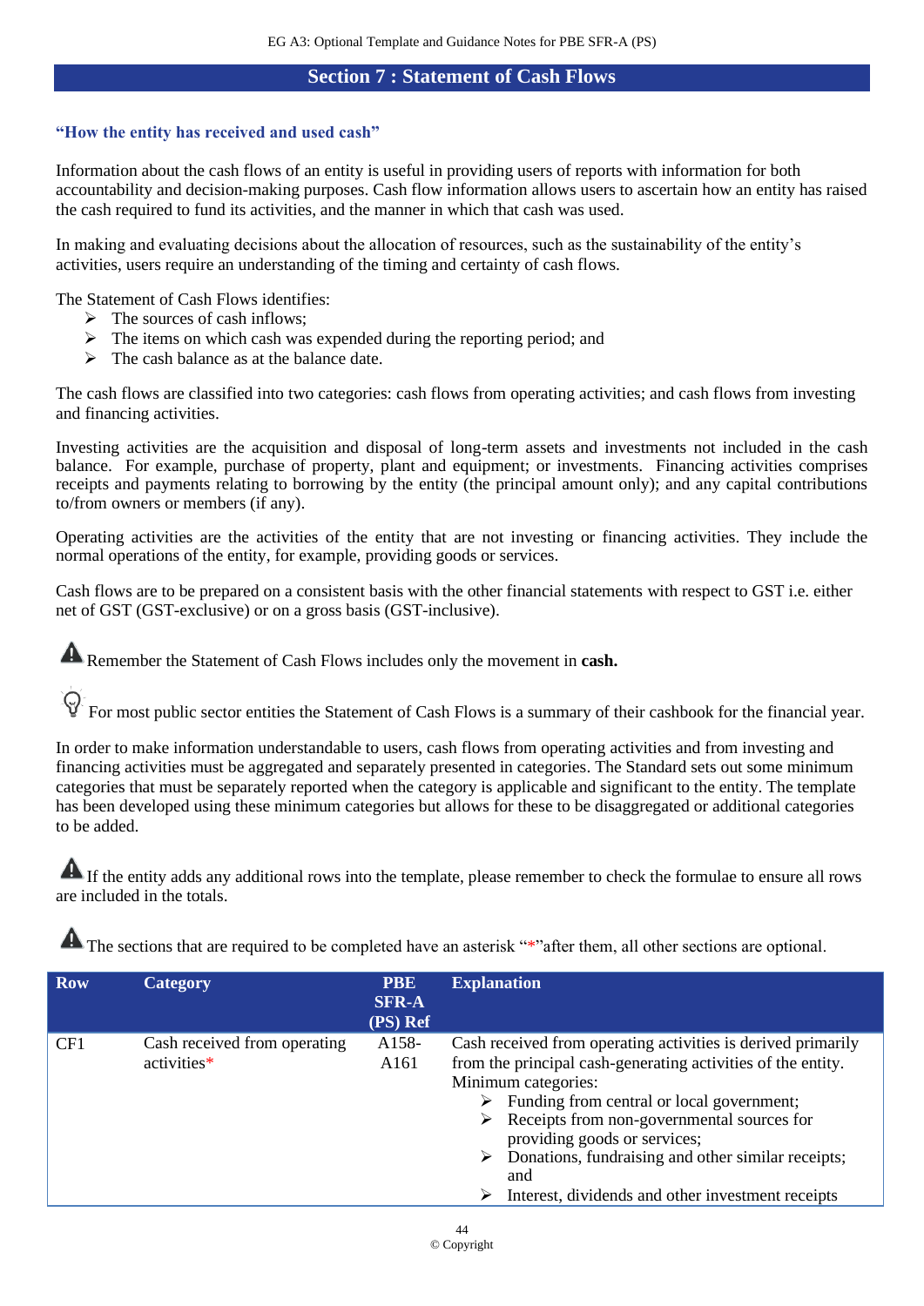## Section 7 : Statement of Cash Flows

### "How the entity has received and used cash"

Information about the cash flows of an entity is useful in providing users of reports with information for both accountability and decision-making purposes. Cash flow information allows users to ascertain how an entity has raised the cash required to fund its activities, and the manner in which that cash was used.

In making and evaluating decisions about the allocation of resources, such as the sustainability of the entity's activities, users require an understanding of the timing and certainty of cash flows.

The Statement of Cash Flows identifies:

- The sources of cash inflows;
- The items on which cash was expended during the reporting period; and
- The cash balance as at the balance date.

The cash flows are classified into two categories: cash flows from operating activities; and cash flows from investing and financing activities.

Investing activities are the acquisition and disposal of long-term assets and investments not included in the cash balance. For example, purchase of property, plant and equipment; or investments. Financing activities comprises receipts and payments relating to borrowing by the entity (the principal amount only); and any capital contributions to/from owners or members (if any).

Operating activities are the activities of the entity that are not investing or financing activities. They include the normal operations of the entity, for example, providing goods or services.

Cash flows are to be prepared on a consistent basis with the other financial statements with respect to GST i.e. either net of GST (GST-exclusive) or on a gross basis (GST-inclusive).

⚠ Remember the Statement of Cash Flows includes only the movement in **cash.**

For most public sector entities the Statement of Cash Flows is a summary of their cashbook for the financial year.

In order to make information understandable to users, cash flows from operating activities and from investing and financing activities must be aggregated and separately presented in categories. The Standard sets out some minimum categories that must be separately reported when the category is applicable and significant to the entity. The template has been developed using these minimum categories but allows for these to be disaggregated or additional categories to be added.

⚠ If the entity adds any additional rows into the template, please remember to check the formulae to ensure all rows are included in the totals.

⚠ The sections that are required to be completed have an asterisk "*" after them, all other sections are optional.

| Row | Category | PBE SFR-A (PS) Ref | Explanation |
|---|---|---|---|
| CF1 | Cash received from operating activities* | A158-A161 | Cash received from operating activities is derived primarily from the principal cash-generating activities of the entity. Minimum categories:<br>➢ Funding from central or local government;<br>➢ Receipts from non-governmental sources for providing goods or services;<br>➢ Donations, fundraising and other similar receipts; and<br>➢ Interest, dividends and other investment receipts |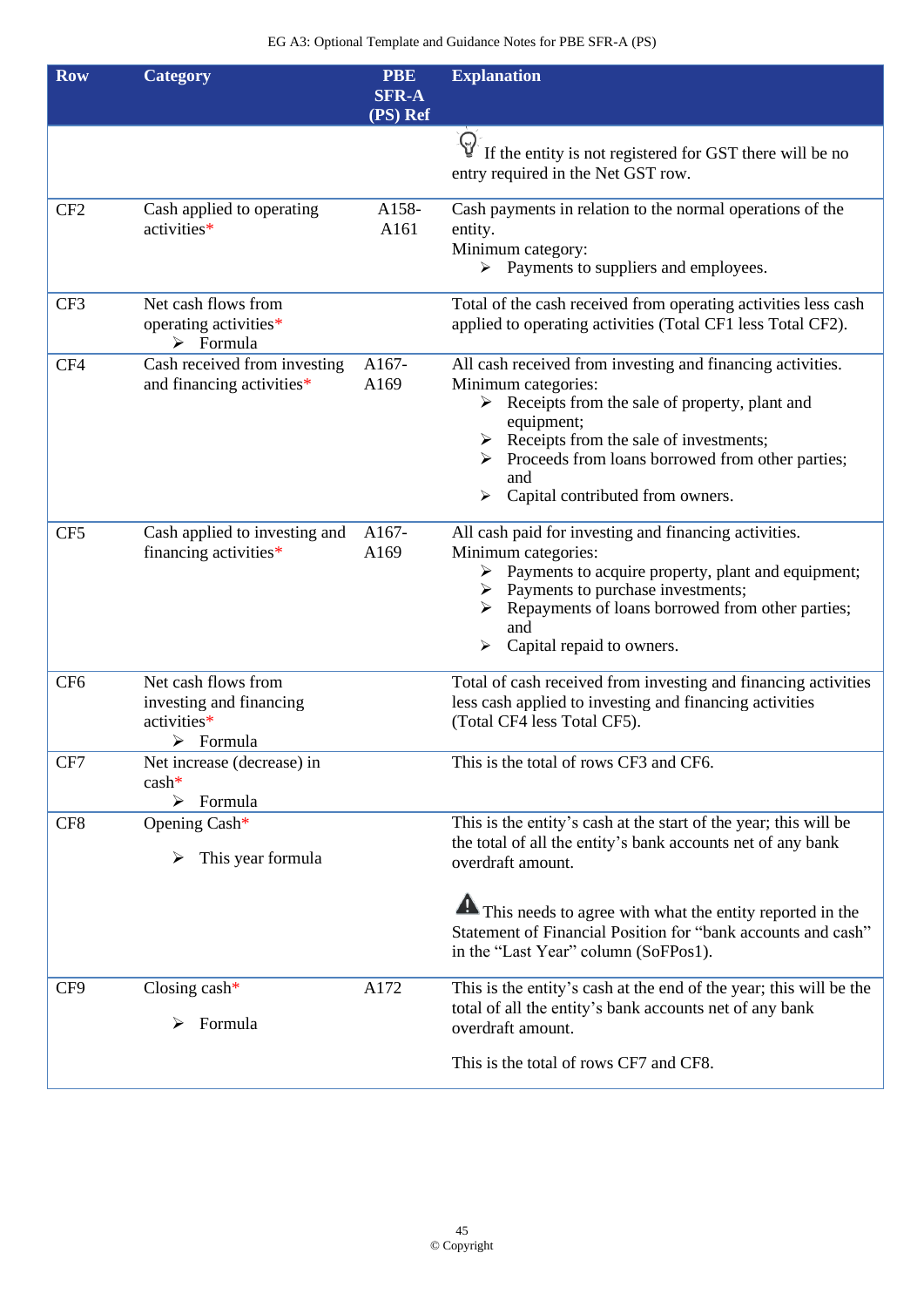| Row | Category | PBE SFR-A (PS) Ref | Explanation |
| --- | --- | --- | --- |
| | | | If the entity is not registered for GST there will be no entry required in the Net GST row. |
| CF2 | Cash applied to operating activities* | A158-A161 | Cash payments in relation to the normal operations of the entity.<br>Minimum category:<br>➢ Payments to suppliers and employees. |
| CF3 | Net cash flows from operating activities*<br>➢ Formula | | Total of the cash received from operating activities less cash applied to operating activities (Total CF1 less Total CF2). |
| CF4 | Cash received from investing and financing activities* | A167-A169 | All cash received from investing and financing activities.<br>Minimum categories:<br>➢ Receipts from the sale of property, plant and equipment;<br>➢ Receipts from the sale of investments;<br>➢ Proceeds from loans borrowed from other parties; and<br>➢ Capital contributed from owners. |
| CF5 | Cash applied to investing and financing activities* | A167-A169 | All cash paid for investing and financing activities.<br>Minimum categories:<br>➢ Payments to acquire property, plant and equipment;<br>➢ Payments to purchase investments;<br>➢ Repayments of loans borrowed from other parties; and<br>➢ Capital repaid to owners. |
| CF6 | Net cash flows from investing and financing activities*<br>➢ Formula | | Total of cash received from investing and financing activities less cash applied to investing and financing activities (Total CF4 less Total CF5). |
| CF7 | Net increase (decrease) in cash*<br>➢ Formula | | This is the total of rows CF3 and CF6. |
| CF8 | Opening Cash*<br>➢ This year formula | | This is the entity's cash at the start of the year; this will be the total of all the entity's bank accounts net of any bank overdraft amount.<br><br>This needs to agree with what the entity reported in the Statement of Financial Position for "bank accounts and cash" in the "Last Year" column (SoFPos1). |
| CF9 | Closing cash*<br>➢ Formula | A172 | This is the entity's cash at the end of the year; this will be the total of all the entity's bank accounts net of any bank overdraft amount.<br><br>This is the total of rows CF7 and CF8. |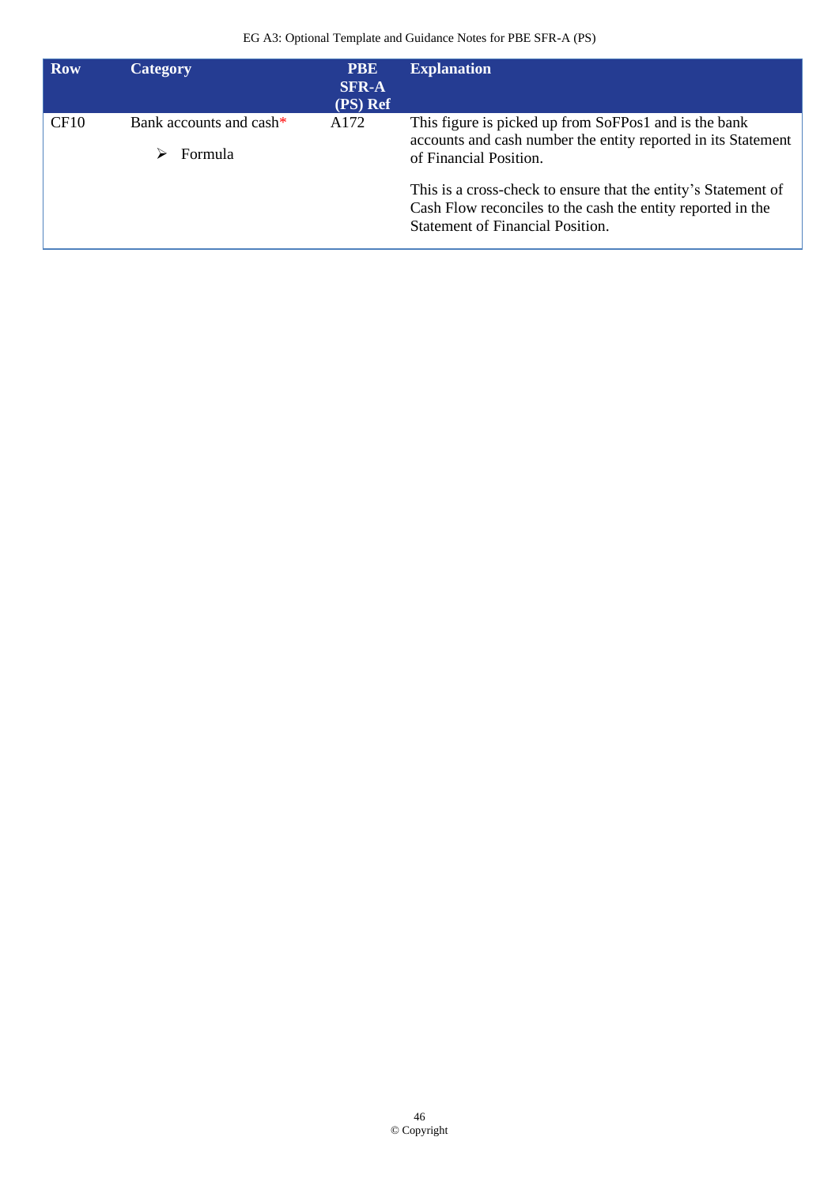| Row | Category | PBE SFR-A (PS) Ref | Explanation |
|---|---|---|---|
| CF10 | Bank accounts and cash* <br> ➢ Formula | A172 | This figure is picked up from SoFPos1 and is the bank accounts and cash number the entity reported in its Statement of Financial Position. <br><br> This is a cross-check to ensure that the entity's Statement of Cash Flow reconciles to the cash the entity reported in the Statement of Financial Position. |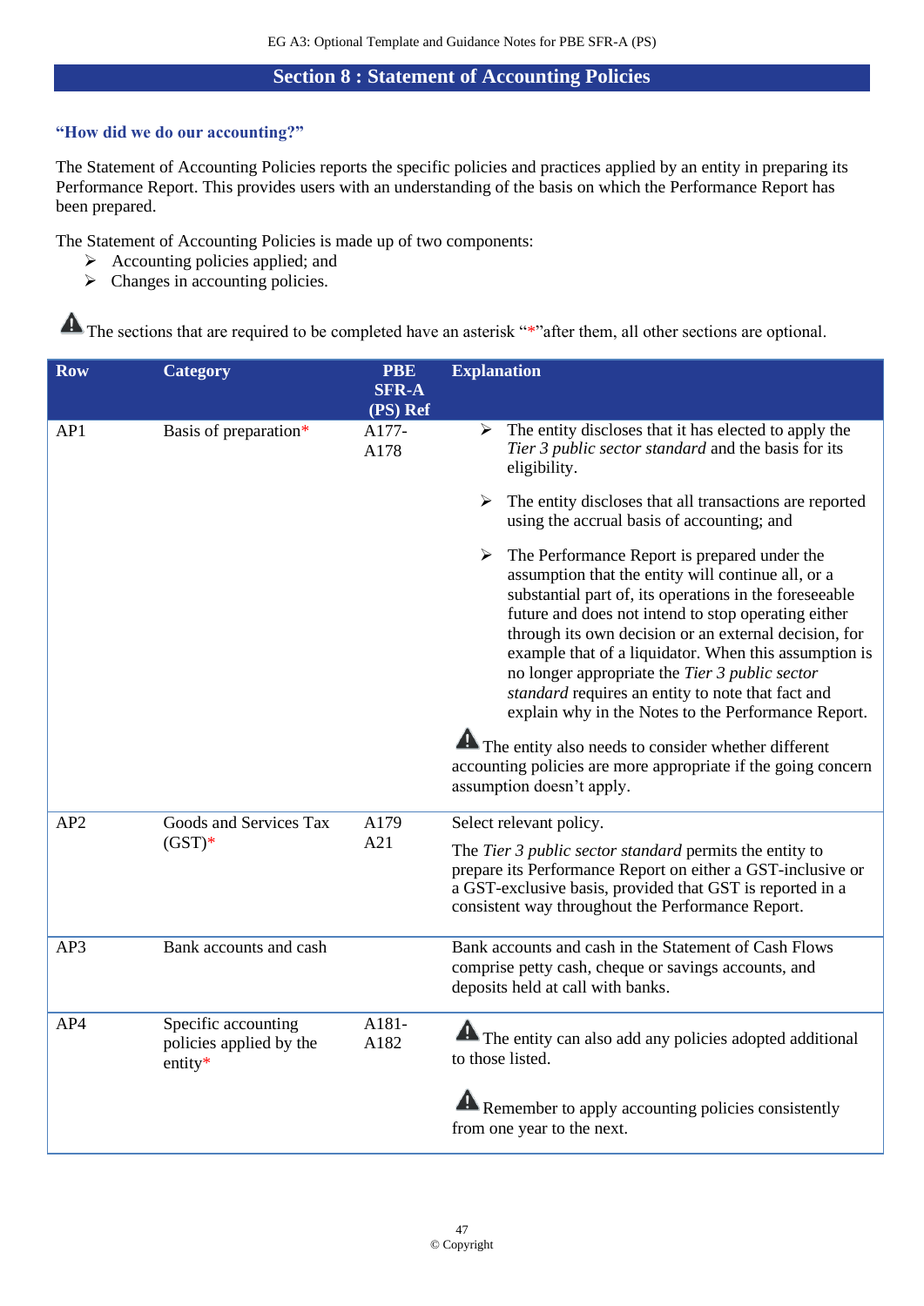## Section 8 : Statement of Accounting Policies

### "How did we do our accounting?"

The Statement of Accounting Policies reports the specific policies and practices applied by an entity in preparing its Performance Report. This provides users with an understanding of the basis on which the Performance Report has been prepared.

The Statement of Accounting Policies is made up of two components:

- Accounting policies applied; and
- Changes in accounting policies.

⚠ The sections that are required to be completed have an asterisk "*"after them, all other sections are optional.

| Row | Category | PBE SFR-A (PS) Ref | Explanation |
|---|---|---|---|
| AP1 | Basis of preparation* | A177-A178 | ➢ The entity discloses that it has elected to apply the *Tier 3 public sector standard* and the basis for its eligibility.<br><br>➢ The entity discloses that all transactions are reported using the accrual basis of accounting; and<br><br>➢ The Performance Report is prepared under the assumption that the entity will continue all, or a substantial part of, its operations in the foreseeable future and does not intend to stop operating either through its own decision or an external decision, for example that of a liquidator. When this assumption is no longer appropriate the *Tier 3 public sector standard* requires an entity to note that fact and explain why in the Notes to the Performance Report.<br><br>⚠ The entity also needs to consider whether different accounting policies are more appropriate if the going concern assumption doesn't apply. |
| AP2 | Goods and Services Tax (GST)* | A179<br>A21 | Select relevant policy.<br><br>The *Tier 3 public sector standard* permits the entity to prepare its Performance Report on either a GST-inclusive or a GST-exclusive basis, provided that GST is reported in a consistent way throughout the Performance Report. |
| AP3 | Bank accounts and cash | | Bank accounts and cash in the Statement of Cash Flows comprise petty cash, cheque or savings accounts, and deposits held at call with banks. |
| AP4 | Specific accounting policies applied by the entity* | A181-A182 | ⚠ The entity can also add any policies adopted additional to those listed.<br><br>⚠ Remember to apply accounting policies consistently from one year to the next. |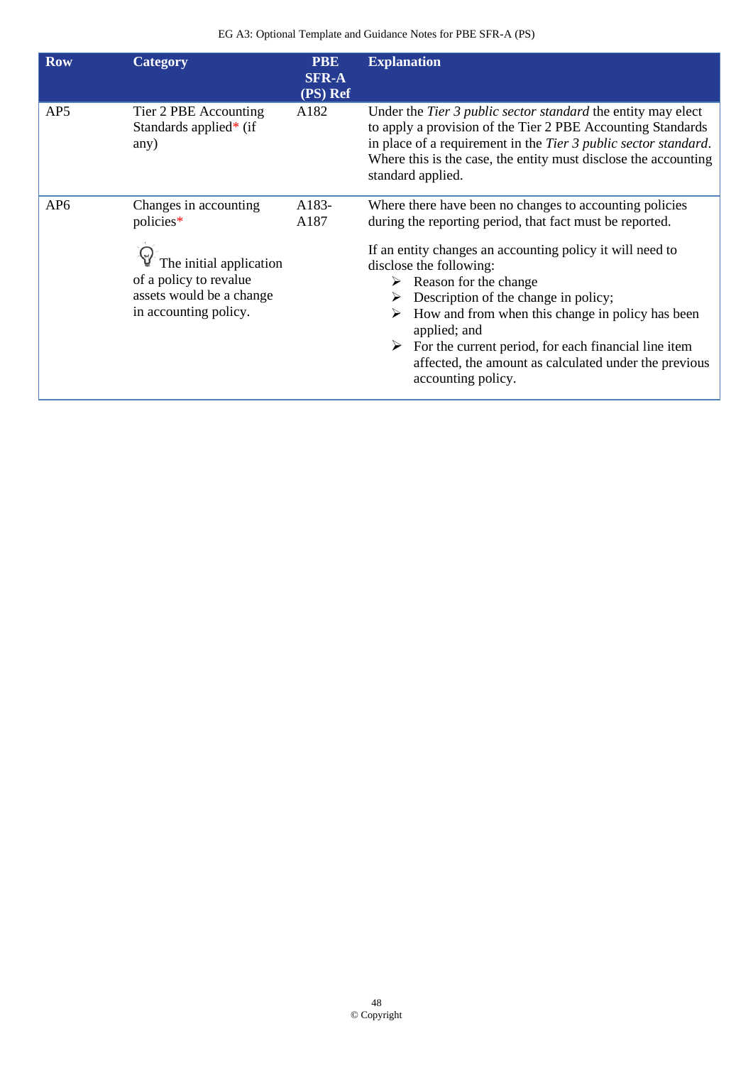| Row | Category | PBE SFR-A (PS) Ref | Explanation |
|---|---|---|---|
| AP5 | Tier 2 PBE Accounting Standards applied* (if any) | A182 | Under the *Tier 3 public sector standard* the entity may elect to apply a provision of the Tier 2 PBE Accounting Standards in place of a requirement in the *Tier 3 public sector standard*. Where this is the case, the entity must disclose the accounting standard applied. |
| AP6 | Changes in accounting policies*<br><br>The initial application of a policy to revalue assets would be a change in accounting policy. | A183-A187 | Where there have been no changes to accounting policies during the reporting period, that fact must be reported.<br><br>If an entity changes an accounting policy it will need to disclose the following:<br>➢ Reason for the change<br>➢ Description of the change in policy;<br>➢ How and from when this change in policy has been applied; and<br>➢ For the current period, for each financial line item affected, the amount as calculated under the previous accounting policy. |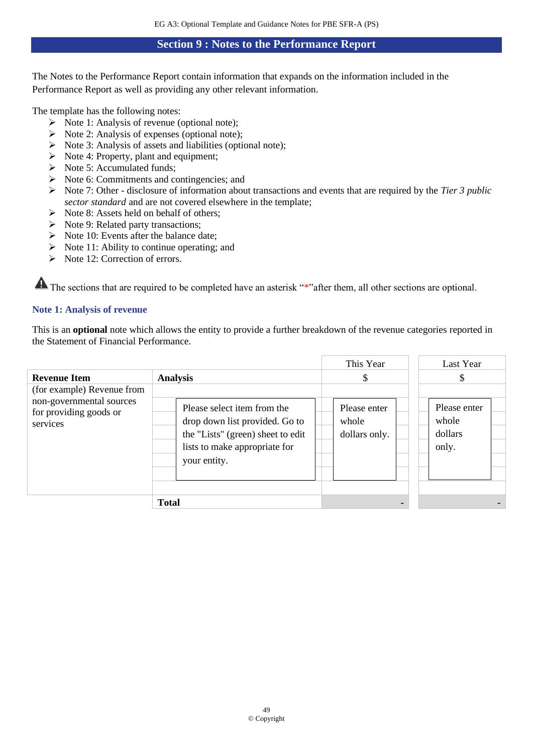## Section 9 : Notes to the Performance Report

The Notes to the Performance Report contain information that expands on the information included in the Performance Report as well as providing any other relevant information.

The template has the following notes:

- Note 1: Analysis of revenue (optional note);
- Note 2: Analysis of expenses (optional note);
- Note 3: Analysis of assets and liabilities (optional note);
- Note 4: Property, plant and equipment;
- Note 5: Accumulated funds;
- Note 6: Commitments and contingencies; and
- Note 7: Other - disclosure of information about transactions and events that are required by the *Tier 3 public sector standard* and are not covered elsewhere in the template;
- Note 8: Assets held on behalf of others;
- Note 9: Related party transactions;
- Note 10: Events after the balance date;
- Note 11: Ability to continue operating; and
- Note 12: Correction of errors.

⚠ The sections that are required to be completed have an asterisk "*"after them, all other sections are optional.

### Note 1: Analysis of revenue

This is an **optional** note which allows the entity to provide a further breakdown of the revenue categories reported in the Statement of Financial Performance.

| | | This Year | Last Year |
|---|---|---|---|
| **Revenue Item** | **Analysis** | $ | $ |
| (for example) Revenue from non-governmental sources for providing goods or services | Please select item from the drop down list provided. Go to the "Lists" (green) sheet to edit lists to make appropriate for your entity. | Please enter whole dollars only. | Please enter whole dollars only. |
| | **Total** | - | - |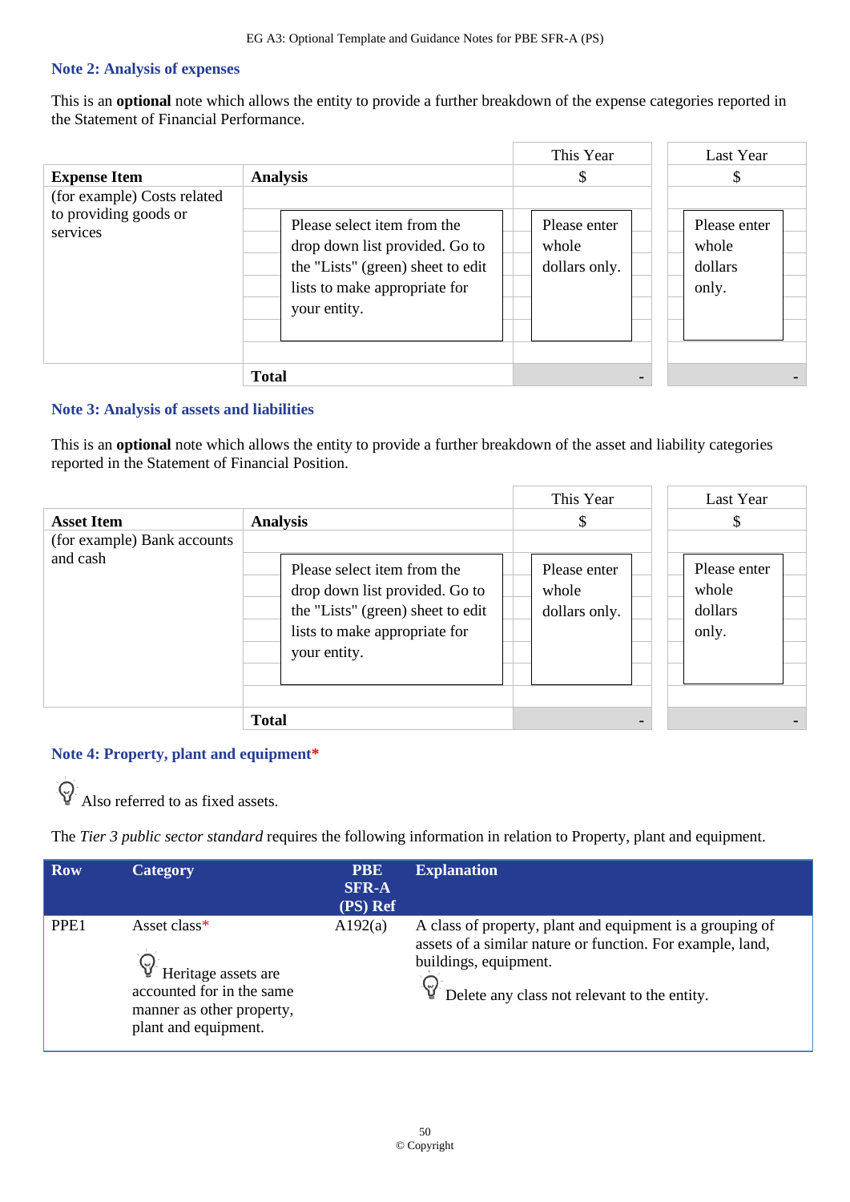## Note 2: Analysis of expenses

This is an **optional** note which allows the entity to provide a further breakdown of the expense categories reported in the Statement of Financial Performance.

| Expense Item | Analysis | This Year<br>$ | Last Year<br>$ |
|---|---|---|---|
| (for example) Costs related to providing goods or services | Please select item from the drop down list provided. Go to the "Lists" (green) sheet to edit lists to make appropriate for your entity. | Please enter whole dollars only. | Please enter whole dollars only. |
| | **Total** | - | - |

## Note 3: Analysis of assets and liabilities

This is an **optional** note which allows the entity to provide a further breakdown of the asset and liability categories reported in the Statement of Financial Position.

| Asset Item | Analysis | This Year<br>$ | Last Year<br>$ |
|---|---|---|---|
| (for example) Bank accounts and cash | Please select item from the drop down list provided. Go to the "Lists" (green) sheet to edit lists to make appropriate for your entity. | Please enter whole dollars only. | Please enter whole dollars only. |
| | **Total** | - | - |

## Note 4: Property, plant and equipment*

Also referred to as fixed assets.

The *Tier 3 public sector standard* requires the following information in relation to Property, plant and equipment.

| Row | Category | PBE SFR-A (PS) Ref | Explanation |
|---|---|---|---|
| PPE1 | Asset class*<br><br>Heritage assets are accounted for in the same manner as other property, plant and equipment. | A192(a) | A class of property, plant and equipment is a grouping of assets of a similar nature or function. For example, land, buildings, equipment.<br><br>Delete any class not relevant to the entity. |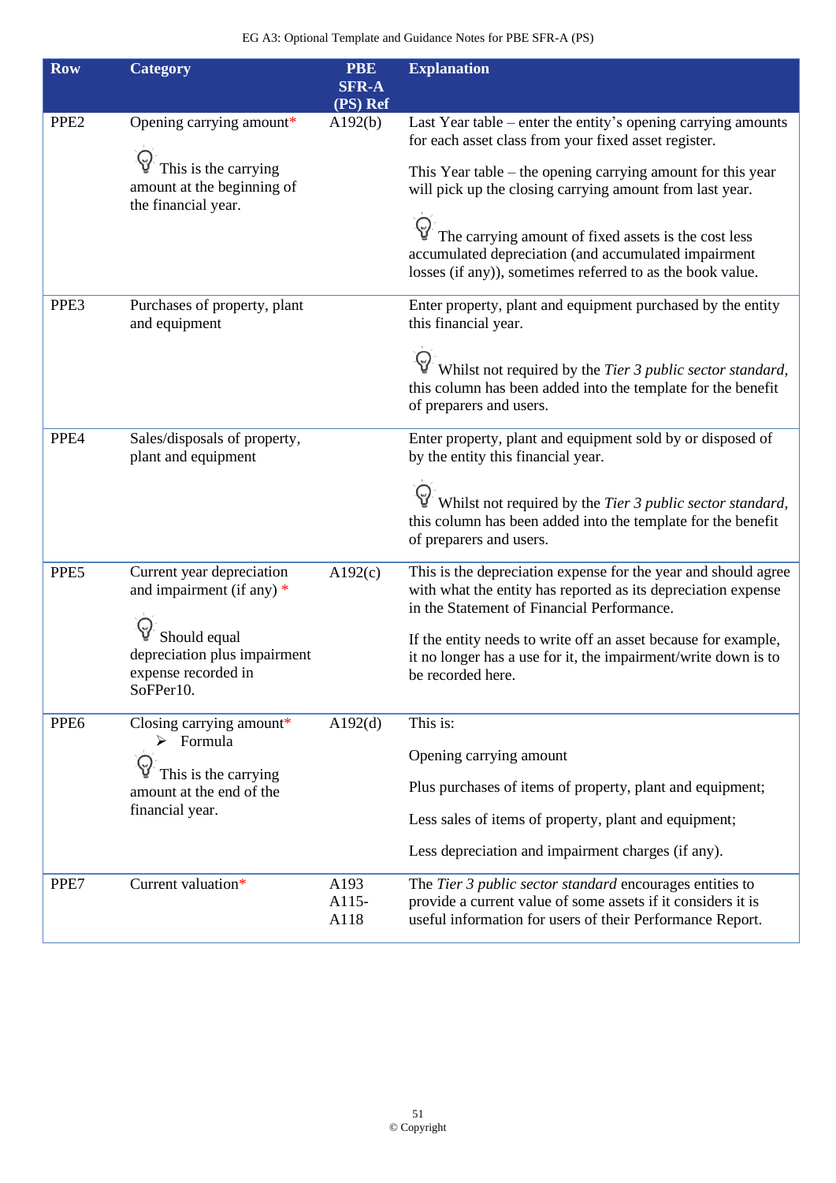| Row | Category | PBE SFR-A (PS) Ref | Explanation |
|---|---|---|---|
| PPE2 | Opening carrying amount* <br><br> This is the carrying amount at the beginning of the financial year. | A192(b) | Last Year table – enter the entity's opening carrying amounts for each asset class from your fixed asset register. <br><br> This Year table – the opening carrying amount for this year will pick up the closing carrying amount from last year. <br><br> The carrying amount of fixed assets is the cost less accumulated depreciation (and accumulated impairment losses (if any)), sometimes referred to as the book value. |
| PPE3 | Purchases of property, plant and equipment | | Enter property, plant and equipment purchased by the entity this financial year. <br><br> Whilst not required by the *Tier 3 public sector standard*, this column has been added into the template for the benefit of preparers and users. |
| PPE4 | Sales/disposals of property, plant and equipment | | Enter property, plant and equipment sold by or disposed of by the entity this financial year. <br><br> Whilst not required by the *Tier 3 public sector standard*, this column has been added into the template for the benefit of preparers and users. |
| PPE5 | Current year depreciation and impairment (if any) * <br><br> Should equal depreciation plus impairment expense recorded in SoFPer10. | A192(c) | This is the depreciation expense for the year and should agree with what the entity has reported as its depreciation expense in the Statement of Financial Performance. <br><br> If the entity needs to write off an asset because for example, it no longer has a use for it, the impairment/write down is to be recorded here. |
| PPE6 | Closing carrying amount* <br> ➢ Formula <br><br> This is the carrying amount at the end of the financial year. | A192(d) | This is: <br><br> Opening carrying amount <br><br> Plus purchases of items of property, plant and equipment; <br><br> Less sales of items of property, plant and equipment; <br><br> Less depreciation and impairment charges (if any). |
| PPE7 | Current valuation* | A193 <br> A115-A118 | The *Tier 3 public sector standard* encourages entities to provide a current value of some assets if it considers it is useful information for users of their Performance Report. |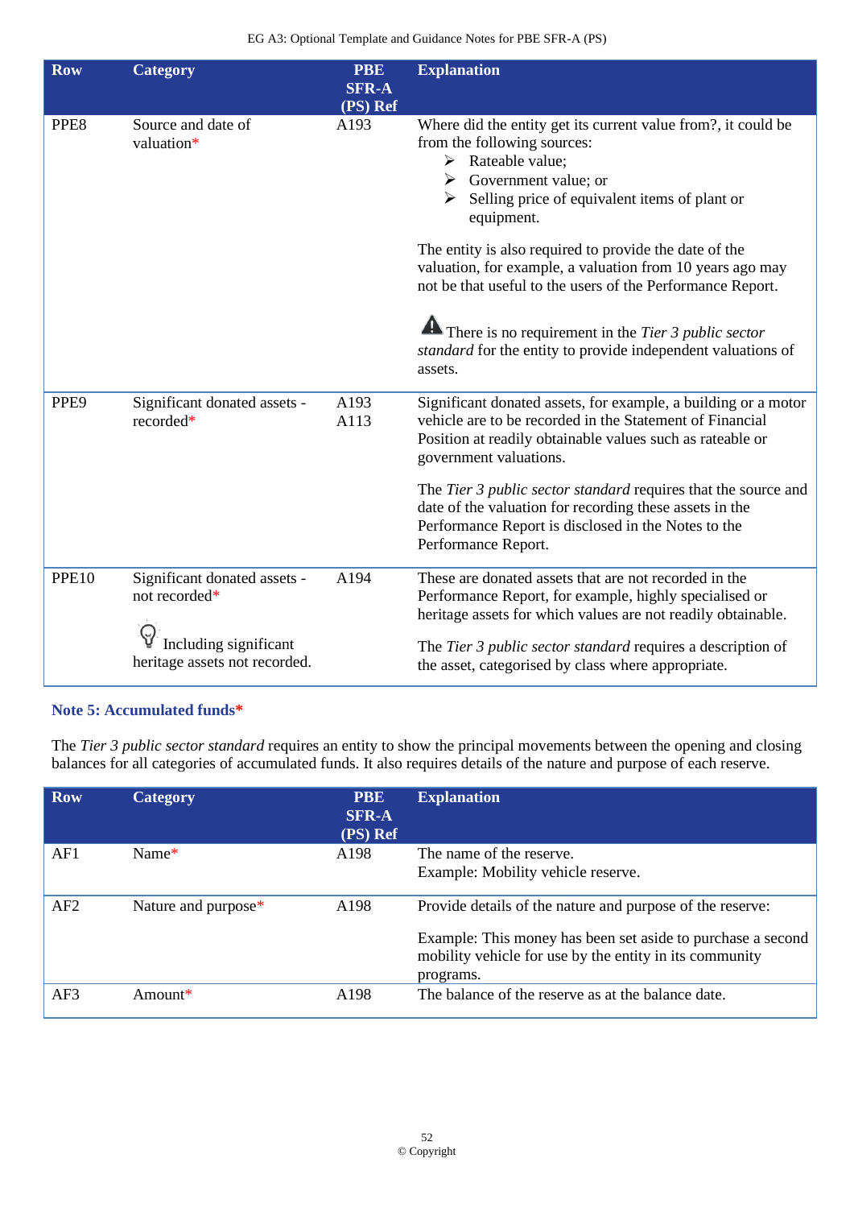| Row | Category | PBE SFR-A (PS) Ref | Explanation |
|---|---|---|---|
| PPE8 | Source and date of valuation* | A193 | Where did the entity get its current value from?, it could be from the following sources:<br>➢ Rateable value;<br>➢ Government value; or<br>➢ Selling price of equivalent items of plant or equipment.<br><br>The entity is also required to provide the date of the valuation, for example, a valuation from 10 years ago may not be that useful to the users of the Performance Report.<br><br>⚠ There is no requirement in the *Tier 3 public sector standard* for the entity to provide independent valuations of assets. |
| PPE9 | Significant donated assets - recorded* | A193<br>A113 | Significant donated assets, for example, a building or a motor vehicle are to be recorded in the Statement of Financial Position at readily obtainable values such as rateable or government valuations.<br><br>The *Tier 3 public sector standard* requires that the source and date of the valuation for recording these assets in the Performance Report is disclosed in the Notes to the Performance Report. |
| PPE10 | Significant donated assets - not recorded*<br><br>Including significant heritage assets not recorded. | A194 | These are donated assets that are not recorded in the Performance Report, for example, highly specialised or heritage assets for which values are not readily obtainable.<br><br>The *Tier 3 public sector standard* requires a description of the asset, categorised by class where appropriate. |

### Note 5: Accumulated funds*

The *Tier 3 public sector standard* requires an entity to show the principal movements between the opening and closing balances for all categories of accumulated funds. It also requires details of the nature and purpose of each reserve.

| Row | Category | PBE SFR-A (PS) Ref | Explanation |
|---|---|---|---|
| AF1 | Name* | A198 | The name of the reserve.<br>Example: Mobility vehicle reserve. |
| AF2 | Nature and purpose* | A198 | Provide details of the nature and purpose of the reserve:<br><br>Example: This money has been set aside to purchase a second mobility vehicle for use by the entity in its community programs. |
| AF3 | Amount* | A198 | The balance of the reserve as at the balance date. |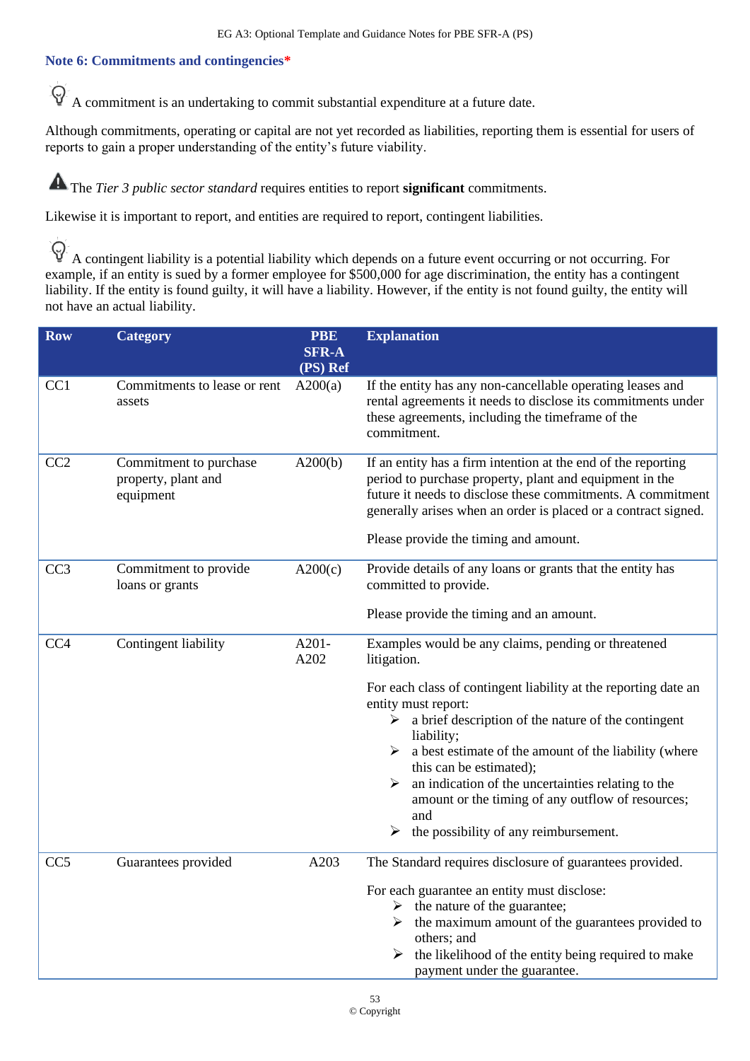## Note 6: Commitments and contingencies*

A commitment is an undertaking to commit substantial expenditure at a future date.

Although commitments, operating or capital are not yet recorded as liabilities, reporting them is essential for users of reports to gain a proper understanding of the entity's future viability.

The *Tier 3 public sector standard* requires entities to report **significant** commitments.

Likewise it is important to report, and entities are required to report, contingent liabilities.

A contingent liability is a potential liability which depends on a future event occurring or not occurring. For example, if an entity is sued by a former employee for $500,000 for age discrimination, the entity has a contingent liability. If the entity is found guilty, it will have a liability. However, if the entity is not found guilty, the entity will not have an actual liability.

| Row | Category | PBE SFR-A (PS) Ref | Explanation |
|---|---|---|---|
| CC1 | Commitments to lease or rent assets | A200(a) | If the entity has any non-cancellable operating leases and rental agreements it needs to disclose its commitments under these agreements, including the timeframe of the commitment. |
| CC2 | Commitment to purchase property, plant and equipment | A200(b) | If an entity has a firm intention at the end of the reporting period to purchase property, plant and equipment in the future it needs to disclose these commitments. A commitment generally arises when an order is placed or a contract signed.<br><br>Please provide the timing and amount. |
| CC3 | Commitment to provide loans or grants | A200(c) | Provide details of any loans or grants that the entity has committed to provide.<br><br>Please provide the timing and an amount. |
| CC4 | Contingent liability | A201-A202 | Examples would be any claims, pending or threatened litigation.<br><br>For each class of contingent liability at the reporting date an entity must report:<br>➢ a brief description of the nature of the contingent liability;<br>➢ a best estimate of the amount of the liability (where this can be estimated);<br>➢ an indication of the uncertainties relating to the amount or the timing of any outflow of resources; and<br>➢ the possibility of any reimbursement. |
| CC5 | Guarantees provided | A203 | The Standard requires disclosure of guarantees provided.<br><br>For each guarantee an entity must disclose:<br>➢ the nature of the guarantee;<br>➢ the maximum amount of the guarantees provided to others; and<br>➢ the likelihood of the entity being required to make payment under the guarantee. |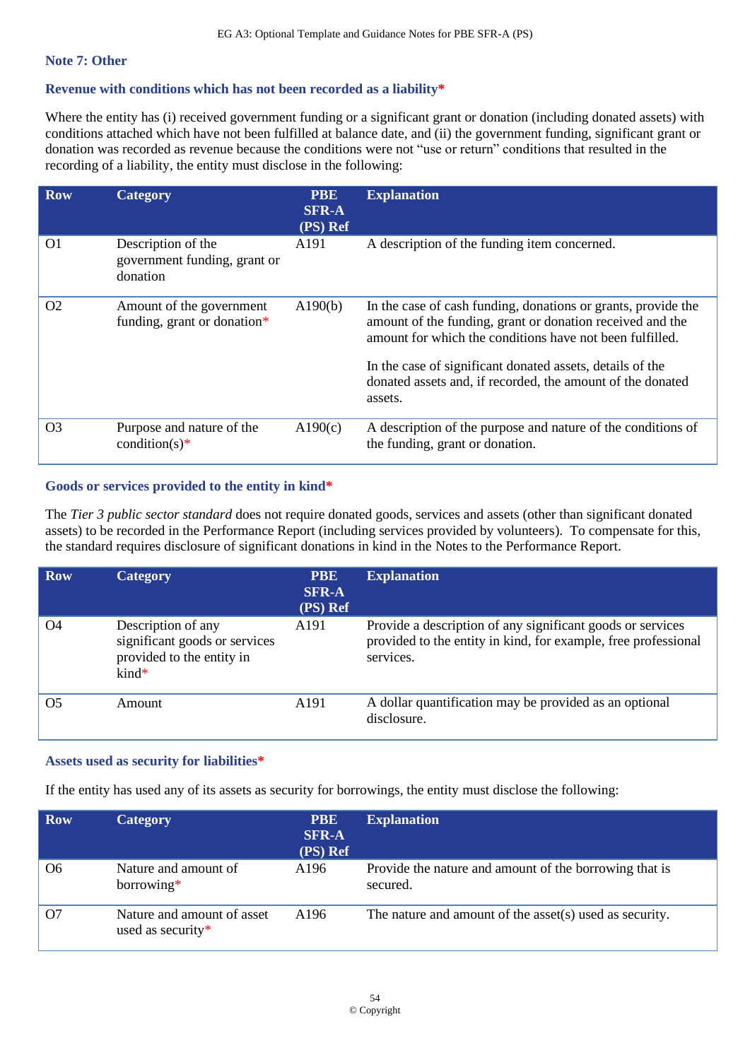## Note 7: Other

### Revenue with conditions which has not been recorded as a liability*

Where the entity has (i) received government funding or a significant grant or donation (including donated assets) with conditions attached which have not been fulfilled at balance date, and (ii) the government funding, significant grant or donation was recorded as revenue because the conditions were not "use or return" conditions that resulted in the recording of a liability, the entity must disclose in the following:

| Row | Category | PBE SFR-A (PS) Ref | Explanation |
|---|---|---|---|
| O1 | Description of the government funding, grant or donation | A191 | A description of the funding item concerned. |
| O2 | Amount of the government funding, grant or donation* | A190(b) | In the case of cash funding, donations or grants, provide the amount of the funding, grant or donation received and the amount for which the conditions have not been fulfilled.<br><br>In the case of significant donated assets, details of the donated assets and, if recorded, the amount of the donated assets. |
| O3 | Purpose and nature of the condition(s)* | A190(c) | A description of the purpose and nature of the conditions of the funding, grant or donation. |

### Goods or services provided to the entity in kind*

The *Tier 3 public sector standard* does not require donated goods, services and assets (other than significant donated assets) to be recorded in the Performance Report (including services provided by volunteers). To compensate for this, the standard requires disclosure of significant donations in kind in the Notes to the Performance Report.

| Row | Category | PBE SFR-A (PS) Ref | Explanation |
|---|---|---|---|
| O4 | Description of any significant goods or services provided to the entity in kind* | A191 | Provide a description of any significant goods or services provided to the entity in kind, for example, free professional services. |
| O5 | Amount | A191 | A dollar quantification may be provided as an optional disclosure. |

### Assets used as security for liabilities*

If the entity has used any of its assets as security for borrowings, the entity must disclose the following:

| Row | Category | PBE SFR-A (PS) Ref | Explanation |
|---|---|---|---|
| O6 | Nature and amount of borrowing* | A196 | Provide the nature and amount of the borrowing that is secured. |
| O7 | Nature and amount of asset used as security* | A196 | The nature and amount of the asset(s) used as security. |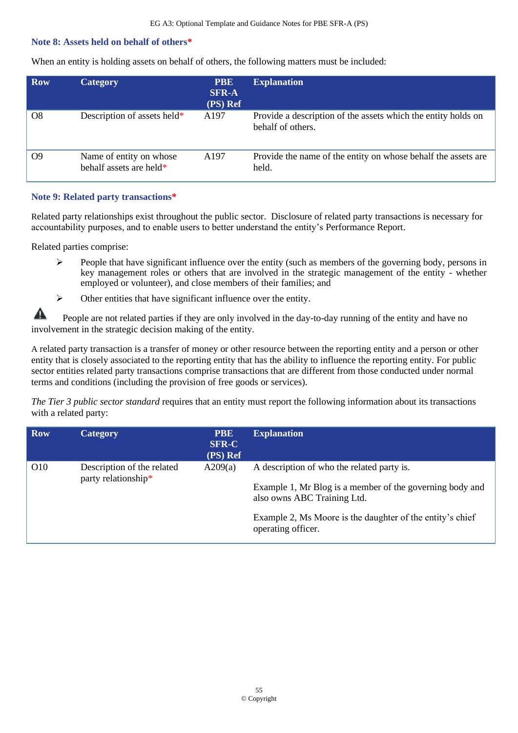### Note 8: Assets held on behalf of others*

When an entity is holding assets on behalf of others, the following matters must be included:

| Row | Category | PBE SFR-A (PS) Ref | Explanation |
|---|---|---|---|
| O8 | Description of assets held* | A197 | Provide a description of the assets which the entity holds on behalf of others. |
| O9 | Name of entity on whose behalf assets are held* | A197 | Provide the name of the entity on whose behalf the assets are held. |

### Note 9: Related party transactions*

Related party relationships exist throughout the public sector. Disclosure of related party transactions is necessary for accountability purposes, and to enable users to better understand the entity's Performance Report.

Related parties comprise:

- People that have significant influence over the entity (such as members of the governing body, persons in key management roles or others that are involved in the strategic management of the entity - whether employed or volunteer), and close members of their families; and
- Other entities that have significant influence over the entity.

⚠ People are not related parties if they are only involved in the day-to-day running of the entity and have no involvement in the strategic decision making of the entity.

A related party transaction is a transfer of money or other resource between the reporting entity and a person or other entity that is closely associated to the reporting entity that has the ability to influence the reporting entity. For public sector entities related party transactions comprise transactions that are different from those conducted under normal terms and conditions (including the provision of free goods or services).

*The Tier 3 public sector standard* requires that an entity must report the following information about its transactions with a related party:

| Row | Category | PBE SFR-C (PS) Ref | Explanation |
|---|---|---|---|
| O10 | Description of the related party relationship* | A209(a) | A description of who the related party is.<br><br>Example 1, Mr Blog is a member of the governing body and also owns ABC Training Ltd.<br><br>Example 2, Ms Moore is the daughter of the entity's chief operating officer. |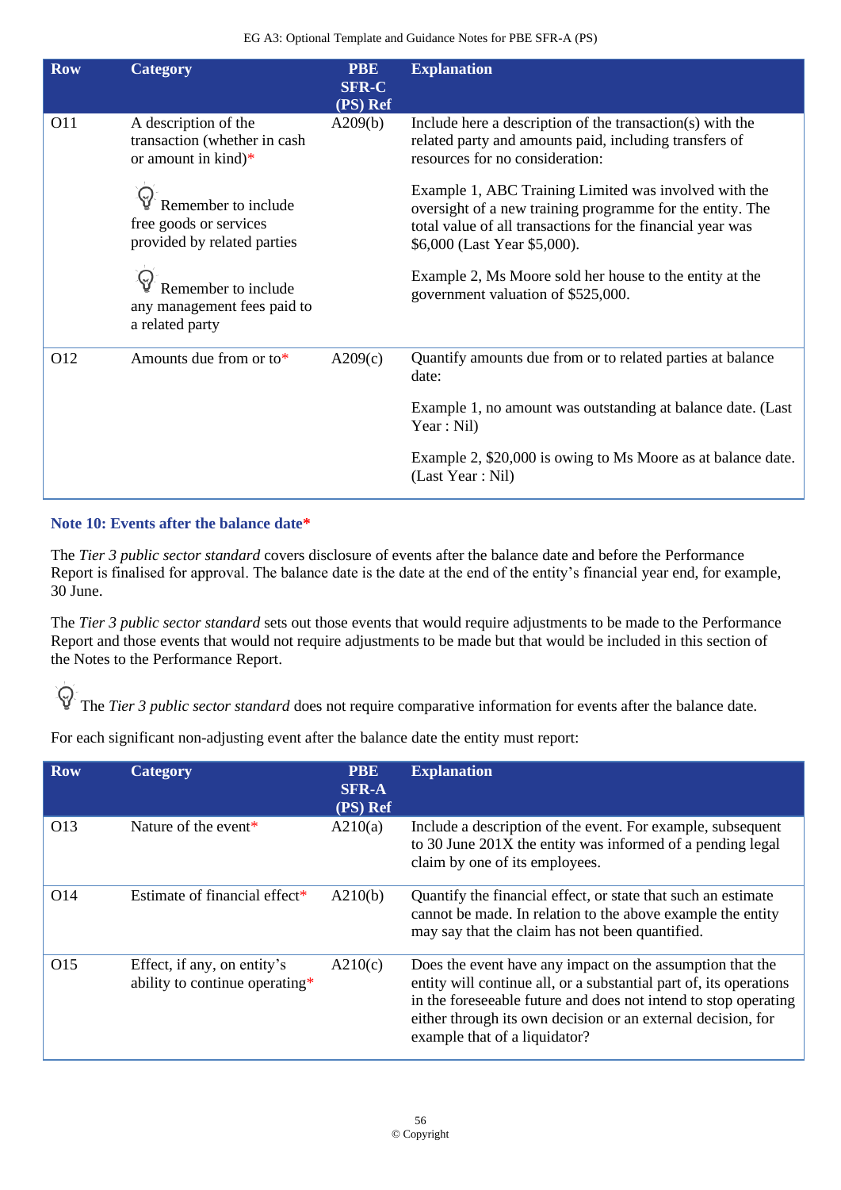| Row | Category | PBE SFR-C (PS) Ref | Explanation |
|---|---|---|---|
| O11 | A description of the transaction (whether in cash or amount in kind)* <br><br> Remember to include free goods or services provided by related parties <br><br> Remember to include any management fees paid to a related party | A209(b) | Include here a description of the transaction(s) with the related party and amounts paid, including transfers of resources for no consideration: <br><br> Example 1, ABC Training Limited was involved with the oversight of a new training programme for the entity. The total value of all transactions for the financial year was $6,000 (Last Year $5,000). <br><br> Example 2, Ms Moore sold her house to the entity at the government valuation of $525,000. |
| O12 | Amounts due from or to* | A209(c) | Quantify amounts due from or to related parties at balance date: <br><br> Example 1, no amount was outstanding at balance date. (Last Year : Nil) <br><br> Example 2, $20,000 is owing to Ms Moore as at balance date. (Last Year : Nil) |

### Note 10: Events after the balance date*

The *Tier 3 public sector standard* covers disclosure of events after the balance date and before the Performance Report is finalised for approval. The balance date is the date at the end of the entity's financial year end, for example, 30 June.

The *Tier 3 public sector standard* sets out those events that would require adjustments to be made to the Performance Report and those events that would not require adjustments to be made but that would be included in this section of the Notes to the Performance Report.

The *Tier 3 public sector standard* does not require comparative information for events after the balance date.

For each significant non-adjusting event after the balance date the entity must report:

| Row | Category | PBE SFR-A (PS) Ref | Explanation |
|---|---|---|---|
| O13 | Nature of the event* | A210(a) | Include a description of the event. For example, subsequent to 30 June 201X the entity was informed of a pending legal claim by one of its employees. |
| O14 | Estimate of financial effect* | A210(b) | Quantify the financial effect, or state that such an estimate cannot be made. In relation to the above example the entity may say that the claim has not been quantified. |
| O15 | Effect, if any, on entity's ability to continue operating* | A210(c) | Does the event have any impact on the assumption that the entity will continue all, or a substantial part of, its operations in the foreseeable future and does not intend to stop operating either through its own decision or an external decision, for example that of a liquidator? |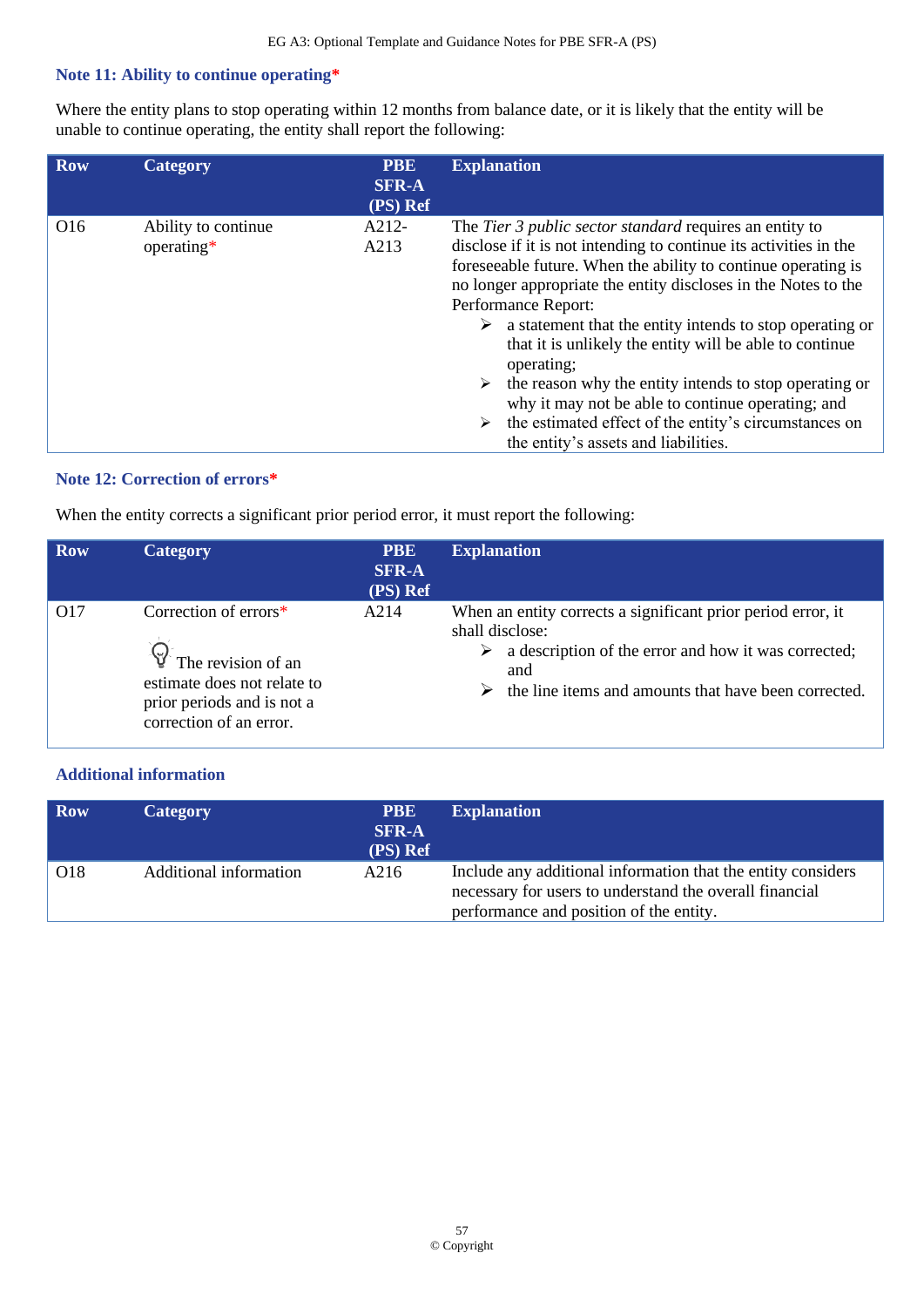### Note 11: Ability to continue operating*

Where the entity plans to stop operating within 12 months from balance date, or it is likely that the entity will be unable to continue operating, the entity shall report the following:

| Row | Category | PBE SFR-A (PS) Ref | Explanation |
|---|---|---|---|
| O16 | Ability to continue operating* | A212-A213 | The *Tier 3 public sector standard* requires an entity to disclose if it is not intending to continue its activities in the foreseeable future. When the ability to continue operating is no longer appropriate the entity discloses in the Notes to the Performance Report:<br>➢ a statement that the entity intends to stop operating or that it is unlikely the entity will be able to continue operating;<br>➢ the reason why the entity intends to stop operating or why it may not be able to continue operating; and<br>➢ the estimated effect of the entity's circumstances on the entity's assets and liabilities. |

### Note 12: Correction of errors*

When the entity corrects a significant prior period error, it must report the following:

| Row | Category | PBE SFR-A (PS) Ref | Explanation |
|---|---|---|---|
| O17 | Correction of errors*<br><br>The revision of an estimate does not relate to prior periods and is not a correction of an error. | A214 | When an entity corrects a significant prior period error, it shall disclose:<br>➢ a description of the error and how it was corrected; and<br>➢ the line items and amounts that have been corrected. |

### Additional information

| Row | Category | PBE SFR-A (PS) Ref | Explanation |
|---|---|---|---|
| O18 | Additional information | A216 | Include any additional information that the entity considers necessary for users to understand the overall financial performance and position of the entity. |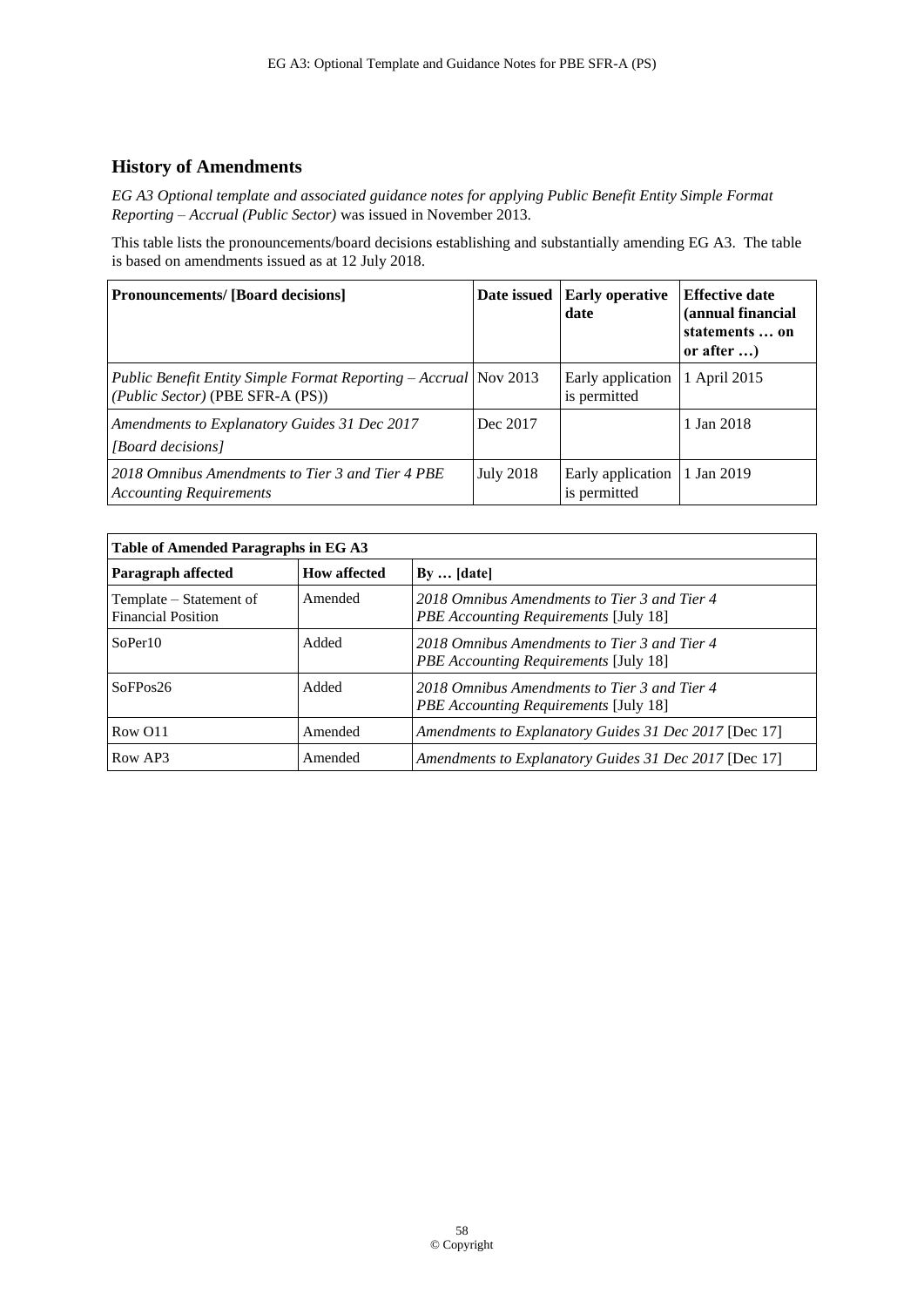## History of Amendments

*EG A3 Optional template and associated guidance notes for applying Public Benefit Entity Simple Format Reporting – Accrual (Public Sector)* was issued in November 2013.

This table lists the pronouncements/board decisions establishing and substantially amending EG A3. The table is based on amendments issued as at 12 July 2018.

| **Pronouncements/ [Board decisions]** | **Date issued** | **Early operative date** | **Effective date (annual financial statements … on or after …)** |
|---|---|---|---|
| *Public Benefit Entity Simple Format Reporting – Accrual (Public Sector)* (PBE SFR-A (PS)) | Nov 2013 | Early application is permitted | 1 April 2015 |
| *Amendments to Explanatory Guides 31 Dec 2017* *[Board decisions]* | Dec 2017 | | 1 Jan 2018 |
| *2018 Omnibus Amendments to Tier 3 and Tier 4 PBE Accounting Requirements* | July 2018 | Early application is permitted | 1 Jan 2019 |

| **Table of Amended Paragraphs in EG A3** | | |
|---|---|---|
| **Paragraph affected** | **How affected** | **By … [date]** |
| Template – Statement of Financial Position | Amended | *2018 Omnibus Amendments to Tier 3 and Tier 4 PBE Accounting Requirements* [July 18] |
| SoPer10 | Added | *2018 Omnibus Amendments to Tier 3 and Tier 4 PBE Accounting Requirements* [July 18] |
| SoFPos26 | Added | *2018 Omnibus Amendments to Tier 3 and Tier 4 PBE Accounting Requirements* [July 18] |
| Row O11 | Amended | *Amendments to Explanatory Guides 31 Dec 2017* [Dec 17] |
| Row AP3 | Amended | *Amendments to Explanatory Guides 31 Dec 2017* [Dec 17] |

© Copyright